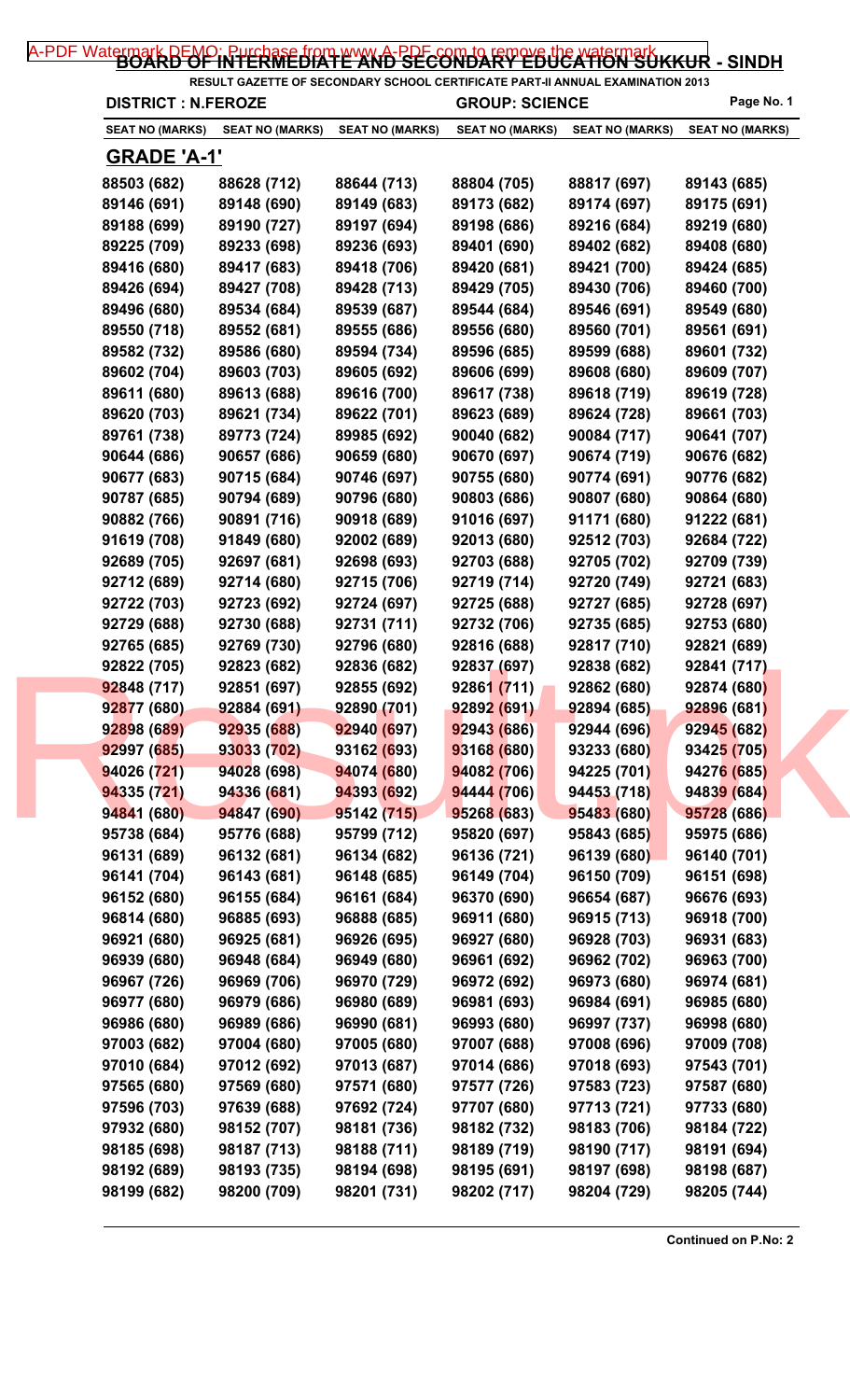# BOARD OF INTERMEDIATE AND SECONDARY EDUCATION SUKKUR - SINDH

**RESULT GAZETTE OF SECONDARY SCHOOL CERTIFICATE PART-II ANNUAL EXAMINATION 2013**

**DISTRICT : N.FEROZE** | **GROUP: SCIENCE**

## GRADE 'A-1'

| SEAT NO (MARKS) | SEAT NO (MARKS) | SEAT NO (MARKS) | SEAT NO (MARKS) | SEAT NO (MARKS) | SEAT NO (MARKS) |
|---|---|---|---|---|---|
| 88503 (682) | 88628 (712) | 88644 (713) | 88804 (705) | 88817 (697) | 89143 (685) |
| 89146 (691) | 89148 (690) | 89149 (683) | 89173 (682) | 89174 (697) | 89175 (691) |
| 89188 (699) | 89190 (727) | 89197 (694) | 89198 (686) | 89216 (684) | 89219 (680) |
| 89225 (709) | 89233 (698) | 89236 (693) | 89401 (690) | 89402 (682) | 89408 (680) |
| 89416 (680) | 89417 (683) | 89418 (706) | 89420 (681) | 89421 (700) | 89424 (685) |
| 89426 (694) | 89427 (708) | 89428 (713) | 89429 (705) | 89430 (706) | 89460 (700) |
| 89496 (680) | 89534 (684) | 89539 (687) | 89544 (684) | 89546 (691) | 89549 (680) |
| 89550 (718) | 89552 (681) | 89555 (686) | 89556 (680) | 89560 (701) | 89561 (691) |
| 89582 (732) | 89586 (680) | 89594 (734) | 89596 (685) | 89599 (688) | 89601 (732) |
| 89602 (704) | 89603 (703) | 89605 (692) | 89606 (699) | 89608 (680) | 89609 (707) |
| 89611 (680) | 89613 (688) | 89616 (700) | 89617 (738) | 89618 (719) | 89619 (728) |
| 89620 (703) | 89621 (734) | 89622 (701) | 89623 (689) | 89624 (728) | 89661 (703) |
| 89761 (738) | 89773 (724) | 89985 (692) | 90040 (682) | 90084 (717) | 90641 (707) |
| 90644 (686) | 90657 (686) | 90659 (680) | 90670 (697) | 90674 (719) | 90676 (682) |
| 90677 (683) | 90715 (684) | 90746 (697) | 90755 (680) | 90774 (691) | 90776 (682) |
| 90787 (685) | 90794 (689) | 90796 (680) | 90803 (686) | 90807 (680) | 90864 (680) |
| 90882 (766) | 90891 (716) | 90918 (689) | 91016 (697) | 91171 (680) | 91222 (681) |
| 91619 (708) | 91849 (680) | 92002 (689) | 92013 (680) | 92512 (703) | 92684 (722) |
| 92689 (705) | 92697 (681) | 92698 (693) | 92703 (688) | 92705 (702) | 92709 (739) |
| 92712 (689) | 92714 (680) | 92715 (706) | 92719 (714) | 92720 (749) | 92721 (683) |
| 92722 (703) | 92723 (692) | 92724 (697) | 92725 (688) | 92727 (685) | 92728 (697) |
| 92729 (688) | 92730 (688) | 92731 (711) | 92732 (706) | 92735 (685) | 92753 (680) |
| 92765 (685) | 92769 (730) | 92796 (680) | 92816 (688) | 92817 (710) | 92821 (689) |
| 92822 (705) | 92823 (682) | 92836 (682) | 92837 (697) | 92838 (682) | 92841 (717) |
| 92848 (717) | 92851 (697) | 92855 (692) | 92861 (711) | 92862 (680) | 92874 (680) |
| 92877 (680) | 92884 (691) | 92890 (701) | 92892 (691) | 92894 (685) | 92896 (681) |
| 92898 (689) | 92935 (688) | 92940 (697) | 92943 (686) | 92944 (696) | 92945 (682) |
| 92997 (685) | 93033 (702) | 93162 (693) | 93168 (680) | 93233 (680) | 93425 (705) |
| 94026 (721) | 94028 (698) | 94074 (680) | 94082 (706) | 94225 (701) | 94276 (685) |
| 94335 (721) | 94336 (681) | 94393 (692) | 94444 (706) | 94453 (718) | 94839 (684) |
| 94841 (680) | 94847 (690) | 95142 (715) | 95268 (683) | 95483 (680) | 95728 (686) |
| 95738 (684) | 95776 (688) | 95799 (712) | 95820 (697) | 95843 (685) | 95975 (686) |
| 96131 (689) | 96132 (681) | 96134 (682) | 96136 (721) | 96139 (680) | 96140 (701) |
| 96141 (704) | 96143 (681) | 96148 (685) | 96149 (704) | 96150 (709) | 96151 (698) |
| 96152 (680) | 96155 (684) | 96161 (684) | 96370 (690) | 96654 (687) | 96676 (693) |
| 96814 (680) | 96885 (693) | 96888 (685) | 96911 (680) | 96915 (713) | 96918 (700) |
| 96921 (680) | 96925 (681) | 96926 (695) | 96927 (680) | 96928 (703) | 96931 (683) |
| 96939 (680) | 96948 (684) | 96949 (680) | 96961 (692) | 96962 (702) | 96963 (700) |
| 96967 (726) | 96969 (706) | 96970 (729) | 96972 (692) | 96973 (680) | 96974 (681) |
| 96977 (680) | 96979 (686) | 96980 (689) | 96981 (693) | 96984 (691) | 96985 (680) |
| 96986 (680) | 96989 (686) | 96990 (681) | 96993 (680) | 96997 (737) | 96998 (680) |
| 97003 (682) | 97004 (680) | 97005 (680) | 97007 (688) | 97008 (696) | 97009 (708) |
| 97010 (684) | 97012 (692) | 97013 (687) | 97014 (686) | 97018 (693) | 97543 (701) |
| 97565 (680) | 97569 (680) | 97571 (680) | 97577 (726) | 97583 (723) | 97587 (680) |
| 97596 (703) | 97639 (688) | 97692 (724) | 97707 (680) | 97713 (721) | 97733 (680) |
| 97932 (680) | 98152 (707) | 98181 (736) | 98182 (732) | 98183 (706) | 98184 (722) |
| 98185 (698) | 98187 (713) | 98188 (711) | 98189 (719) | 98190 (717) | 98191 (694) |
| 98192 (689) | 98193 (735) | 98194 (698) | 98195 (691) | 98197 (698) | 98198 (687) |
| 98199 (682) | 98200 (709) | 98201 (731) | 98202 (717) | 98204 (729) | 98205 (744) |

**Continued on P.No: 2**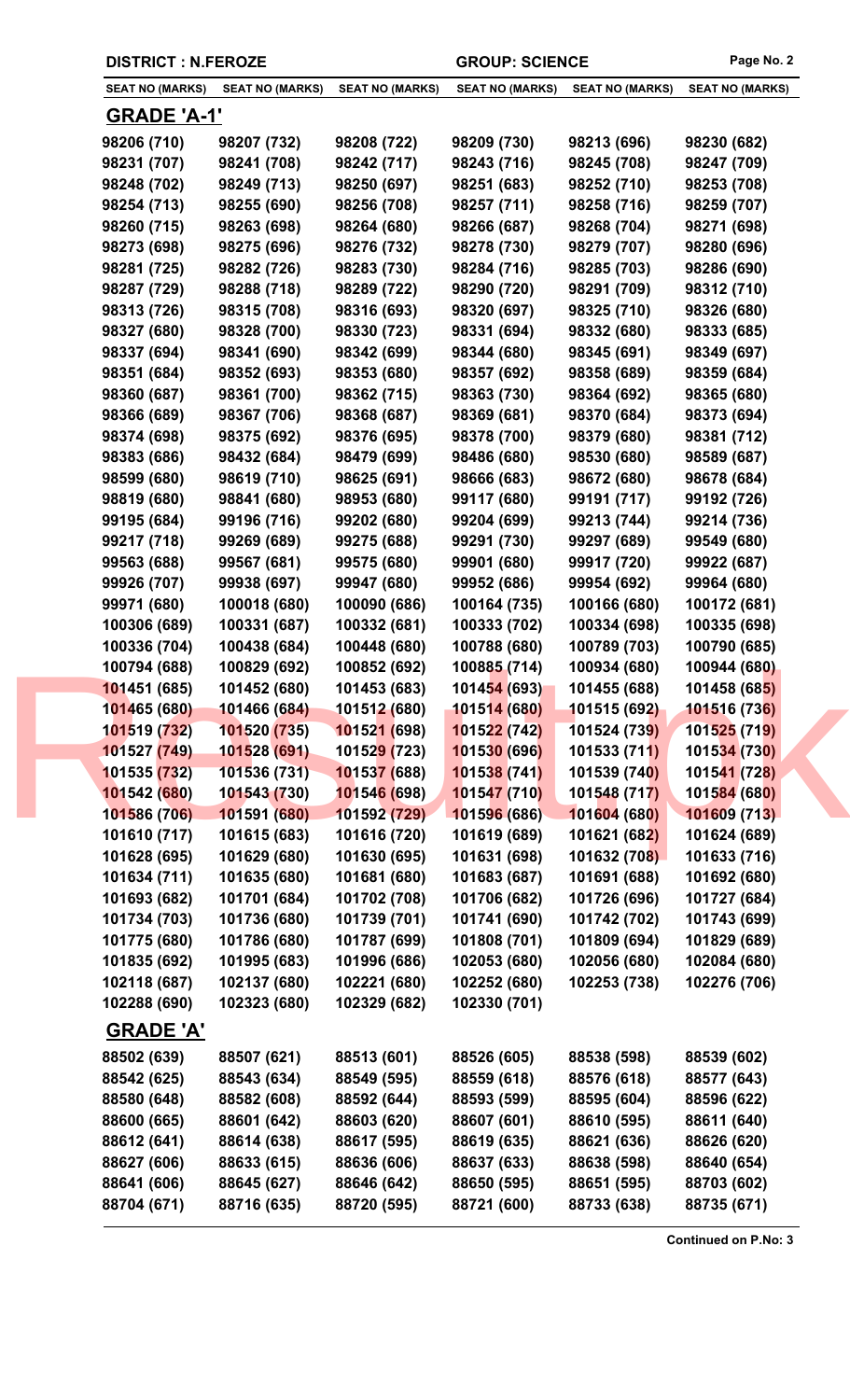**DISTRICT : N.FEROZE** | **GROUP: SCIENCE**

| SEAT NO (MARKS) | SEAT NO (MARKS) | SEAT NO (MARKS) | SEAT NO (MARKS) | SEAT NO (MARKS) | SEAT NO (MARKS) |
|---|---|---|---|---|---|

## GRADE 'A-1'

| | | | | | |
|---|---|---|---|---|---|
| 98206 (710) | 98207 (732) | 98208 (722) | 98209 (730) | 98213 (696) | 98230 (682) |
| 98231 (707) | 98241 (708) | 98242 (717) | 98243 (716) | 98245 (708) | 98247 (709) |
| 98248 (702) | 98249 (713) | 98250 (697) | 98251 (683) | 98252 (710) | 98253 (708) |
| 98254 (713) | 98255 (690) | 98256 (708) | 98257 (711) | 98258 (716) | 98259 (707) |
| 98260 (715) | 98263 (698) | 98264 (680) | 98266 (687) | 98268 (704) | 98271 (698) |
| 98273 (698) | 98275 (696) | 98276 (732) | 98278 (730) | 98279 (707) | 98280 (696) |
| 98281 (725) | 98282 (726) | 98283 (730) | 98284 (716) | 98285 (703) | 98286 (690) |
| 98287 (729) | 98288 (718) | 98289 (722) | 98290 (720) | 98291 (709) | 98312 (710) |
| 98313 (726) | 98315 (708) | 98316 (693) | 98320 (697) | 98325 (710) | 98326 (680) |
| 98327 (680) | 98328 (700) | 98330 (723) | 98331 (694) | 98332 (680) | 98333 (685) |
| 98337 (694) | 98341 (690) | 98342 (699) | 98344 (680) | 98345 (691) | 98349 (697) |
| 98351 (684) | 98352 (693) | 98353 (680) | 98357 (692) | 98358 (689) | 98359 (684) |
| 98360 (687) | 98361 (700) | 98362 (715) | 98363 (730) | 98364 (692) | 98365 (680) |
| 98366 (689) | 98367 (706) | 98368 (687) | 98369 (681) | 98370 (684) | 98373 (694) |
| 98374 (698) | 98375 (692) | 98376 (695) | 98378 (700) | 98379 (680) | 98381 (712) |
| 98383 (686) | 98432 (684) | 98479 (699) | 98486 (680) | 98530 (680) | 98589 (687) |
| 98599 (680) | 98619 (710) | 98625 (691) | 98666 (683) | 98672 (680) | 98678 (684) |
| 98819 (680) | 98841 (680) | 98953 (680) | 99117 (680) | 99191 (717) | 99192 (726) |
| 99195 (684) | 99196 (716) | 99202 (680) | 99204 (699) | 99213 (744) | 99214 (736) |
| 99217 (718) | 99269 (689) | 99275 (688) | 99291 (730) | 99297 (689) | 99549 (680) |
| 99563 (688) | 99567 (681) | 99575 (680) | 99901 (680) | 99917 (720) | 99922 (687) |
| 99926 (707) | 99938 (697) | 99947 (680) | 99952 (686) | 99954 (692) | 99964 (680) |
| 99971 (680) | 100018 (680) | 100090 (686) | 100164 (735) | 100166 (680) | 100172 (681) |
| 100306 (689) | 100331 (687) | 100332 (681) | 100333 (702) | 100334 (698) | 100335 (698) |
| 100336 (704) | 100438 (684) | 100448 (680) | 100788 (680) | 100789 (703) | 100790 (685) |
| 100794 (688) | 100829 (692) | 100852 (692) | 100885 (714) | 100934 (680) | 100944 (680) |
| 101451 (685) | 101452 (680) | 101453 (683) | 101454 (693) | 101455 (688) | 101458 (685) |
| 101465 (680) | 101466 (684) | 101512 (680) | 101514 (680) | 101515 (692) | 101516 (736) |
| 101519 (732) | 101520 (735) | 101521 (698) | 101522 (742) | 101524 (739) | 101525 (719) |
| 101527 (749) | 101528 (691) | 101529 (723) | 101530 (696) | 101533 (711) | 101534 (730) |
| 101535 (732) | 101536 (731) | 101537 (688) | 101538 (741) | 101539 (740) | 101541 (728) |
| 101542 (680) | 101543 (730) | 101546 (698) | 101547 (710) | 101548 (717) | 101584 (680) |
| 101586 (706) | 101591 (680) | 101592 (729) | 101596 (686) | 101604 (680) | 101609 (713) |
| 101610 (717) | 101615 (683) | 101616 (720) | 101619 (689) | 101621 (682) | 101624 (689) |
| 101628 (695) | 101629 (680) | 101630 (695) | 101631 (698) | 101632 (708) | 101633 (716) |
| 101634 (711) | 101635 (680) | 101681 (680) | 101683 (687) | 101691 (688) | 101692 (680) |
| 101693 (682) | 101701 (684) | 101702 (708) | 101706 (682) | 101726 (696) | 101727 (684) |
| 101734 (703) | 101736 (680) | 101739 (701) | 101741 (690) | 101742 (702) | 101743 (699) |
| 101775 (680) | 101786 (680) | 101787 (699) | 101808 (701) | 101809 (694) | 101829 (689) |
| 101835 (692) | 101995 (683) | 101996 (686) | 102053 (680) | 102056 (680) | 102084 (680) |
| 102118 (687) | 102137 (680) | 102221 (680) | 102252 (680) | 102253 (738) | 102276 (706) |
| 102288 (690) | 102323 (680) | 102329 (682) | 102330 (701) | | |

## GRADE 'A'

| | | | | | |
|---|---|---|---|---|---|
| 88502 (639) | 88507 (621) | 88513 (601) | 88526 (605) | 88538 (598) | 88539 (602) |
| 88542 (625) | 88543 (634) | 88549 (595) | 88559 (618) | 88576 (618) | 88577 (643) |
| 88580 (648) | 88582 (608) | 88592 (644) | 88593 (599) | 88595 (604) | 88596 (622) |
| 88600 (665) | 88601 (642) | 88603 (620) | 88607 (601) | 88610 (595) | 88611 (640) |
| 88612 (641) | 88614 (638) | 88617 (595) | 88619 (635) | 88621 (636) | 88626 (620) |
| 88627 (606) | 88633 (615) | 88636 (606) | 88637 (633) | 88638 (598) | 88640 (654) |
| 88641 (606) | 88645 (627) | 88646 (642) | 88650 (595) | 88651 (595) | 88703 (602) |
| 88704 (671) | 88716 (635) | 88720 (595) | 88721 (600) | 88733 (638) | 88735 (671) |

**Continued on P.No: 3**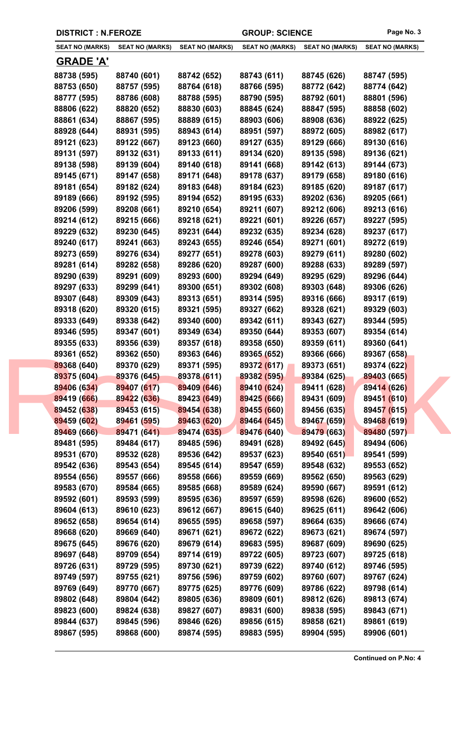**DISTRICT : N.FEROZE** **GROUP: SCIENCE**

| SEAT NO (MARKS) | SEAT NO (MARKS) | SEAT NO (MARKS) | SEAT NO (MARKS) | SEAT NO (MARKS) | SEAT NO (MARKS) |
|---|---|---|---|---|---|

## GRADE 'A'

| | | | | | |
|---|---|---|---|---|---|
| 88738 (595) | 88740 (601) | 88742 (652) | 88743 (611) | 88745 (626) | 88747 (595) |
| 88753 (650) | 88757 (595) | 88764 (618) | 88766 (595) | 88772 (642) | 88774 (642) |
| 88777 (595) | 88786 (608) | 88788 (595) | 88790 (595) | 88792 (601) | 88801 (596) |
| 88806 (622) | 88820 (652) | 88830 (603) | 88845 (624) | 88847 (595) | 88858 (602) |
| 88861 (634) | 88867 (595) | 88889 (615) | 88903 (606) | 88908 (636) | 88922 (625) |
| 88928 (644) | 88931 (595) | 88943 (614) | 88951 (597) | 88972 (605) | 88982 (617) |
| 89121 (623) | 89122 (667) | 89123 (660) | 89127 (635) | 89129 (666) | 89130 (616) |
| 89131 (597) | 89132 (631) | 89133 (611) | 89134 (620) | 89135 (598) | 89136 (621) |
| 89138 (598) | 89139 (604) | 89140 (618) | 89141 (668) | 89142 (613) | 89144 (673) |
| 89145 (671) | 89147 (658) | 89171 (648) | 89178 (637) | 89179 (658) | 89180 (616) |
| 89181 (654) | 89182 (624) | 89183 (648) | 89184 (623) | 89185 (620) | 89187 (617) |
| 89189 (666) | 89192 (595) | 89194 (652) | 89195 (633) | 89202 (636) | 89205 (661) |
| 89206 (599) | 89208 (661) | 89210 (654) | 89211 (607) | 89212 (606) | 89213 (616) |
| 89214 (612) | 89215 (666) | 89218 (621) | 89221 (601) | 89226 (657) | 89227 (595) |
| 89229 (632) | 89230 (645) | 89231 (644) | 89232 (635) | 89234 (628) | 89237 (617) |
| 89240 (617) | 89241 (663) | 89243 (655) | 89246 (654) | 89271 (601) | 89272 (619) |
| 89273 (659) | 89276 (634) | 89277 (651) | 89278 (603) | 89279 (611) | 89280 (602) |
| 89281 (614) | 89282 (658) | 89286 (620) | 89287 (600) | 89288 (633) | 89289 (597) |
| 89290 (639) | 89291 (609) | 89293 (600) | 89294 (649) | 89295 (629) | 89296 (644) |
| 89297 (633) | 89299 (641) | 89300 (651) | 89302 (608) | 89303 (648) | 89306 (626) |
| 89307 (648) | 89309 (643) | 89313 (651) | 89314 (595) | 89316 (666) | 89317 (619) |
| 89318 (620) | 89320 (615) | 89321 (595) | 89327 (662) | 89328 (621) | 89329 (603) |
| 89333 (649) | 89338 (642) | 89340 (600) | 89342 (611) | 89343 (627) | 89344 (595) |
| 89346 (595) | 89347 (601) | 89349 (634) | 89350 (644) | 89353 (607) | 89354 (614) |
| 89355 (633) | 89356 (639) | 89357 (618) | 89358 (650) | 89359 (611) | 89360 (641) |
| 89361 (652) | 89362 (650) | 89363 (646) | 89365 (652) | 89366 (666) | 89367 (658) |
| 89368 (640) | 89370 (629) | 89371 (595) | 89372 (617) | 89373 (651) | 89374 (622) |
| 89375 (604) | 89376 (645) | 89378 (611) | 89382 (595) | 89384 (625) | 89403 (665) |
| 89406 (634) | 89407 (617) | 89409 (646) | 89410 (624) | 89411 (628) | 89414 (626) |
| 89419 (666) | 89422 (636) | 89423 (649) | 89425 (666) | 89431 (609) | 89451 (610) |
| 89452 (638) | 89453 (615) | 89454 (638) | 89455 (660) | 89456 (635) | 89457 (615) |
| 89459 (602) | 89461 (595) | 89463 (620) | 89464 (645) | 89467 (659) | 89468 (619) |
| 89469 (666) | 89471 (641) | 89474 (635) | 89476 (640) | 89479 (663) | 89480 (597) |
| 89481 (595) | 89484 (617) | 89485 (596) | 89491 (628) | 89492 (645) | 89494 (606) |
| 89531 (670) | 89532 (628) | 89536 (642) | 89537 (623) | 89540 (651) | 89541 (599) |
| 89542 (636) | 89543 (654) | 89545 (614) | 89547 (659) | 89548 (632) | 89553 (652) |
| 89554 (656) | 89557 (666) | 89558 (666) | 89559 (669) | 89562 (650) | 89563 (629) |
| 89583 (670) | 89584 (665) | 89585 (668) | 89589 (624) | 89590 (667) | 89591 (612) |
| 89592 (601) | 89593 (599) | 89595 (636) | 89597 (659) | 89598 (626) | 89600 (652) |
| 89604 (613) | 89610 (623) | 89612 (667) | 89615 (640) | 89625 (611) | 89642 (606) |
| 89652 (658) | 89654 (614) | 89655 (595) | 89658 (597) | 89664 (635) | 89666 (674) |
| 89668 (620) | 89669 (640) | 89671 (621) | 89672 (622) | 89673 (621) | 89674 (597) |
| 89675 (645) | 89676 (620) | 89679 (614) | 89683 (595) | 89687 (609) | 89690 (625) |
| 89697 (648) | 89709 (654) | 89714 (619) | 89722 (605) | 89723 (607) | 89725 (618) |
| 89726 (631) | 89729 (595) | 89730 (621) | 89739 (622) | 89740 (612) | 89746 (595) |
| 89749 (597) | 89755 (621) | 89756 (596) | 89759 (602) | 89760 (607) | 89767 (624) |
| 89769 (649) | 89770 (667) | 89775 (625) | 89776 (609) | 89786 (622) | 89798 (614) |
| 89802 (648) | 89804 (642) | 89805 (636) | 89809 (601) | 89812 (626) | 89813 (674) |
| 89823 (600) | 89824 (638) | 89827 (607) | 89831 (600) | 89838 (595) | 89843 (671) |
| 89844 (637) | 89845 (596) | 89846 (626) | 89856 (615) | 89858 (621) | 89861 (619) |
| 89867 (595) | 89868 (600) | 89874 (595) | 89883 (595) | 89904 (595) | 89906 (601) |

**Continued on P.No: 4**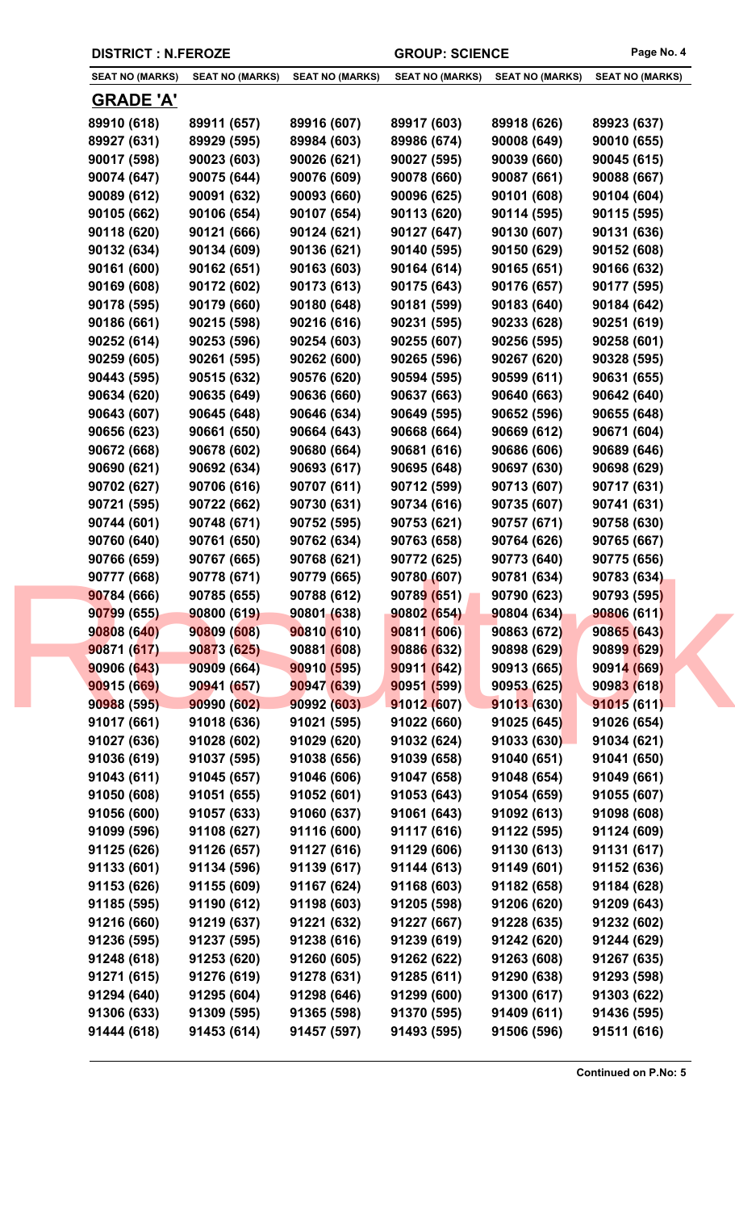**DISTRICT : N.FEROZE** **GROUP: SCIENCE**

| SEAT NO (MARKS) | SEAT NO (MARKS) | SEAT NO (MARKS) | SEAT NO (MARKS) | SEAT NO (MARKS) | SEAT NO (MARKS) |
|---|---|---|---|---|---|

## GRADE 'A'

| | | | | | |
|---|---|---|---|---|---|
| 89910 (618) | 89911 (657) | 89916 (607) | 89917 (603) | 89918 (626) | 89923 (637) |
| 89927 (631) | 89929 (595) | 89984 (603) | 89986 (674) | 90008 (649) | 90010 (655) |
| 90017 (598) | 90023 (603) | 90026 (621) | 90027 (595) | 90039 (660) | 90045 (615) |
| 90074 (647) | 90075 (644) | 90076 (609) | 90078 (660) | 90087 (661) | 90088 (667) |
| 90089 (612) | 90091 (632) | 90093 (660) | 90096 (625) | 90101 (608) | 90104 (604) |
| 90105 (662) | 90106 (654) | 90107 (654) | 90113 (620) | 90114 (595) | 90115 (595) |
| 90118 (620) | 90121 (666) | 90124 (621) | 90127 (647) | 90130 (607) | 90131 (636) |
| 90132 (634) | 90134 (609) | 90136 (621) | 90140 (595) | 90150 (629) | 90152 (608) |
| 90161 (600) | 90162 (651) | 90163 (603) | 90164 (614) | 90165 (651) | 90166 (632) |
| 90169 (608) | 90172 (602) | 90173 (613) | 90175 (643) | 90176 (657) | 90177 (595) |
| 90178 (595) | 90179 (660) | 90180 (648) | 90181 (599) | 90183 (640) | 90184 (642) |
| 90186 (661) | 90215 (598) | 90216 (616) | 90231 (595) | 90233 (628) | 90251 (619) |
| 90252 (614) | 90253 (596) | 90254 (603) | 90255 (607) | 90256 (595) | 90258 (601) |
| 90259 (605) | 90261 (595) | 90262 (600) | 90265 (596) | 90267 (620) | 90328 (595) |
| 90443 (595) | 90515 (632) | 90576 (620) | 90594 (595) | 90599 (611) | 90631 (655) |
| 90634 (620) | 90635 (649) | 90636 (660) | 90637 (663) | 90640 (663) | 90642 (640) |
| 90643 (607) | 90645 (648) | 90646 (634) | 90649 (595) | 90652 (596) | 90655 (648) |
| 90656 (623) | 90661 (650) | 90664 (643) | 90668 (664) | 90669 (612) | 90671 (604) |
| 90672 (668) | 90678 (602) | 90680 (664) | 90681 (616) | 90686 (606) | 90689 (646) |
| 90690 (621) | 90692 (634) | 90693 (617) | 90695 (648) | 90697 (630) | 90698 (629) |
| 90702 (627) | 90706 (616) | 90707 (611) | 90712 (599) | 90713 (607) | 90717 (631) |
| 90721 (595) | 90722 (662) | 90730 (631) | 90734 (616) | 90735 (607) | 90741 (631) |
| 90744 (601) | 90748 (671) | 90752 (595) | 90753 (621) | 90757 (671) | 90758 (630) |
| 90760 (640) | 90761 (650) | 90762 (634) | 90763 (658) | 90764 (626) | 90765 (667) |
| 90766 (659) | 90767 (665) | 90768 (621) | 90772 (625) | 90773 (640) | 90775 (656) |
| 90777 (668) | 90778 (671) | 90779 (665) | 90780 (607) | 90781 (634) | 90783 (634) |
| 90784 (666) | 90785 (655) | 90788 (612) | 90789 (651) | 90790 (623) | 90793 (595) |
| 90799 (655) | 90800 (619) | 90801 (638) | 90802 (654) | 90804 (634) | 90806 (611) |
| 90808 (640) | 90809 (608) | 90810 (610) | 90811 (606) | 90863 (672) | 90865 (643) |
| 90871 (617) | 90873 (625) | 90881 (608) | 90886 (632) | 90898 (629) | 90899 (629) |
| 90906 (643) | 90909 (664) | 90910 (595) | 90911 (642) | 90913 (665) | 90914 (669) |
| 90915 (669) | 90941 (657) | 90947 (639) | 90951 (599) | 90953 (625) | 90983 (618) |
| 90988 (595) | 90990 (602) | 90992 (603) | 91012 (607) | 91013 (630) | 91015 (611) |
| 91017 (661) | 91018 (636) | 91021 (595) | 91022 (660) | 91025 (645) | 91026 (654) |
| 91027 (636) | 91028 (602) | 91029 (620) | 91032 (624) | 91033 (630) | 91034 (621) |
| 91036 (619) | 91037 (595) | 91038 (656) | 91039 (658) | 91040 (651) | 91041 (650) |
| 91043 (611) | 91045 (657) | 91046 (606) | 91047 (658) | 91048 (654) | 91049 (661) |
| 91050 (608) | 91051 (655) | 91052 (601) | 91053 (643) | 91054 (659) | 91055 (607) |
| 91056 (600) | 91057 (633) | 91060 (637) | 91061 (643) | 91092 (613) | 91098 (608) |
| 91099 (596) | 91108 (627) | 91116 (600) | 91117 (616) | 91122 (595) | 91124 (609) |
| 91125 (626) | 91126 (657) | 91127 (616) | 91129 (606) | 91130 (613) | 91131 (617) |
| 91133 (601) | 91134 (596) | 91139 (617) | 91144 (613) | 91149 (601) | 91152 (636) |
| 91153 (626) | 91155 (609) | 91167 (624) | 91168 (603) | 91182 (658) | 91184 (628) |
| 91185 (595) | 91190 (612) | 91198 (603) | 91205 (598) | 91206 (620) | 91209 (643) |
| 91216 (660) | 91219 (637) | 91221 (632) | 91227 (667) | 91228 (635) | 91232 (602) |
| 91236 (595) | 91237 (595) | 91238 (616) | 91239 (619) | 91242 (620) | 91244 (629) |
| 91248 (618) | 91253 (620) | 91260 (605) | 91262 (622) | 91263 (608) | 91267 (635) |
| 91271 (615) | 91276 (619) | 91278 (631) | 91285 (611) | 91290 (638) | 91293 (598) |
| 91294 (640) | 91295 (604) | 91298 (646) | 91299 (600) | 91300 (617) | 91303 (622) |
| 91306 (633) | 91309 (595) | 91365 (598) | 91370 (595) | 91409 (611) | 91436 (595) |
| 91444 (618) | 91453 (614) | 91457 (597) | 91493 (595) | 91506 (596) | 91511 (616) |

**Continued on P.No: 5**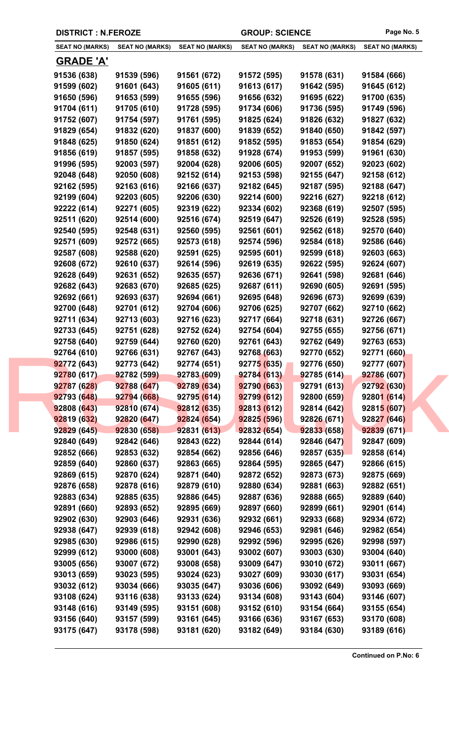DISTRICT : N.FEROZE | GROUP: SCIENCE

| SEAT NO (MARKS) | SEAT NO (MARKS) | SEAT NO (MARKS) | SEAT NO (MARKS) | SEAT NO (MARKS) | SEAT NO (MARKS) |
|---|---|---|---|---|---|

## GRADE 'A'

| SEAT NO (MARKS) | SEAT NO (MARKS) | SEAT NO (MARKS) | SEAT NO (MARKS) | SEAT NO (MARKS) | SEAT NO (MARKS) |
|---|---|---|---|---|---|
| 91536 (638) | 91539 (596) | 91561 (672) | 91572 (595) | 91578 (631) | 91584 (666) |
| 91599 (602) | 91601 (643) | 91605 (611) | 91613 (617) | 91642 (595) | 91645 (612) |
| 91650 (596) | 91653 (599) | 91655 (596) | 91656 (632) | 91695 (622) | 91700 (635) |
| 91704 (611) | 91705 (610) | 91728 (595) | 91734 (606) | 91736 (595) | 91749 (596) |
| 91752 (607) | 91754 (597) | 91761 (595) | 91825 (624) | 91826 (632) | 91827 (632) |
| 91829 (654) | 91832 (620) | 91837 (600) | 91839 (652) | 91840 (650) | 91842 (597) |
| 91848 (625) | 91850 (624) | 91851 (612) | 91852 (595) | 91853 (654) | 91854 (629) |
| 91856 (619) | 91857 (595) | 91858 (632) | 91928 (674) | 91953 (599) | 91961 (630) |
| 91996 (595) | 92003 (597) | 92004 (628) | 92006 (605) | 92007 (652) | 92023 (602) |
| 92048 (648) | 92050 (608) | 92152 (614) | 92153 (598) | 92155 (647) | 92158 (612) |
| 92162 (595) | 92163 (616) | 92166 (637) | 92182 (645) | 92187 (595) | 92188 (647) |
| 92199 (604) | 92203 (605) | 92206 (630) | 92214 (600) | 92216 (627) | 92218 (612) |
| 92222 (614) | 92271 (605) | 92319 (622) | 92334 (602) | 92368 (619) | 92507 (595) |
| 92511 (620) | 92514 (600) | 92516 (674) | 92519 (647) | 92526 (619) | 92528 (595) |
| 92540 (595) | 92548 (631) | 92560 (595) | 92561 (601) | 92562 (618) | 92570 (640) |
| 92571 (609) | 92572 (665) | 92573 (618) | 92574 (596) | 92584 (618) | 92586 (646) |
| 92587 (608) | 92588 (620) | 92591 (625) | 92595 (601) | 92599 (618) | 92603 (663) |
| 92608 (672) | 92610 (637) | 92614 (596) | 92619 (635) | 92622 (595) | 92624 (607) |
| 92628 (649) | 92631 (652) | 92635 (657) | 92636 (671) | 92641 (598) | 92681 (646) |
| 92682 (643) | 92683 (670) | 92685 (625) | 92687 (611) | 92690 (605) | 92691 (595) |
| 92692 (661) | 92693 (637) | 92694 (661) | 92695 (648) | 92696 (673) | 92699 (639) |
| 92700 (648) | 92701 (612) | 92704 (606) | 92706 (625) | 92707 (662) | 92710 (662) |
| 92711 (634) | 92713 (603) | 92716 (623) | 92717 (664) | 92718 (631) | 92726 (667) |
| 92733 (645) | 92751 (628) | 92752 (624) | 92754 (604) | 92755 (655) | 92756 (671) |
| 92758 (640) | 92759 (644) | 92760 (620) | 92761 (643) | 92762 (649) | 92763 (653) |
| 92764 (610) | 92766 (631) | 92767 (643) | 92768 (663) | 92770 (652) | 92771 (660) |
| 92772 (643) | 92773 (642) | 92774 (651) | 92775 (635) | 92776 (650) | 92777 (607) |
| 92780 (617) | 92782 (599) | 92783 (609) | 92784 (613) | 92785 (614) | 92786 (607) |
| 92787 (628) | 92788 (647) | 92789 (634) | 92790 (663) | 92791 (613) | 92792 (630) |
| 92793 (648) | 92794 (668) | 92795 (614) | 92799 (612) | 92800 (659) | 92801 (614) |
| 92808 (643) | 92810 (674) | 92812 (635) | 92813 (612) | 92814 (642) | 92815 (607) |
| 92819 (632) | 92820 (647) | 92824 (654) | 92825 (596) | 92826 (671) | 92827 (646) |
| 92829 (645) | 92830 (658) | 92831 (613) | 92832 (654) | 92833 (658) | 92839 (671) |
| 92840 (649) | 92842 (646) | 92843 (622) | 92844 (614) | 92846 (647) | 92847 (609) |
| 92852 (666) | 92853 (632) | 92854 (662) | 92856 (646) | 92857 (635) | 92858 (614) |
| 92859 (640) | 92860 (637) | 92863 (665) | 92864 (595) | 92865 (647) | 92866 (615) |
| 92869 (615) | 92870 (624) | 92871 (640) | 92872 (652) | 92873 (673) | 92875 (669) |
| 92876 (658) | 92878 (616) | 92879 (610) | 92880 (634) | 92881 (663) | 92882 (651) |
| 92883 (634) | 92885 (635) | 92886 (645) | 92887 (636) | 92888 (665) | 92889 (640) |
| 92891 (660) | 92893 (652) | 92895 (669) | 92897 (660) | 92899 (661) | 92901 (614) |
| 92902 (630) | 92903 (646) | 92931 (636) | 92932 (661) | 92933 (668) | 92934 (672) |
| 92938 (647) | 92939 (618) | 92942 (608) | 92946 (653) | 92981 (646) | 92982 (654) |
| 92985 (630) | 92986 (615) | 92990 (628) | 92992 (596) | 92995 (626) | 92998 (597) |
| 92999 (612) | 93000 (608) | 93001 (643) | 93002 (607) | 93003 (630) | 93004 (640) |
| 93005 (656) | 93007 (672) | 93008 (658) | 93009 (647) | 93010 (672) | 93011 (667) |
| 93013 (659) | 93023 (595) | 93024 (623) | 93027 (609) | 93030 (617) | 93031 (654) |
| 93032 (612) | 93034 (666) | 93035 (647) | 93036 (606) | 93092 (649) | 93093 (669) |
| 93108 (624) | 93116 (638) | 93133 (624) | 93134 (608) | 93143 (604) | 93146 (607) |
| 93148 (616) | 93149 (595) | 93151 (608) | 93152 (610) | 93154 (664) | 93155 (654) |
| 93156 (640) | 93157 (599) | 93161 (645) | 93166 (636) | 93167 (653) | 93170 (608) |
| 93175 (647) | 93178 (598) | 93181 (620) | 93182 (649) | 93184 (630) | 93189 (616) |

**Continued on P.No: 6**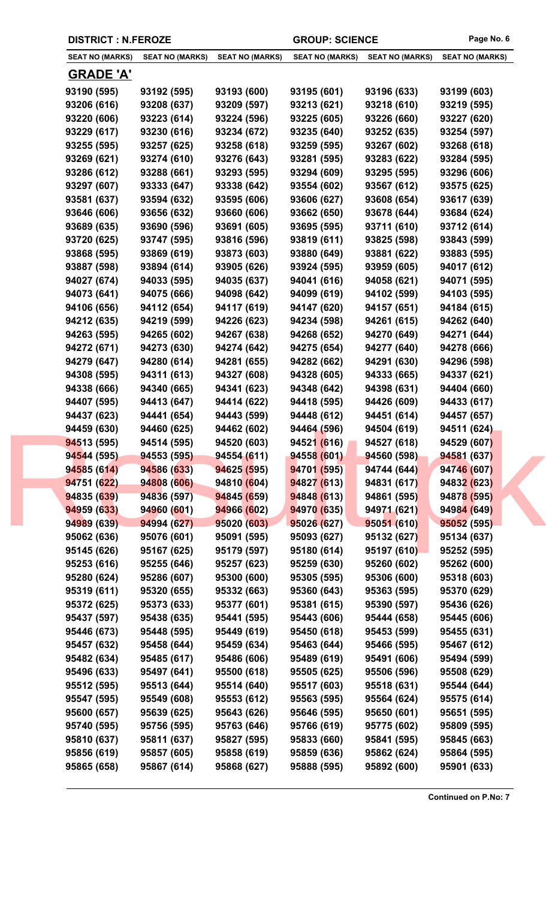**DISTRICT : N.FEROZE** **GROUP: SCIENCE**

| SEAT NO (MARKS) | SEAT NO (MARKS) | SEAT NO (MARKS) | SEAT NO (MARKS) | SEAT NO (MARKS) | SEAT NO (MARKS) |
|---|---|---|---|---|---|

## GRADE 'A'

| | | | | | |
|---|---|---|---|---|---|
| 93190 (595) | 93192 (595) | 93193 (600) | 93195 (601) | 93196 (633) | 93199 (603) |
| 93206 (616) | 93208 (637) | 93209 (597) | 93213 (621) | 93218 (610) | 93219 (595) |
| 93220 (606) | 93223 (614) | 93224 (596) | 93225 (605) | 93226 (660) | 93227 (620) |
| 93229 (617) | 93230 (616) | 93234 (672) | 93235 (640) | 93252 (635) | 93254 (597) |
| 93255 (595) | 93257 (625) | 93258 (618) | 93259 (595) | 93267 (602) | 93268 (618) |
| 93269 (621) | 93274 (610) | 93276 (643) | 93281 (595) | 93283 (622) | 93284 (595) |
| 93286 (612) | 93288 (661) | 93293 (595) | 93294 (609) | 93295 (595) | 93296 (606) |
| 93297 (607) | 93333 (647) | 93338 (642) | 93554 (602) | 93567 (612) | 93575 (625) |
| 93581 (637) | 93594 (632) | 93595 (606) | 93606 (627) | 93608 (654) | 93617 (639) |
| 93646 (606) | 93656 (632) | 93660 (606) | 93662 (650) | 93678 (644) | 93684 (624) |
| 93689 (635) | 93690 (596) | 93691 (605) | 93695 (595) | 93711 (610) | 93712 (614) |
| 93720 (625) | 93747 (595) | 93816 (596) | 93819 (611) | 93825 (598) | 93843 (599) |
| 93868 (595) | 93869 (619) | 93873 (603) | 93880 (649) | 93881 (622) | 93883 (595) |
| 93887 (598) | 93894 (614) | 93905 (626) | 93924 (595) | 93959 (605) | 94017 (612) |
| 94027 (674) | 94033 (595) | 94035 (637) | 94041 (616) | 94058 (621) | 94071 (595) |
| 94073 (641) | 94075 (666) | 94098 (642) | 94099 (619) | 94102 (599) | 94103 (595) |
| 94106 (656) | 94112 (654) | 94117 (619) | 94147 (620) | 94157 (651) | 94184 (615) |
| 94212 (635) | 94219 (599) | 94226 (623) | 94234 (598) | 94261 (615) | 94262 (640) |
| 94263 (595) | 94265 (602) | 94267 (638) | 94268 (652) | 94270 (649) | 94271 (644) |
| 94272 (671) | 94273 (630) | 94274 (642) | 94275 (654) | 94277 (640) | 94278 (666) |
| 94279 (647) | 94280 (614) | 94281 (655) | 94282 (662) | 94291 (630) | 94296 (598) |
| 94308 (595) | 94311 (613) | 94327 (608) | 94328 (605) | 94333 (665) | 94337 (621) |
| 94338 (666) | 94340 (665) | 94341 (623) | 94348 (642) | 94398 (631) | 94404 (660) |
| 94407 (595) | 94413 (647) | 94414 (622) | 94418 (595) | 94426 (609) | 94433 (617) |
| 94437 (623) | 94441 (654) | 94443 (599) | 94448 (612) | 94451 (614) | 94457 (657) |
| 94459 (630) | 94460 (625) | 94462 (602) | 94464 (596) | 94504 (619) | 94511 (624) |
| 94513 (595) | 94514 (595) | 94520 (603) | 94521 (616) | 94527 (618) | 94529 (607) |
| 94544 (595) | 94553 (595) | 94554 (611) | 94558 (601) | 94560 (598) | 94581 (637) |
| 94585 (614) | 94586 (633) | 94625 (595) | 94701 (595) | 94744 (644) | 94746 (607) |
| 94751 (622) | 94808 (606) | 94810 (604) | 94827 (613) | 94831 (617) | 94832 (623) |
| 94835 (639) | 94836 (597) | 94845 (659) | 94848 (613) | 94861 (595) | 94878 (595) |
| 94959 (633) | 94960 (601) | 94966 (602) | 94970 (635) | 94971 (621) | 94984 (649) |
| 94989 (639) | 94994 (627) | 95020 (603) | 95026 (627) | 95051 (610) | 95052 (595) |
| 95062 (636) | 95076 (601) | 95091 (595) | 95093 (627) | 95132 (627) | 95134 (637) |
| 95145 (626) | 95167 (625) | 95179 (597) | 95180 (614) | 95197 (610) | 95252 (595) |
| 95253 (616) | 95255 (646) | 95257 (623) | 95259 (630) | 95260 (602) | 95262 (600) |
| 95280 (624) | 95286 (607) | 95300 (600) | 95305 (595) | 95306 (600) | 95318 (603) |
| 95319 (611) | 95320 (655) | 95332 (663) | 95360 (643) | 95363 (595) | 95370 (629) |
| 95372 (625) | 95373 (633) | 95377 (601) | 95381 (615) | 95390 (597) | 95436 (626) |
| 95437 (597) | 95438 (635) | 95441 (595) | 95443 (606) | 95444 (658) | 95445 (606) |
| 95446 (673) | 95448 (595) | 95449 (619) | 95450 (618) | 95453 (599) | 95455 (631) |
| 95457 (632) | 95458 (644) | 95459 (634) | 95463 (644) | 95466 (595) | 95467 (612) |
| 95482 (634) | 95485 (617) | 95486 (606) | 95489 (619) | 95491 (606) | 95494 (599) |
| 95496 (633) | 95497 (641) | 95500 (618) | 95505 (625) | 95506 (596) | 95508 (629) |
| 95512 (595) | 95513 (644) | 95514 (640) | 95517 (603) | 95518 (631) | 95544 (644) |
| 95547 (595) | 95549 (608) | 95553 (612) | 95563 (595) | 95564 (624) | 95575 (614) |
| 95600 (657) | 95639 (625) | 95643 (626) | 95646 (595) | 95650 (601) | 95651 (595) |
| 95740 (595) | 95756 (595) | 95763 (646) | 95766 (619) | 95775 (602) | 95809 (595) |
| 95810 (637) | 95811 (637) | 95827 (595) | 95833 (660) | 95841 (595) | 95845 (663) |
| 95856 (619) | 95857 (605) | 95858 (619) | 95859 (636) | 95862 (624) | 95864 (595) |
| 95865 (658) | 95867 (614) | 95868 (627) | 95888 (595) | 95892 (600) | 95901 (633) |

**Continued on P.No: 7**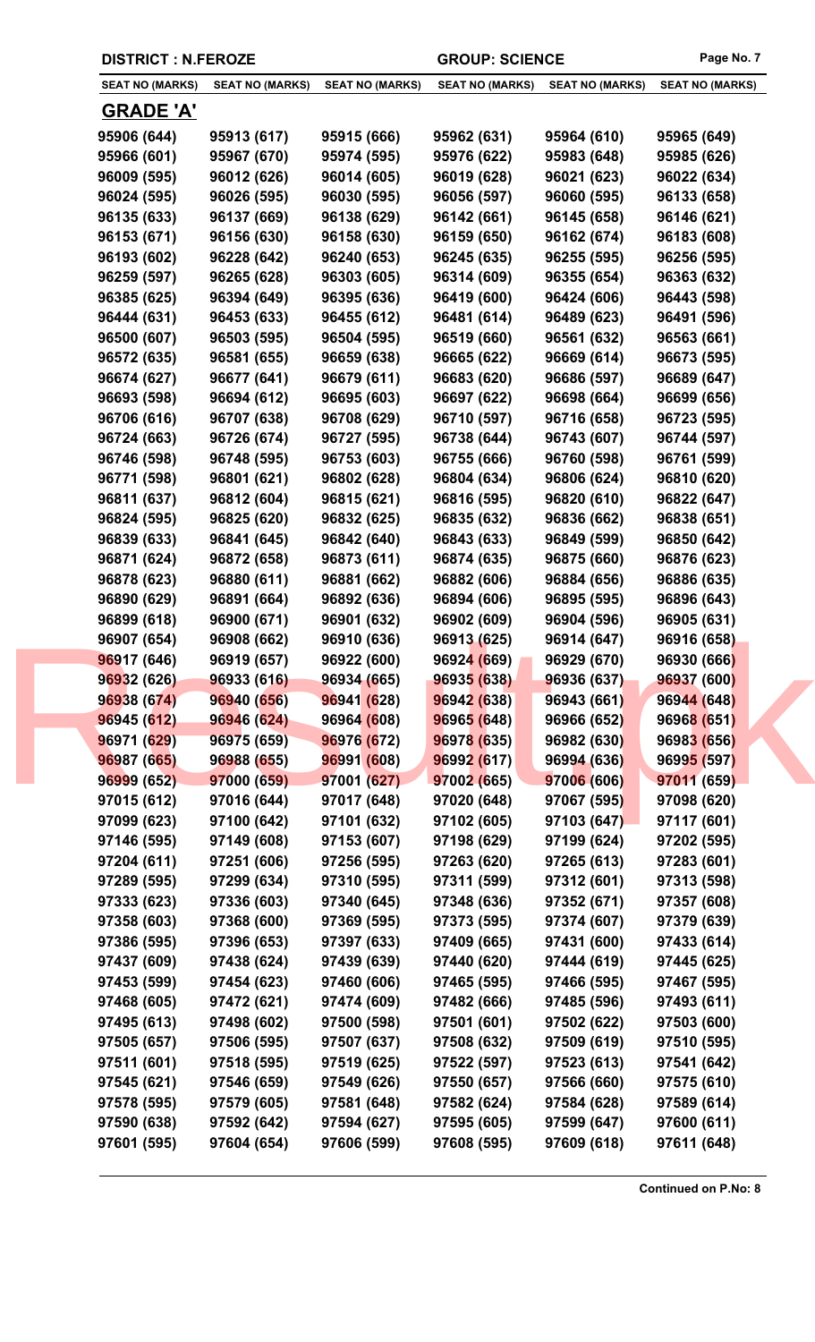DISTRICT : N.FEROZE | GROUP: SCIENCE

| SEAT NO (MARKS) | SEAT NO (MARKS) | SEAT NO (MARKS) | SEAT NO (MARKS) | SEAT NO (MARKS) | SEAT NO (MARKS) |
|---|---|---|---|---|---|

## GRADE 'A'

| | | | | | |
|---|---|---|---|---|---|
| 95906 (644) | 95913 (617) | 95915 (666) | 95962 (631) | 95964 (610) | 95965 (649) |
| 95966 (601) | 95967 (670) | 95974 (595) | 95976 (622) | 95983 (648) | 95985 (626) |
| 96009 (595) | 96012 (626) | 96014 (605) | 96019 (628) | 96021 (623) | 96022 (634) |
| 96024 (595) | 96026 (595) | 96030 (595) | 96056 (597) | 96060 (595) | 96133 (658) |
| 96135 (633) | 96137 (669) | 96138 (629) | 96142 (661) | 96145 (658) | 96146 (621) |
| 96153 (671) | 96156 (630) | 96158 (630) | 96159 (650) | 96162 (674) | 96183 (608) |
| 96193 (602) | 96228 (642) | 96240 (653) | 96245 (635) | 96255 (595) | 96256 (595) |
| 96259 (597) | 96265 (628) | 96303 (605) | 96314 (609) | 96355 (654) | 96363 (632) |
| 96385 (625) | 96394 (649) | 96395 (636) | 96419 (600) | 96424 (606) | 96443 (598) |
| 96444 (631) | 96453 (633) | 96455 (612) | 96481 (614) | 96489 (623) | 96491 (596) |
| 96500 (607) | 96503 (595) | 96504 (595) | 96519 (660) | 96561 (632) | 96563 (661) |
| 96572 (635) | 96581 (655) | 96659 (638) | 96665 (622) | 96669 (614) | 96673 (595) |
| 96674 (627) | 96677 (641) | 96679 (611) | 96683 (620) | 96686 (597) | 96689 (647) |
| 96693 (598) | 96694 (612) | 96695 (603) | 96697 (622) | 96698 (664) | 96699 (656) |
| 96706 (616) | 96707 (638) | 96708 (629) | 96710 (597) | 96716 (658) | 96723 (595) |
| 96724 (663) | 96726 (674) | 96727 (595) | 96738 (644) | 96743 (607) | 96744 (597) |
| 96746 (598) | 96748 (595) | 96753 (603) | 96755 (666) | 96760 (598) | 96761 (599) |
| 96771 (598) | 96801 (621) | 96802 (628) | 96804 (634) | 96806 (624) | 96810 (620) |
| 96811 (637) | 96812 (604) | 96815 (621) | 96816 (595) | 96820 (610) | 96822 (647) |
| 96824 (595) | 96825 (620) | 96832 (625) | 96835 (632) | 96836 (662) | 96838 (651) |
| 96839 (633) | 96841 (645) | 96842 (640) | 96843 (633) | 96849 (599) | 96850 (642) |
| 96871 (624) | 96872 (658) | 96873 (611) | 96874 (635) | 96875 (660) | 96876 (623) |
| 96878 (623) | 96880 (611) | 96881 (662) | 96882 (606) | 96884 (656) | 96886 (635) |
| 96890 (629) | 96891 (664) | 96892 (636) | 96894 (606) | 96895 (595) | 96896 (643) |
| 96899 (618) | 96900 (671) | 96901 (632) | 96902 (609) | 96904 (596) | 96905 (631) |
| 96907 (654) | 96908 (662) | 96910 (636) | 96913 (625) | 96914 (647) | 96916 (658) |
| 96917 (646) | 96919 (657) | 96922 (600) | 96924 (669) | 96929 (670) | 96930 (666) |
| 96932 (626) | 96933 (616) | 96934 (665) | 96935 (638) | 96936 (637) | 96937 (600) |
| 96938 (674) | 96940 (656) | 96941 (628) | 96942 (638) | 96943 (661) | 96944 (648) |
| 96945 (612) | 96946 (624) | 96964 (608) | 96965 (648) | 96966 (652) | 96968 (651) |
| 96971 (629) | 96975 (659) | 96976 (672) | 96978 (635) | 96982 (630) | 96983 (656) |
| 96987 (665) | 96988 (655) | 96991 (608) | 96992 (617) | 96994 (636) | 96995 (597) |
| 96999 (652) | 97000 (659) | 97001 (627) | 97002 (665) | 97006 (606) | 97011 (659) |
| 97015 (612) | 97016 (644) | 97017 (648) | 97020 (648) | 97067 (595) | 97098 (620) |
| 97099 (623) | 97100 (642) | 97101 (632) | 97102 (605) | 97103 (647) | 97117 (601) |
| 97146 (595) | 97149 (608) | 97153 (607) | 97198 (629) | 97199 (624) | 97202 (595) |
| 97204 (611) | 97251 (606) | 97256 (595) | 97263 (620) | 97265 (613) | 97283 (601) |
| 97289 (595) | 97299 (634) | 97310 (595) | 97311 (599) | 97312 (601) | 97313 (598) |
| 97333 (623) | 97336 (603) | 97340 (645) | 97348 (636) | 97352 (671) | 97357 (608) |
| 97358 (603) | 97368 (600) | 97369 (595) | 97373 (595) | 97374 (607) | 97379 (639) |
| 97386 (595) | 97396 (653) | 97397 (633) | 97409 (665) | 97431 (600) | 97433 (614) |
| 97437 (609) | 97438 (624) | 97439 (639) | 97440 (620) | 97444 (619) | 97445 (625) |
| 97453 (599) | 97454 (623) | 97460 (606) | 97465 (595) | 97466 (595) | 97467 (595) |
| 97468 (605) | 97472 (621) | 97474 (609) | 97482 (666) | 97485 (596) | 97493 (611) |
| 97495 (613) | 97498 (602) | 97500 (598) | 97501 (601) | 97502 (622) | 97503 (600) |
| 97505 (657) | 97506 (595) | 97507 (637) | 97508 (632) | 97509 (619) | 97510 (595) |
| 97511 (601) | 97518 (595) | 97519 (625) | 97522 (597) | 97523 (613) | 97541 (642) |
| 97545 (621) | 97546 (659) | 97549 (626) | 97550 (657) | 97566 (660) | 97575 (610) |
| 97578 (595) | 97579 (605) | 97581 (648) | 97582 (624) | 97584 (628) | 97589 (614) |
| 97590 (638) | 97592 (642) | 97594 (627) | 97595 (605) | 97599 (647) | 97600 (611) |
| 97601 (595) | 97604 (654) | 97606 (599) | 97608 (595) | 97609 (618) | 97611 (648) |

**Continued on P.No: 8**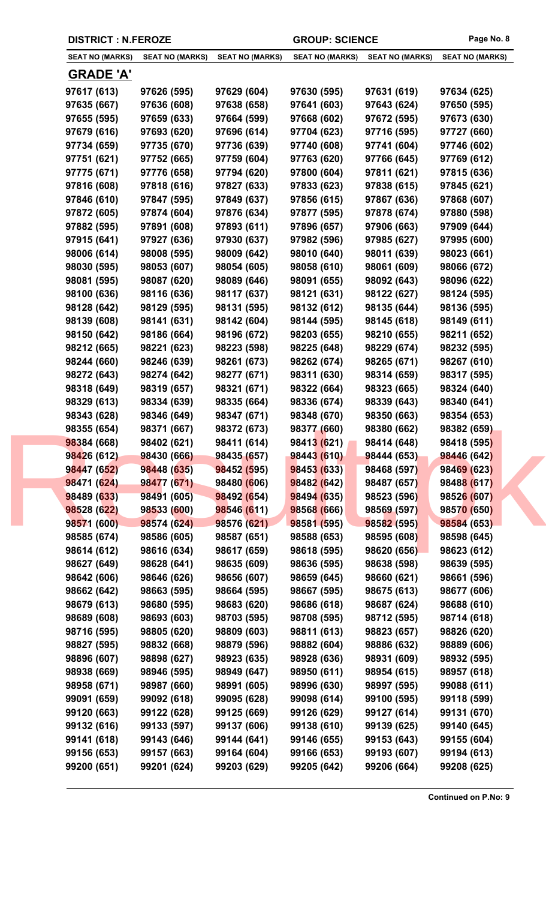| DISTRICT : N.FEROZE | | | GROUP: SCIENCE | | |
|---|---|---|---|---|---|
| SEAT NO (MARKS) | SEAT NO (MARKS) | SEAT NO (MARKS) | SEAT NO (MARKS) | SEAT NO (MARKS) | SEAT NO (MARKS) |

## GRADE 'A'

| | | | | | |
|---|---|---|---|---|---|
| 97617 (613) | 97626 (595) | 97629 (604) | 97630 (595) | 97631 (619) | 97634 (625) |
| 97635 (667) | 97636 (608) | 97638 (658) | 97641 (603) | 97643 (624) | 97650 (595) |
| 97655 (595) | 97659 (633) | 97664 (599) | 97668 (602) | 97672 (595) | 97673 (630) |
| 97679 (616) | 97693 (620) | 97696 (614) | 97704 (623) | 97716 (595) | 97727 (660) |
| 97734 (659) | 97735 (670) | 97736 (639) | 97740 (608) | 97741 (604) | 97746 (602) |
| 97751 (621) | 97752 (665) | 97759 (604) | 97763 (620) | 97766 (645) | 97769 (612) |
| 97775 (671) | 97776 (658) | 97794 (620) | 97800 (604) | 97811 (621) | 97815 (636) |
| 97816 (608) | 97818 (616) | 97827 (633) | 97833 (623) | 97838 (615) | 97845 (621) |
| 97846 (610) | 97847 (595) | 97849 (637) | 97856 (615) | 97867 (636) | 97868 (607) |
| 97872 (605) | 97874 (604) | 97876 (634) | 97877 (595) | 97878 (674) | 97880 (598) |
| 97882 (595) | 97891 (608) | 97893 (611) | 97896 (657) | 97906 (663) | 97909 (644) |
| 97915 (641) | 97927 (636) | 97930 (637) | 97982 (596) | 97985 (627) | 97995 (600) |
| 98006 (614) | 98008 (595) | 98009 (642) | 98010 (640) | 98011 (639) | 98023 (661) |
| 98030 (595) | 98053 (607) | 98054 (605) | 98058 (610) | 98061 (609) | 98066 (672) |
| 98081 (595) | 98087 (620) | 98089 (646) | 98091 (655) | 98092 (643) | 98096 (622) |
| 98100 (636) | 98116 (636) | 98117 (637) | 98121 (631) | 98122 (627) | 98124 (595) |
| 98128 (642) | 98129 (595) | 98131 (595) | 98132 (612) | 98135 (644) | 98136 (595) |
| 98139 (608) | 98141 (631) | 98142 (604) | 98144 (595) | 98145 (618) | 98149 (611) |
| 98150 (642) | 98186 (664) | 98196 (672) | 98203 (655) | 98210 (655) | 98211 (652) |
| 98212 (665) | 98221 (623) | 98223 (598) | 98225 (648) | 98229 (674) | 98232 (595) |
| 98244 (660) | 98246 (639) | 98261 (673) | 98262 (674) | 98265 (671) | 98267 (610) |
| 98272 (643) | 98274 (642) | 98277 (671) | 98311 (630) | 98314 (659) | 98317 (595) |
| 98318 (649) | 98319 (657) | 98321 (671) | 98322 (664) | 98323 (665) | 98324 (640) |
| 98329 (613) | 98334 (639) | 98335 (664) | 98336 (674) | 98339 (643) | 98340 (641) |
| 98343 (628) | 98346 (649) | 98347 (671) | 98348 (670) | 98350 (663) | 98354 (653) |
| 98355 (654) | 98371 (667) | 98372 (673) | 98377 (660) | 98380 (662) | 98382 (659) |
| 98384 (668) | 98402 (621) | 98411 (614) | 98413 (621) | 98414 (648) | 98418 (595) |
| 98426 (612) | 98430 (666) | 98435 (657) | 98443 (610) | 98444 (653) | 98446 (642) |
| 98447 (652) | 98448 (635) | 98452 (595) | 98453 (633) | 98468 (597) | 98469 (623) |
| 98471 (624) | 98477 (671) | 98480 (606) | 98482 (642) | 98487 (657) | 98488 (617) |
| 98489 (633) | 98491 (605) | 98492 (654) | 98494 (635) | 98523 (596) | 98526 (607) |
| 98528 (622) | 98533 (600) | 98546 (611) | 98568 (666) | 98569 (597) | 98570 (650) |
| 98571 (600) | 98574 (624) | 98576 (621) | 98581 (595) | 98582 (595) | 98584 (653) |
| 98585 (674) | 98586 (605) | 98587 (651) | 98588 (653) | 98595 (608) | 98598 (645) |
| 98614 (612) | 98616 (634) | 98617 (659) | 98618 (595) | 98620 (656) | 98623 (612) |
| 98627 (649) | 98628 (641) | 98635 (609) | 98636 (595) | 98638 (598) | 98639 (595) |
| 98642 (606) | 98646 (626) | 98656 (607) | 98659 (645) | 98660 (621) | 98661 (596) |
| 98662 (642) | 98663 (595) | 98664 (595) | 98667 (595) | 98675 (613) | 98677 (606) |
| 98679 (613) | 98680 (595) | 98683 (620) | 98686 (618) | 98687 (624) | 98688 (610) |
| 98689 (608) | 98693 (603) | 98703 (595) | 98708 (595) | 98712 (595) | 98714 (618) |
| 98716 (595) | 98805 (620) | 98809 (603) | 98811 (613) | 98823 (657) | 98826 (620) |
| 98827 (595) | 98832 (668) | 98879 (596) | 98882 (604) | 98886 (632) | 98889 (606) |
| 98896 (607) | 98898 (627) | 98923 (635) | 98928 (636) | 98931 (609) | 98932 (595) |
| 98938 (669) | 98946 (595) | 98949 (647) | 98950 (611) | 98954 (615) | 98957 (618) |
| 98958 (671) | 98987 (660) | 98991 (605) | 98996 (630) | 98997 (595) | 99088 (611) |
| 99091 (659) | 99092 (618) | 99095 (628) | 99098 (614) | 99100 (595) | 99118 (599) |
| 99120 (663) | 99122 (628) | 99125 (669) | 99126 (629) | 99127 (614) | 99131 (670) |
| 99132 (616) | 99133 (597) | 99137 (606) | 99138 (610) | 99139 (625) | 99140 (645) |
| 99141 (618) | 99143 (646) | 99144 (641) | 99146 (655) | 99153 (643) | 99155 (604) |
| 99156 (653) | 99157 (663) | 99164 (604) | 99166 (653) | 99193 (607) | 99194 (613) |
| 99200 (651) | 99201 (624) | 99203 (629) | 99205 (642) | 99206 (664) | 99208 (625) |

**Continued on P.No: 9**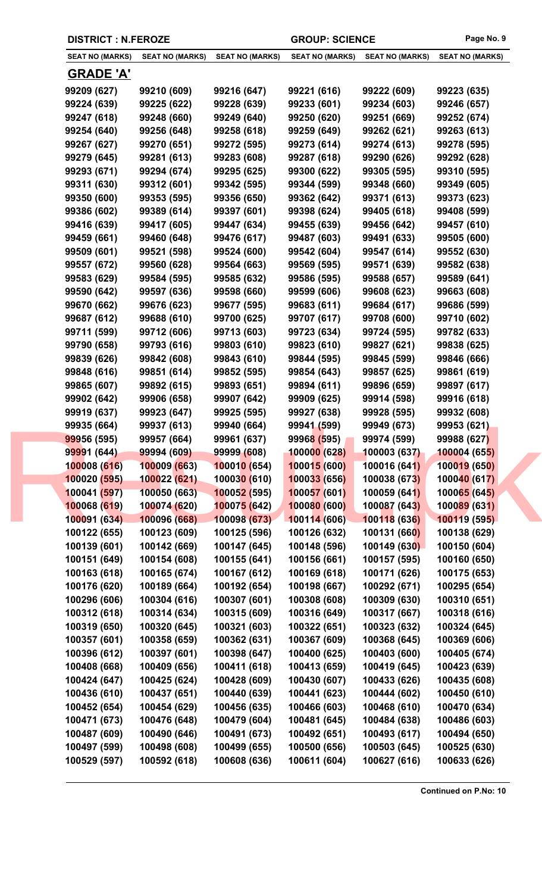DISTRICT : N.FEROZE | GROUP: SCIENCE

| SEAT NO (MARKS) | SEAT NO (MARKS) | SEAT NO (MARKS) | SEAT NO (MARKS) | SEAT NO (MARKS) | SEAT NO (MARKS) |
|---|---|---|---|---|---|

## GRADE 'A'

| | | | | | |
|---|---|---|---|---|---|
| 99209 (627) | 99210 (609) | 99216 (647) | 99221 (616) | 99222 (609) | 99223 (635) |
| 99224 (639) | 99225 (622) | 99228 (639) | 99233 (601) | 99234 (603) | 99246 (657) |
| 99247 (618) | 99248 (660) | 99249 (640) | 99250 (620) | 99251 (669) | 99252 (674) |
| 99254 (640) | 99256 (648) | 99258 (618) | 99259 (649) | 99262 (621) | 99263 (613) |
| 99267 (627) | 99270 (651) | 99272 (595) | 99273 (614) | 99274 (613) | 99278 (595) |
| 99279 (645) | 99281 (613) | 99283 (608) | 99287 (618) | 99290 (626) | 99292 (628) |
| 99293 (671) | 99294 (674) | 99295 (625) | 99300 (622) | 99305 (595) | 99310 (595) |
| 99311 (630) | 99312 (601) | 99342 (595) | 99344 (599) | 99348 (660) | 99349 (605) |
| 99350 (600) | 99353 (595) | 99356 (650) | 99362 (642) | 99371 (613) | 99373 (623) |
| 99386 (602) | 99389 (614) | 99397 (601) | 99398 (624) | 99405 (618) | 99408 (599) |
| 99416 (639) | 99417 (605) | 99447 (634) | 99455 (639) | 99456 (642) | 99457 (610) |
| 99459 (661) | 99460 (648) | 99476 (617) | 99487 (603) | 99491 (633) | 99505 (600) |
| 99509 (601) | 99521 (598) | 99524 (600) | 99542 (604) | 99547 (614) | 99552 (630) |
| 99557 (672) | 99560 (628) | 99564 (663) | 99569 (595) | 99571 (639) | 99582 (638) |
| 99583 (629) | 99584 (595) | 99585 (632) | 99586 (595) | 99588 (657) | 99589 (641) |
| 99590 (642) | 99597 (636) | 99598 (660) | 99599 (606) | 99608 (623) | 99663 (608) |
| 99670 (662) | 99676 (623) | 99677 (595) | 99683 (611) | 99684 (617) | 99686 (599) |
| 99687 (612) | 99688 (610) | 99700 (625) | 99707 (617) | 99708 (600) | 99710 (602) |
| 99711 (599) | 99712 (606) | 99713 (603) | 99723 (634) | 99724 (595) | 99782 (633) |
| 99790 (658) | 99793 (616) | 99803 (610) | 99823 (610) | 99827 (621) | 99838 (625) |
| 99839 (626) | 99842 (608) | 99843 (610) | 99844 (595) | 99845 (599) | 99846 (666) |
| 99848 (616) | 99851 (614) | 99852 (595) | 99854 (643) | 99857 (625) | 99861 (619) |
| 99865 (607) | 99892 (615) | 99893 (651) | 99894 (611) | 99896 (659) | 99897 (617) |
| 99902 (642) | 99906 (658) | 99907 (642) | 99909 (625) | 99914 (598) | 99916 (618) |
| 99919 (637) | 99923 (647) | 99925 (595) | 99927 (638) | 99928 (595) | 99932 (608) |
| 99935 (664) | 99937 (613) | 99940 (664) | 99941 (599) | 99949 (673) | 99953 (621) |
| 99956 (595) | 99957 (664) | 99961 (637) | 99968 (595) | 99974 (599) | 99988 (627) |
| 99991 (644) | 99994 (609) | 99999 (608) | 100000 (628) | 100003 (637) | 100004 (655) |
| 100008 (616) | 100009 (663) | 100010 (654) | 100015 (600) | 100016 (641) | 100019 (650) |
| 100020 (595) | 100022 (621) | 100030 (610) | 100033 (656) | 100038 (673) | 100040 (617) |
| 100041 (597) | 100050 (663) | 100052 (595) | 100057 (601) | 100059 (641) | 100065 (645) |
| 100068 (619) | 100074 (620) | 100075 (642) | 100080 (600) | 100087 (643) | 100089 (631) |
| 100091 (634) | 100096 (668) | 100098 (673) | 100114 (606) | 100118 (636) | 100119 (595) |
| 100122 (655) | 100123 (609) | 100125 (596) | 100126 (632) | 100131 (660) | 100138 (629) |
| 100139 (601) | 100142 (669) | 100147 (645) | 100148 (596) | 100149 (630) | 100150 (604) |
| 100151 (649) | 100154 (608) | 100155 (641) | 100156 (661) | 100157 (595) | 100160 (650) |
| 100163 (618) | 100165 (674) | 100167 (612) | 100169 (618) | 100171 (626) | 100175 (653) |
| 100176 (620) | 100189 (664) | 100192 (654) | 100198 (667) | 100292 (671) | 100295 (654) |
| 100296 (606) | 100304 (616) | 100307 (601) | 100308 (608) | 100309 (630) | 100310 (651) |
| 100312 (618) | 100314 (634) | 100315 (609) | 100316 (649) | 100317 (667) | 100318 (616) |
| 100319 (650) | 100320 (645) | 100321 (603) | 100322 (651) | 100323 (632) | 100324 (645) |
| 100357 (601) | 100358 (659) | 100362 (631) | 100367 (609) | 100368 (645) | 100369 (606) |
| 100396 (612) | 100397 (601) | 100398 (647) | 100400 (625) | 100403 (600) | 100405 (674) |
| 100408 (668) | 100409 (656) | 100411 (618) | 100413 (659) | 100419 (645) | 100423 (639) |
| 100424 (647) | 100425 (624) | 100428 (609) | 100430 (607) | 100433 (626) | 100435 (608) |
| 100436 (610) | 100437 (651) | 100440 (639) | 100441 (623) | 100444 (602) | 100450 (610) |
| 100452 (654) | 100454 (629) | 100456 (635) | 100466 (603) | 100468 (610) | 100470 (634) |
| 100471 (673) | 100476 (648) | 100479 (604) | 100481 (645) | 100484 (638) | 100486 (603) |
| 100487 (609) | 100490 (646) | 100491 (673) | 100492 (651) | 100493 (617) | 100494 (650) |
| 100497 (599) | 100498 (608) | 100499 (655) | 100500 (656) | 100503 (645) | 100525 (630) |
| 100529 (597) | 100592 (618) | 100608 (636) | 100611 (604) | 100627 (616) | 100633 (626) |

**Continued on P.No: 10**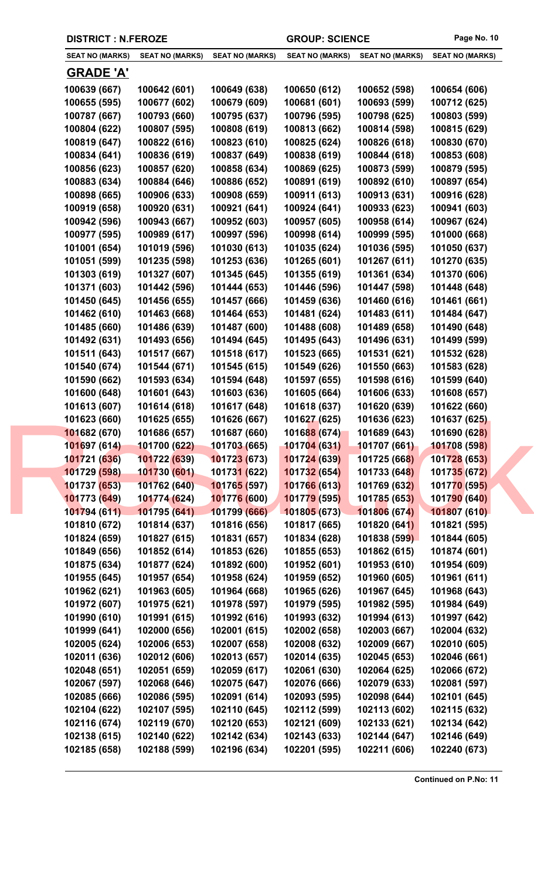DISTRICT : N.FEROZE — GROUP: SCIENCE

| SEAT NO (MARKS) | SEAT NO (MARKS) | SEAT NO (MARKS) | SEAT NO (MARKS) | SEAT NO (MARKS) | SEAT NO (MARKS) |
|---|---|---|---|---|---|

## GRADE 'A'

| | | | | | |
|---|---|---|---|---|---|
| 100639 (667) | 100642 (601) | 100649 (638) | 100650 (612) | 100652 (598) | 100654 (606) |
| 100655 (595) | 100677 (602) | 100679 (609) | 100681 (601) | 100693 (599) | 100712 (625) |
| 100787 (667) | 100793 (660) | 100795 (637) | 100796 (595) | 100798 (625) | 100803 (599) |
| 100804 (622) | 100807 (595) | 100808 (619) | 100813 (662) | 100814 (598) | 100815 (629) |
| 100819 (647) | 100822 (616) | 100823 (610) | 100825 (624) | 100826 (618) | 100830 (670) |
| 100834 (641) | 100836 (619) | 100837 (649) | 100838 (619) | 100844 (618) | 100853 (608) |
| 100856 (623) | 100857 (620) | 100858 (634) | 100869 (625) | 100873 (599) | 100879 (595) |
| 100883 (634) | 100884 (646) | 100886 (652) | 100891 (619) | 100892 (610) | 100897 (654) |
| 100898 (665) | 100906 (633) | 100908 (659) | 100911 (613) | 100913 (631) | 100916 (628) |
| 100919 (658) | 100920 (631) | 100921 (641) | 100924 (641) | 100933 (623) | 100941 (603) |
| 100942 (596) | 100943 (667) | 100952 (603) | 100957 (605) | 100958 (614) | 100967 (624) |
| 100977 (595) | 100989 (617) | 100997 (596) | 100998 (614) | 100999 (595) | 101000 (668) |
| 101001 (654) | 101019 (596) | 101030 (613) | 101035 (624) | 101036 (595) | 101050 (637) |
| 101051 (599) | 101235 (598) | 101253 (636) | 101265 (601) | 101267 (611) | 101270 (635) |
| 101303 (619) | 101327 (607) | 101345 (645) | 101355 (619) | 101361 (634) | 101370 (606) |
| 101371 (603) | 101442 (596) | 101444 (653) | 101446 (596) | 101447 (598) | 101448 (648) |
| 101450 (645) | 101456 (655) | 101457 (666) | 101459 (636) | 101460 (616) | 101461 (661) |
| 101462 (610) | 101463 (668) | 101464 (653) | 101481 (624) | 101483 (611) | 101484 (647) |
| 101485 (660) | 101486 (639) | 101487 (600) | 101488 (608) | 101489 (658) | 101490 (648) |
| 101492 (631) | 101493 (656) | 101494 (645) | 101495 (643) | 101496 (631) | 101499 (599) |
| 101511 (643) | 101517 (667) | 101518 (617) | 101523 (665) | 101531 (621) | 101532 (628) |
| 101540 (674) | 101544 (671) | 101545 (615) | 101549 (626) | 101550 (663) | 101583 (628) |
| 101590 (662) | 101593 (634) | 101594 (648) | 101597 (655) | 101598 (616) | 101599 (640) |
| 101600 (648) | 101601 (643) | 101603 (636) | 101605 (664) | 101606 (633) | 101608 (657) |
| 101613 (607) | 101614 (618) | 101617 (648) | 101618 (637) | 101620 (639) | 101622 (660) |
| 101623 (660) | 101625 (655) | 101626 (667) | 101627 (625) | 101636 (623) | 101637 (625) |
| 101682 (670) | 101686 (657) | 101687 (660) | 101688 (674) | 101689 (643) | 101690 (628) |
| 101697 (614) | 101700 (622) | 101703 (665) | 101704 (631) | 101707 (661) | 101708 (598) |
| 101721 (636) | 101722 (639) | 101723 (673) | 101724 (639) | 101725 (668) | 101728 (653) |
| 101729 (598) | 101730 (601) | 101731 (622) | 101732 (654) | 101733 (648) | 101735 (672) |
| 101737 (653) | 101762 (640) | 101765 (597) | 101766 (613) | 101769 (632) | 101770 (595) |
| 101773 (649) | 101774 (624) | 101776 (600) | 101779 (595) | 101785 (653) | 101790 (640) |
| 101794 (611) | 101795 (641) | 101799 (666) | 101805 (673) | 101806 (674) | 101807 (610) |
| 101810 (672) | 101814 (637) | 101816 (656) | 101817 (665) | 101820 (641) | 101821 (595) |
| 101824 (659) | 101827 (615) | 101831 (657) | 101834 (628) | 101838 (599) | 101844 (605) |
| 101849 (656) | 101852 (614) | 101853 (626) | 101855 (653) | 101862 (615) | 101874 (601) |
| 101875 (634) | 101877 (624) | 101892 (600) | 101952 (601) | 101953 (610) | 101954 (609) |
| 101955 (645) | 101957 (654) | 101958 (624) | 101959 (652) | 101960 (605) | 101961 (611) |
| 101962 (621) | 101963 (605) | 101964 (668) | 101965 (626) | 101967 (645) | 101968 (643) |
| 101972 (607) | 101975 (621) | 101978 (597) | 101979 (595) | 101982 (595) | 101984 (649) |
| 101990 (610) | 101991 (615) | 101992 (616) | 101993 (632) | 101994 (613) | 101997 (642) |
| 101999 (641) | 102000 (656) | 102001 (615) | 102002 (658) | 102003 (667) | 102004 (632) |
| 102005 (624) | 102006 (653) | 102007 (658) | 102008 (632) | 102009 (667) | 102010 (605) |
| 102011 (636) | 102012 (606) | 102013 (657) | 102014 (635) | 102045 (653) | 102046 (661) |
| 102048 (651) | 102051 (659) | 102059 (617) | 102061 (630) | 102064 (625) | 102066 (672) |
| 102067 (597) | 102068 (646) | 102075 (647) | 102076 (666) | 102079 (633) | 102081 (597) |
| 102085 (666) | 102086 (595) | 102091 (614) | 102093 (595) | 102098 (644) | 102101 (645) |
| 102104 (622) | 102107 (595) | 102110 (645) | 102112 (599) | 102113 (602) | 102115 (632) |
| 102116 (674) | 102119 (670) | 102120 (653) | 102121 (609) | 102133 (621) | 102134 (642) |
| 102138 (615) | 102140 (622) | 102142 (634) | 102143 (633) | 102144 (647) | 102146 (649) |
| 102185 (658) | 102188 (599) | 102196 (634) | 102201 (595) | 102211 (606) | 102240 (673) |

**Continued on P.No: 11**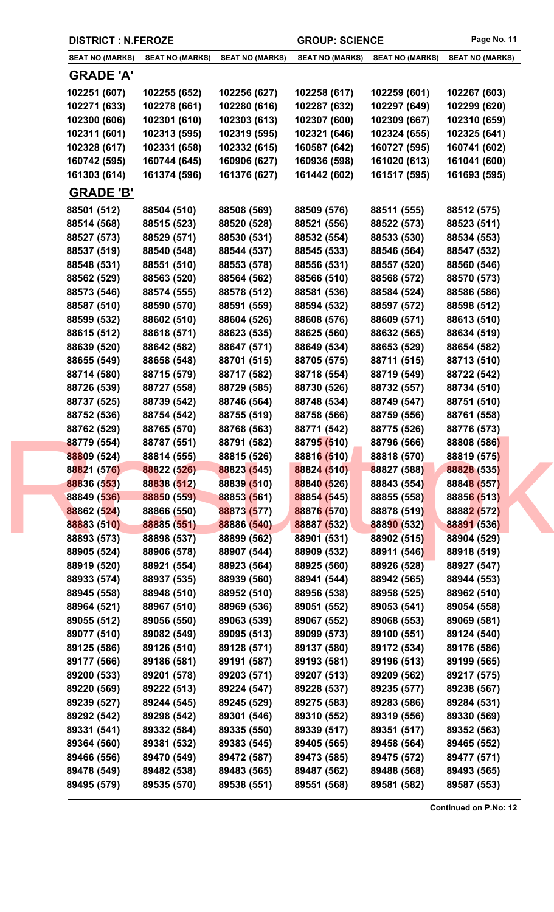**DISTRICT : N.FEROZE** **GROUP: SCIENCE**

| SEAT NO (MARKS) | SEAT NO (MARKS) | SEAT NO (MARKS) | SEAT NO (MARKS) | SEAT NO (MARKS) | SEAT NO (MARKS) |
|---|---|---|---|---|---|

## GRADE 'A'

| | | | | | |
|---|---|---|---|---|---|
| 102251 (607) | 102255 (652) | 102256 (627) | 102258 (617) | 102259 (601) | 102267 (603) |
| 102271 (633) | 102278 (661) | 102280 (616) | 102287 (632) | 102297 (649) | 102299 (620) |
| 102300 (606) | 102301 (610) | 102303 (613) | 102307 (600) | 102309 (667) | 102310 (659) |
| 102311 (601) | 102313 (595) | 102319 (595) | 102321 (646) | 102324 (655) | 102325 (641) |
| 102328 (617) | 102331 (658) | 102332 (615) | 160587 (642) | 160727 (595) | 160741 (602) |
| 160742 (595) | 160744 (645) | 160906 (627) | 160936 (598) | 161020 (613) | 161041 (600) |
| 161303 (614) | 161374 (596) | 161376 (627) | 161442 (602) | 161517 (595) | 161693 (595) |

## GRADE 'B'

| | | | | | |
|---|---|---|---|---|---|
| 88501 (512) | 88504 (510) | 88508 (569) | 88509 (576) | 88511 (555) | 88512 (575) |
| 88514 (568) | 88515 (523) | 88520 (528) | 88521 (556) | 88522 (573) | 88523 (511) |
| 88527 (573) | 88529 (571) | 88530 (531) | 88532 (554) | 88533 (530) | 88534 (553) |
| 88537 (519) | 88540 (548) | 88544 (537) | 88545 (533) | 88546 (564) | 88547 (532) |
| 88548 (531) | 88551 (510) | 88553 (578) | 88556 (531) | 88557 (520) | 88560 (546) |
| 88562 (529) | 88563 (520) | 88564 (562) | 88566 (510) | 88568 (572) | 88570 (573) |
| 88573 (546) | 88574 (555) | 88578 (512) | 88581 (536) | 88584 (524) | 88586 (586) |
| 88587 (510) | 88590 (570) | 88591 (559) | 88594 (532) | 88597 (572) | 88598 (512) |
| 88599 (532) | 88602 (510) | 88604 (526) | 88608 (576) | 88609 (571) | 88613 (510) |
| 88615 (512) | 88618 (571) | 88623 (535) | 88625 (560) | 88632 (565) | 88634 (519) |
| 88639 (520) | 88642 (582) | 88647 (571) | 88649 (534) | 88653 (529) | 88654 (582) |
| 88655 (549) | 88658 (548) | 88701 (515) | 88705 (575) | 88711 (515) | 88713 (510) |
| 88714 (580) | 88715 (579) | 88717 (582) | 88718 (554) | 88719 (549) | 88722 (542) |
| 88726 (539) | 88727 (558) | 88729 (585) | 88730 (526) | 88732 (557) | 88734 (510) |
| 88737 (525) | 88739 (542) | 88746 (564) | 88748 (534) | 88749 (547) | 88751 (510) |
| 88752 (536) | 88754 (542) | 88755 (519) | 88758 (566) | 88759 (556) | 88761 (558) |
| 88762 (529) | 88765 (570) | 88768 (563) | 88771 (542) | 88775 (526) | 88776 (573) |
| 88779 (554) | 88787 (551) | 88791 (582) | 88795 (510) | 88796 (566) | 88808 (586) |
| 88809 (524) | 88814 (555) | 88815 (526) | 88816 (510) | 88818 (570) | 88819 (575) |
| 88821 (576) | 88822 (526) | 88823 (545) | 88824 (510) | 88827 (588) | 88828 (535) |
| 88836 (553) | 88838 (512) | 88839 (510) | 88840 (526) | 88843 (554) | 88848 (557) |
| 88849 (536) | 88850 (559) | 88853 (561) | 88854 (545) | 88855 (558) | 88856 (513) |
| 88862 (524) | 88866 (550) | 88873 (577) | 88876 (570) | 88878 (519) | 88882 (572) |
| 88883 (510) | 88885 (551) | 88886 (540) | 88887 (532) | 88890 (532) | 88891 (536) |
| 88893 (573) | 88898 (537) | 88899 (562) | 88901 (531) | 88902 (515) | 88904 (529) |
| 88905 (524) | 88906 (578) | 88907 (544) | 88909 (532) | 88911 (546) | 88918 (519) |
| 88919 (520) | 88921 (554) | 88923 (564) | 88925 (560) | 88926 (528) | 88927 (547) |
| 88933 (574) | 88937 (535) | 88939 (560) | 88941 (544) | 88942 (565) | 88944 (553) |
| 88945 (558) | 88948 (510) | 88952 (510) | 88956 (538) | 88958 (525) | 88962 (510) |
| 88964 (521) | 88967 (510) | 88969 (536) | 89051 (552) | 89053 (541) | 89054 (558) |
| 89055 (512) | 89056 (550) | 89063 (539) | 89067 (552) | 89068 (553) | 89069 (581) |
| 89077 (510) | 89082 (549) | 89095 (513) | 89099 (573) | 89100 (551) | 89124 (540) |
| 89125 (586) | 89126 (510) | 89128 (571) | 89137 (580) | 89172 (534) | 89176 (586) |
| 89177 (566) | 89186 (581) | 89191 (587) | 89193 (581) | 89196 (513) | 89199 (565) |
| 89200 (533) | 89201 (578) | 89203 (571) | 89207 (513) | 89209 (562) | 89217 (575) |
| 89220 (569) | 89222 (513) | 89224 (547) | 89228 (537) | 89235 (577) | 89238 (567) |
| 89239 (527) | 89244 (545) | 89245 (529) | 89275 (583) | 89283 (586) | 89284 (531) |
| 89292 (542) | 89298 (542) | 89301 (546) | 89310 (552) | 89319 (556) | 89330 (569) |
| 89331 (541) | 89332 (584) | 89335 (550) | 89339 (517) | 89351 (517) | 89352 (563) |
| 89364 (560) | 89381 (532) | 89383 (545) | 89405 (565) | 89458 (564) | 89465 (552) |
| 89466 (556) | 89470 (549) | 89472 (587) | 89473 (585) | 89475 (572) | 89477 (571) |
| 89478 (549) | 89482 (538) | 89483 (565) | 89487 (562) | 89488 (568) | 89493 (565) |
| 89495 (579) | 89535 (570) | 89538 (551) | 89551 (568) | 89581 (582) | 89587 (553) |

**Continued on P.No: 12**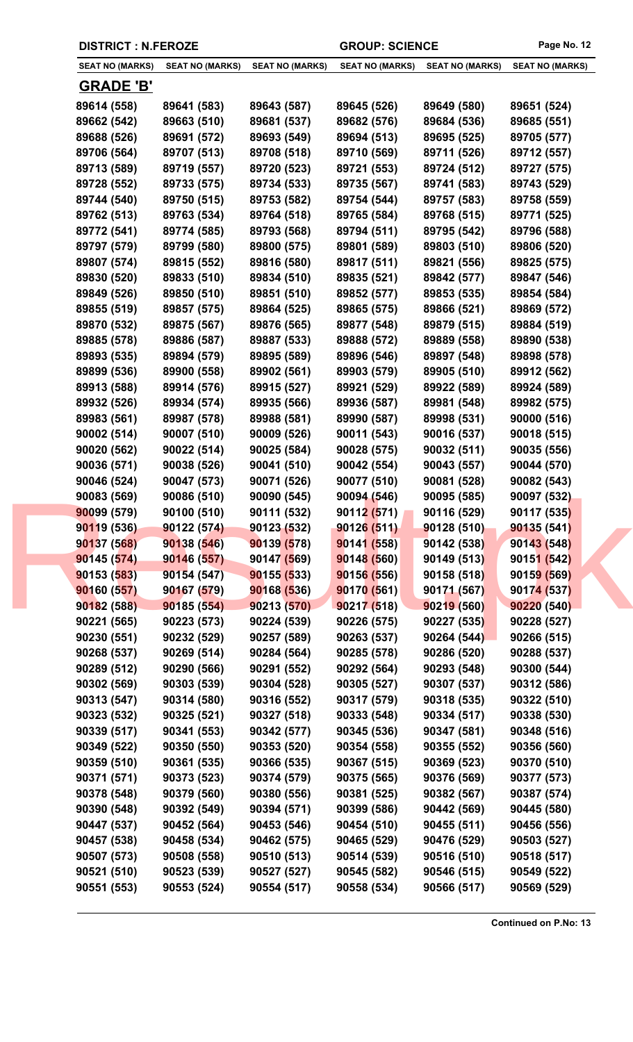**DISTRICT : N.FEROZE** | **GROUP: SCIENCE**

| SEAT NO (MARKS) | SEAT NO (MARKS) | SEAT NO (MARKS) | SEAT NO (MARKS) | SEAT NO (MARKS) | SEAT NO (MARKS) |
|---|---|---|---|---|---|

## GRADE 'B'

| | | | | | |
|---|---|---|---|---|---|
| 89614 (558) | 89641 (583) | 89643 (587) | 89645 (526) | 89649 (580) | 89651 (524) |
| 89662 (542) | 89663 (510) | 89681 (537) | 89682 (576) | 89684 (536) | 89685 (551) |
| 89688 (526) | 89691 (572) | 89693 (549) | 89694 (513) | 89695 (525) | 89705 (577) |
| 89706 (564) | 89707 (513) | 89708 (518) | 89710 (569) | 89711 (526) | 89712 (557) |
| 89713 (589) | 89719 (557) | 89720 (523) | 89721 (553) | 89724 (512) | 89727 (575) |
| 89728 (552) | 89733 (575) | 89734 (533) | 89735 (567) | 89741 (583) | 89743 (529) |
| 89744 (540) | 89750 (515) | 89753 (582) | 89754 (544) | 89757 (583) | 89758 (559) |
| 89762 (513) | 89763 (534) | 89764 (518) | 89765 (584) | 89768 (515) | 89771 (525) |
| 89772 (541) | 89774 (585) | 89793 (568) | 89794 (511) | 89795 (542) | 89796 (588) |
| 89797 (579) | 89799 (580) | 89800 (575) | 89801 (589) | 89803 (510) | 89806 (520) |
| 89807 (574) | 89815 (552) | 89816 (580) | 89817 (511) | 89821 (556) | 89825 (575) |
| 89830 (520) | 89833 (510) | 89834 (510) | 89835 (521) | 89842 (577) | 89847 (546) |
| 89849 (526) | 89850 (510) | 89851 (510) | 89852 (577) | 89853 (535) | 89854 (584) |
| 89855 (519) | 89857 (575) | 89864 (525) | 89865 (575) | 89866 (521) | 89869 (572) |
| 89870 (532) | 89875 (567) | 89876 (565) | 89877 (548) | 89879 (515) | 89884 (519) |
| 89885 (578) | 89886 (587) | 89887 (533) | 89888 (572) | 89889 (558) | 89890 (538) |
| 89893 (535) | 89894 (579) | 89895 (589) | 89896 (546) | 89897 (548) | 89898 (578) |
| 89899 (536) | 89900 (558) | 89902 (561) | 89903 (579) | 89905 (510) | 89912 (562) |
| 89913 (588) | 89914 (576) | 89915 (527) | 89921 (529) | 89922 (589) | 89924 (589) |
| 89932 (526) | 89934 (574) | 89935 (566) | 89936 (587) | 89981 (548) | 89982 (575) |
| 89983 (561) | 89987 (578) | 89988 (581) | 89990 (587) | 89998 (531) | 90000 (516) |
| 90002 (514) | 90007 (510) | 90009 (526) | 90011 (543) | 90016 (537) | 90018 (515) |
| 90020 (562) | 90022 (514) | 90025 (584) | 90028 (575) | 90032 (511) | 90035 (556) |
| 90036 (571) | 90038 (526) | 90041 (510) | 90042 (554) | 90043 (557) | 90044 (570) |
| 90046 (524) | 90047 (573) | 90071 (526) | 90077 (510) | 90081 (528) | 90082 (543) |
| 90083 (569) | 90086 (510) | 90090 (545) | 90094 (546) | 90095 (585) | 90097 (532) |
| 90099 (579) | 90100 (510) | 90111 (532) | 90112 (571) | 90116 (529) | 90117 (535) |
| 90119 (536) | 90122 (574) | 90123 (532) | 90126 (511) | 90128 (510) | 90135 (541) |
| 90137 (568) | 90138 (546) | 90139 (578) | 90141 (558) | 90142 (538) | 90143 (548) |
| 90145 (574) | 90146 (557) | 90147 (569) | 90148 (560) | 90149 (513) | 90151 (542) |
| 90153 (583) | 90154 (547) | 90155 (533) | 90156 (556) | 90158 (518) | 90159 (569) |
| 90160 (557) | 90167 (579) | 90168 (536) | 90170 (561) | 90171 (567) | 90174 (537) |
| 90182 (588) | 90185 (554) | 90213 (570) | 90217 (518) | 90219 (560) | 90220 (540) |
| 90221 (565) | 90223 (573) | 90224 (539) | 90226 (575) | 90227 (535) | 90228 (527) |
| 90230 (551) | 90232 (529) | 90257 (589) | 90263 (537) | 90264 (544) | 90266 (515) |
| 90268 (537) | 90269 (514) | 90284 (564) | 90285 (578) | 90286 (520) | 90288 (537) |
| 90289 (512) | 90290 (566) | 90291 (552) | 90292 (564) | 90293 (548) | 90300 (544) |
| 90302 (569) | 90303 (539) | 90304 (528) | 90305 (527) | 90307 (537) | 90312 (586) |
| 90313 (547) | 90314 (580) | 90316 (552) | 90317 (579) | 90318 (535) | 90322 (510) |
| 90323 (532) | 90325 (521) | 90327 (518) | 90333 (548) | 90334 (517) | 90338 (530) |
| 90339 (517) | 90341 (553) | 90342 (577) | 90345 (536) | 90347 (581) | 90348 (516) |
| 90349 (522) | 90350 (550) | 90353 (520) | 90354 (558) | 90355 (552) | 90356 (560) |
| 90359 (510) | 90361 (535) | 90366 (535) | 90367 (515) | 90369 (523) | 90370 (510) |
| 90371 (571) | 90373 (523) | 90374 (579) | 90375 (565) | 90376 (569) | 90377 (573) |
| 90378 (548) | 90379 (560) | 90380 (556) | 90381 (525) | 90382 (567) | 90387 (574) |
| 90390 (548) | 90392 (549) | 90394 (571) | 90399 (586) | 90442 (569) | 90445 (580) |
| 90447 (537) | 90452 (564) | 90453 (546) | 90454 (510) | 90455 (511) | 90456 (556) |
| 90457 (538) | 90458 (534) | 90462 (575) | 90465 (529) | 90476 (529) | 90503 (527) |
| 90507 (573) | 90508 (558) | 90510 (513) | 90514 (539) | 90516 (510) | 90518 (517) |
| 90521 (510) | 90523 (539) | 90527 (527) | 90545 (582) | 90546 (515) | 90549 (522) |
| 90551 (553) | 90553 (524) | 90554 (517) | 90558 (534) | 90566 (517) | 90569 (529) |

**Continued on P.No: 13**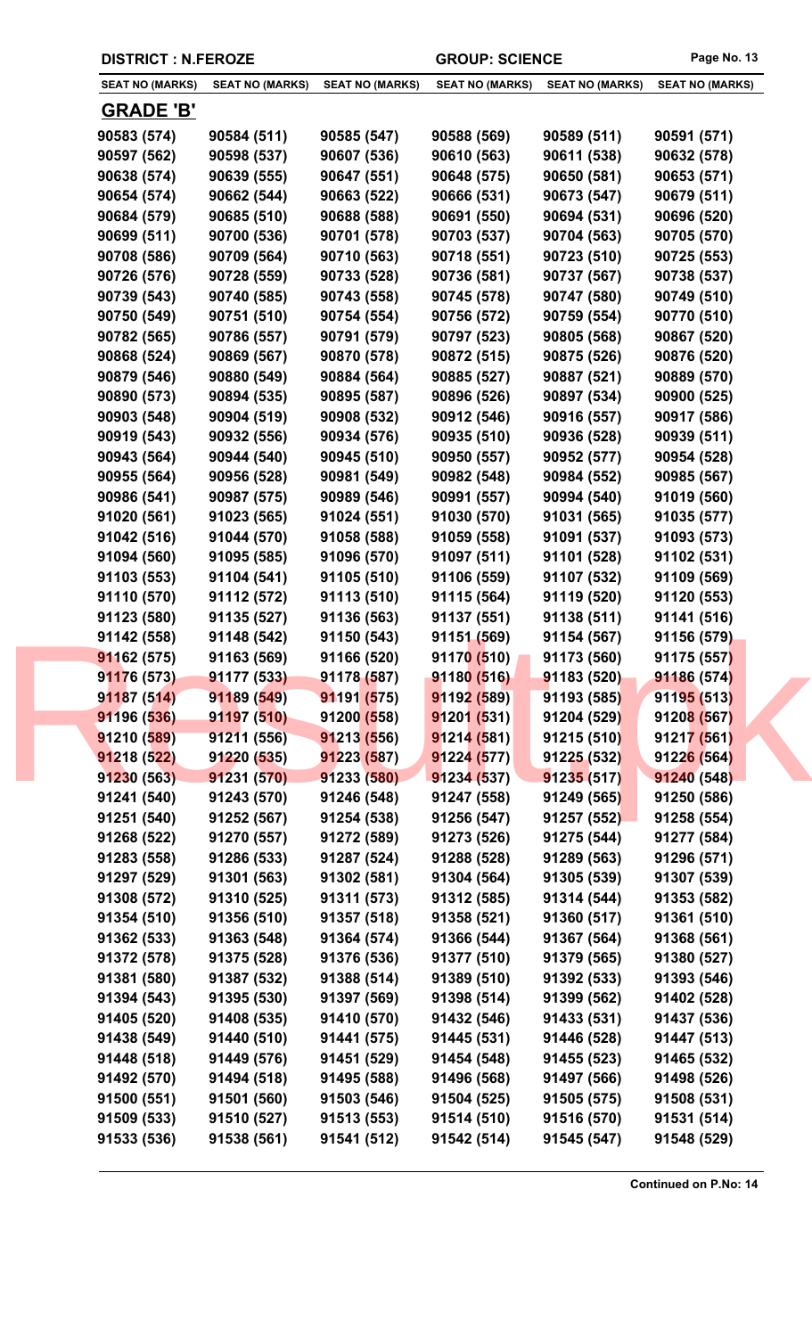DISTRICT : N.FEROZE | GROUP: SCIENCE

| SEAT NO (MARKS) | SEAT NO (MARKS) | SEAT NO (MARKS) | SEAT NO (MARKS) | SEAT NO (MARKS) | SEAT NO (MARKS) |
|---|---|---|---|---|---|
| **GRADE 'B'** | | | | | |
| 90583 (574) | 90584 (511) | 90585 (547) | 90588 (569) | 90589 (511) | 90591 (571) |
| 90597 (562) | 90598 (537) | 90607 (536) | 90610 (563) | 90611 (538) | 90632 (578) |
| 90638 (574) | 90639 (555) | 90647 (551) | 90648 (575) | 90650 (581) | 90653 (571) |
| 90654 (574) | 90662 (544) | 90663 (522) | 90666 (531) | 90673 (547) | 90679 (511) |
| 90684 (579) | 90685 (510) | 90688 (588) | 90691 (550) | 90694 (531) | 90696 (520) |
| 90699 (511) | 90700 (536) | 90701 (578) | 90703 (537) | 90704 (563) | 90705 (570) |
| 90708 (586) | 90709 (564) | 90710 (563) | 90718 (551) | 90723 (510) | 90725 (553) |
| 90726 (576) | 90728 (559) | 90733 (528) | 90736 (581) | 90737 (567) | 90738 (537) |
| 90739 (543) | 90740 (585) | 90743 (558) | 90745 (578) | 90747 (580) | 90749 (510) |
| 90750 (549) | 90751 (510) | 90754 (554) | 90756 (572) | 90759 (554) | 90770 (510) |
| 90782 (565) | 90786 (557) | 90791 (579) | 90797 (523) | 90805 (568) | 90867 (520) |
| 90868 (524) | 90869 (567) | 90870 (578) | 90872 (515) | 90875 (526) | 90876 (520) |
| 90879 (546) | 90880 (549) | 90884 (564) | 90885 (527) | 90887 (521) | 90889 (570) |
| 90890 (573) | 90894 (535) | 90895 (587) | 90896 (526) | 90897 (534) | 90900 (525) |
| 90903 (548) | 90904 (519) | 90908 (532) | 90912 (546) | 90916 (557) | 90917 (586) |
| 90919 (543) | 90932 (556) | 90934 (576) | 90935 (510) | 90936 (528) | 90939 (511) |
| 90943 (564) | 90944 (540) | 90945 (510) | 90950 (557) | 90952 (577) | 90954 (528) |
| 90955 (564) | 90956 (528) | 90981 (549) | 90982 (548) | 90984 (552) | 90985 (567) |
| 90986 (541) | 90987 (575) | 90989 (546) | 90991 (557) | 90994 (540) | 91019 (560) |
| 91020 (561) | 91023 (565) | 91024 (551) | 91030 (570) | 91031 (565) | 91035 (577) |
| 91042 (516) | 91044 (570) | 91058 (588) | 91059 (558) | 91091 (537) | 91093 (573) |
| 91094 (560) | 91095 (585) | 91096 (570) | 91097 (511) | 91101 (528) | 91102 (531) |
| 91103 (553) | 91104 (541) | 91105 (510) | 91106 (559) | 91107 (532) | 91109 (569) |
| 91110 (570) | 91112 (572) | 91113 (510) | 91115 (564) | 91119 (520) | 91120 (553) |
| 91123 (580) | 91135 (527) | 91136 (563) | 91137 (551) | 91138 (511) | 91141 (516) |
| 91142 (558) | 91148 (542) | 91150 (543) | 91151 (569) | 91154 (567) | 91156 (579) |
| 91162 (575) | 91163 (569) | 91166 (520) | 91170 (510) | 91173 (560) | 91175 (557) |
| 91176 (573) | 91177 (533) | 91178 (587) | 91180 (516) | 91183 (520) | 91186 (574) |
| 91187 (514) | 91189 (549) | 91191 (575) | 91192 (589) | 91193 (585) | 91195 (513) |
| 91196 (536) | 91197 (510) | 91200 (558) | 91201 (531) | 91204 (529) | 91208 (567) |
| 91210 (589) | 91211 (556) | 91213 (556) | 91214 (581) | 91215 (510) | 91217 (561) |
| 91218 (522) | 91220 (535) | 91223 (587) | 91224 (577) | 91225 (532) | 91226 (564) |
| 91230 (563) | 91231 (570) | 91233 (580) | 91234 (537) | 91235 (517) | 91240 (548) |
| 91241 (540) | 91243 (570) | 91246 (548) | 91247 (558) | 91249 (565) | 91250 (586) |
| 91251 (540) | 91252 (567) | 91254 (538) | 91256 (547) | 91257 (552) | 91258 (554) |
| 91268 (522) | 91270 (557) | 91272 (589) | 91273 (526) | 91275 (544) | 91277 (584) |
| 91283 (558) | 91286 (533) | 91287 (524) | 91288 (528) | 91289 (563) | 91296 (571) |
| 91297 (529) | 91301 (563) | 91302 (581) | 91304 (564) | 91305 (539) | 91307 (539) |
| 91308 (572) | 91310 (525) | 91311 (573) | 91312 (585) | 91314 (544) | 91353 (582) |
| 91354 (510) | 91356 (510) | 91357 (518) | 91358 (521) | 91360 (517) | 91361 (510) |
| 91362 (533) | 91363 (548) | 91364 (574) | 91366 (544) | 91367 (564) | 91368 (561) |
| 91372 (578) | 91375 (528) | 91376 (536) | 91377 (510) | 91379 (565) | 91380 (527) |
| 91381 (580) | 91387 (532) | 91388 (514) | 91389 (510) | 91392 (533) | 91393 (546) |
| 91394 (543) | 91395 (530) | 91397 (569) | 91398 (514) | 91399 (562) | 91402 (528) |
| 91405 (520) | 91408 (535) | 91410 (570) | 91432 (546) | 91433 (531) | 91437 (536) |
| 91438 (549) | 91440 (510) | 91441 (575) | 91445 (531) | 91446 (528) | 91447 (513) |
| 91448 (518) | 91449 (576) | 91451 (529) | 91454 (548) | 91455 (523) | 91465 (532) |
| 91492 (570) | 91494 (518) | 91495 (588) | 91496 (568) | 91497 (566) | 91498 (526) |
| 91500 (551) | 91501 (560) | 91503 (546) | 91504 (525) | 91505 (575) | 91508 (531) |
| 91509 (533) | 91510 (527) | 91513 (553) | 91514 (510) | 91516 (570) | 91531 (514) |
| 91533 (536) | 91538 (561) | 91541 (512) | 91542 (514) | 91545 (547) | 91548 (529) |

**Continued on P.No: 14**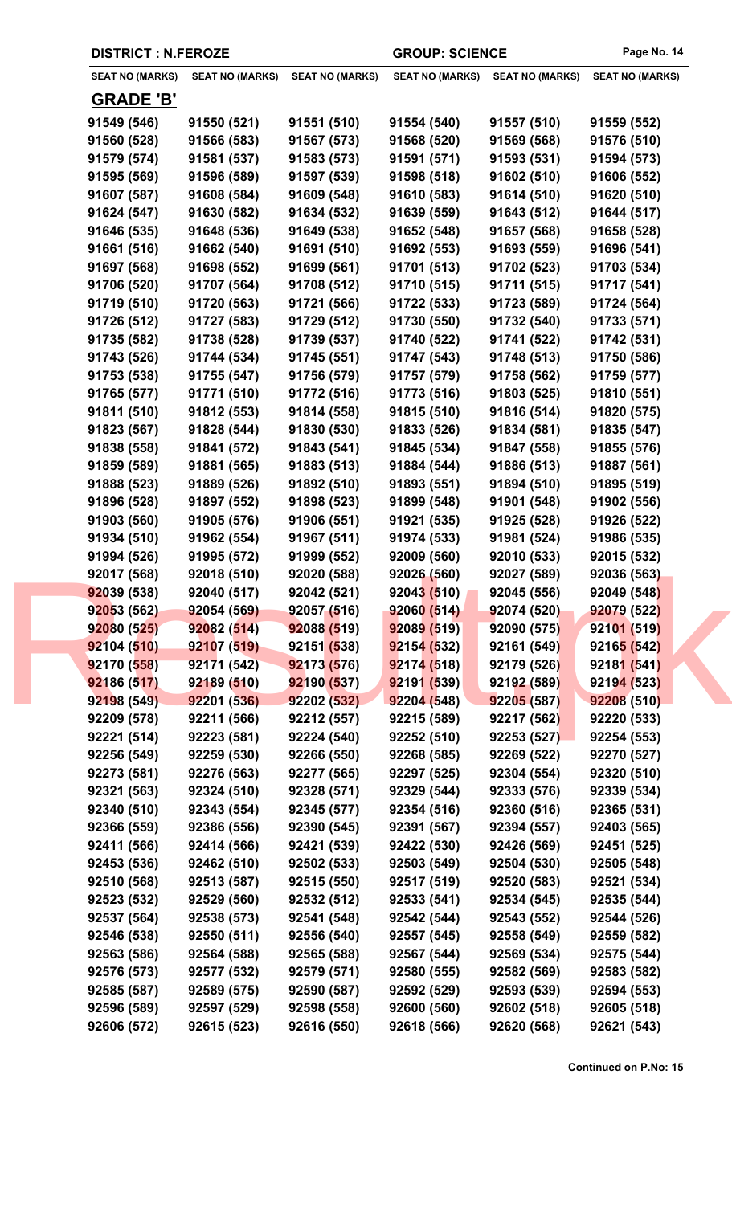DISTRICT : N.FEROZE | GROUP: SCIENCE

| SEAT NO (MARKS) | SEAT NO (MARKS) | SEAT NO (MARKS) | SEAT NO (MARKS) | SEAT NO (MARKS) | SEAT NO (MARKS) |
|---|---|---|---|---|---|

## GRADE 'B'

| | | | | | |
|---|---|---|---|---|---|
| 91549 (546) | 91550 (521) | 91551 (510) | 91554 (540) | 91557 (510) | 91559 (552) |
| 91560 (528) | 91566 (583) | 91567 (573) | 91568 (520) | 91569 (568) | 91576 (510) |
| 91579 (574) | 91581 (537) | 91583 (573) | 91591 (571) | 91593 (531) | 91594 (573) |
| 91595 (569) | 91596 (589) | 91597 (539) | 91598 (518) | 91602 (510) | 91606 (552) |
| 91607 (587) | 91608 (584) | 91609 (548) | 91610 (583) | 91614 (510) | 91620 (510) |
| 91624 (547) | 91630 (582) | 91634 (532) | 91639 (559) | 91643 (512) | 91644 (517) |
| 91646 (535) | 91648 (536) | 91649 (538) | 91652 (548) | 91657 (568) | 91658 (528) |
| 91661 (516) | 91662 (540) | 91691 (510) | 91692 (553) | 91693 (559) | 91696 (541) |
| 91697 (568) | 91698 (552) | 91699 (561) | 91701 (513) | 91702 (523) | 91703 (534) |
| 91706 (520) | 91707 (564) | 91708 (512) | 91710 (515) | 91711 (515) | 91717 (541) |
| 91719 (510) | 91720 (563) | 91721 (566) | 91722 (533) | 91723 (589) | 91724 (564) |
| 91726 (512) | 91727 (583) | 91729 (512) | 91730 (550) | 91732 (540) | 91733 (571) |
| 91735 (582) | 91738 (528) | 91739 (537) | 91740 (522) | 91741 (522) | 91742 (531) |
| 91743 (526) | 91744 (534) | 91745 (551) | 91747 (543) | 91748 (513) | 91750 (586) |
| 91753 (538) | 91755 (547) | 91756 (579) | 91757 (579) | 91758 (562) | 91759 (577) |
| 91765 (577) | 91771 (510) | 91772 (516) | 91773 (516) | 91803 (525) | 91810 (551) |
| 91811 (510) | 91812 (553) | 91814 (558) | 91815 (510) | 91816 (514) | 91820 (575) |
| 91823 (567) | 91828 (544) | 91830 (530) | 91833 (526) | 91834 (581) | 91835 (547) |
| 91838 (558) | 91841 (572) | 91843 (541) | 91845 (534) | 91847 (558) | 91855 (576) |
| 91859 (589) | 91881 (565) | 91883 (513) | 91884 (544) | 91886 (513) | 91887 (561) |
| 91888 (523) | 91889 (526) | 91892 (510) | 91893 (551) | 91894 (510) | 91895 (519) |
| 91896 (528) | 91897 (552) | 91898 (523) | 91899 (548) | 91901 (548) | 91902 (556) |
| 91903 (560) | 91905 (576) | 91906 (551) | 91921 (535) | 91925 (528) | 91926 (522) |
| 91934 (510) | 91962 (554) | 91967 (511) | 91974 (533) | 91981 (524) | 91986 (535) |
| 91994 (526) | 91995 (572) | 91999 (552) | 92009 (560) | 92010 (533) | 92015 (532) |
| 92017 (568) | 92018 (510) | 92020 (588) | 92026 (560) | 92027 (589) | 92036 (563) |
| 92039 (538) | 92040 (517) | 92042 (521) | 92043 (510) | 92045 (556) | 92049 (548) |
| 92053 (562) | 92054 (569) | 92057 (516) | 92060 (514) | 92074 (520) | 92079 (522) |
| 92080 (525) | 92082 (514) | 92088 (519) | 92089 (519) | 92090 (575) | 92101 (519) |
| 92104 (510) | 92107 (519) | 92151 (538) | 92154 (532) | 92161 (549) | 92165 (542) |
| 92170 (558) | 92171 (542) | 92173 (576) | 92174 (518) | 92179 (526) | 92181 (541) |
| 92186 (517) | 92189 (510) | 92190 (537) | 92191 (539) | 92192 (589) | 92194 (523) |
| 92198 (549) | 92201 (536) | 92202 (532) | 92204 (548) | 92205 (587) | 92208 (510) |
| 92209 (578) | 92211 (566) | 92212 (557) | 92215 (589) | 92217 (562) | 92220 (533) |
| 92221 (514) | 92223 (581) | 92224 (540) | 92252 (510) | 92253 (527) | 92254 (553) |
| 92256 (549) | 92259 (530) | 92266 (550) | 92268 (585) | 92269 (522) | 92270 (527) |
| 92273 (581) | 92276 (563) | 92277 (565) | 92297 (525) | 92304 (554) | 92320 (510) |
| 92321 (563) | 92324 (510) | 92328 (571) | 92329 (544) | 92333 (576) | 92339 (534) |
| 92340 (510) | 92343 (554) | 92345 (577) | 92354 (516) | 92360 (516) | 92365 (531) |
| 92366 (559) | 92386 (556) | 92390 (545) | 92391 (567) | 92394 (557) | 92403 (565) |
| 92411 (566) | 92414 (566) | 92421 (539) | 92422 (530) | 92426 (569) | 92451 (525) |
| 92453 (536) | 92462 (510) | 92502 (533) | 92503 (549) | 92504 (530) | 92505 (548) |
| 92510 (568) | 92513 (587) | 92515 (550) | 92517 (519) | 92520 (583) | 92521 (534) |
| 92523 (532) | 92529 (560) | 92532 (512) | 92533 (541) | 92534 (545) | 92535 (544) |
| 92537 (564) | 92538 (573) | 92541 (548) | 92542 (544) | 92543 (552) | 92544 (526) |
| 92546 (538) | 92550 (511) | 92556 (540) | 92557 (545) | 92558 (549) | 92559 (582) |
| 92563 (586) | 92564 (588) | 92565 (588) | 92567 (544) | 92569 (534) | 92575 (544) |
| 92576 (573) | 92577 (532) | 92579 (571) | 92580 (555) | 92582 (569) | 92583 (582) |
| 92585 (587) | 92589 (575) | 92590 (587) | 92592 (529) | 92593 (539) | 92594 (553) |
| 92596 (589) | 92597 (529) | 92598 (558) | 92600 (560) | 92602 (518) | 92605 (518) |
| 92606 (572) | 92615 (523) | 92616 (550) | 92618 (566) | 92620 (568) | 92621 (543) |

**Continued on P.No: 15**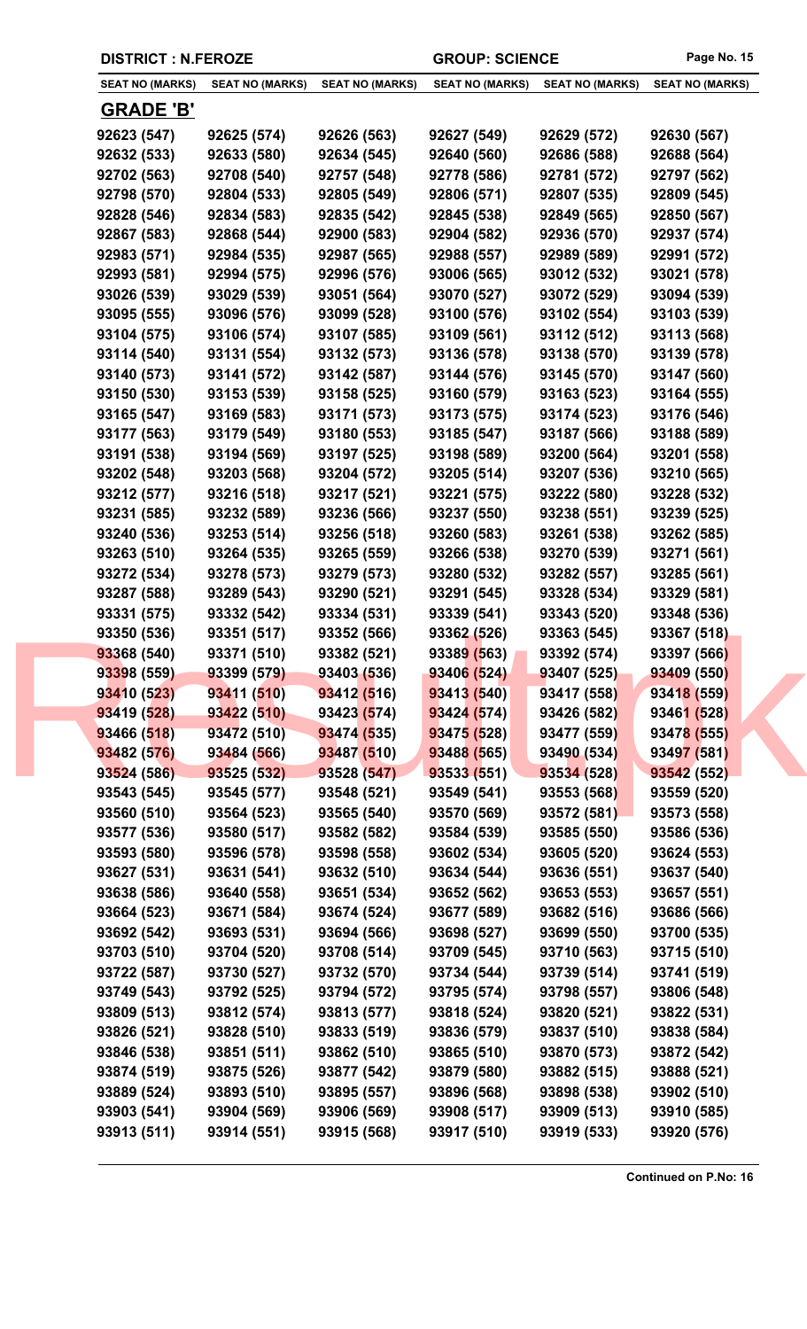DISTRICT : N.FEROZE | GROUP: SCIENCE

| SEAT NO (MARKS) | SEAT NO (MARKS) | SEAT NO (MARKS) | SEAT NO (MARKS) | SEAT NO (MARKS) | SEAT NO (MARKS) |
|---|---|---|---|---|---|

## GRADE 'B'

| | | | | | |
|---|---|---|---|---|---|
| 92623 (547) | 92625 (574) | 92626 (563) | 92627 (549) | 92629 (572) | 92630 (567) |
| 92632 (533) | 92633 (580) | 92634 (545) | 92640 (560) | 92686 (588) | 92688 (564) |
| 92702 (563) | 92708 (540) | 92757 (548) | 92778 (586) | 92781 (572) | 92797 (562) |
| 92798 (570) | 92804 (533) | 92805 (549) | 92806 (571) | 92807 (535) | 92809 (545) |
| 92828 (546) | 92834 (583) | 92835 (542) | 92845 (538) | 92849 (565) | 92850 (567) |
| 92867 (583) | 92868 (544) | 92900 (583) | 92904 (582) | 92936 (570) | 92937 (574) |
| 92983 (571) | 92984 (535) | 92987 (565) | 92988 (557) | 92989 (589) | 92991 (572) |
| 92993 (581) | 92994 (575) | 92996 (576) | 93006 (565) | 93012 (532) | 93021 (578) |
| 93026 (539) | 93029 (539) | 93051 (564) | 93070 (527) | 93072 (529) | 93094 (539) |
| 93095 (555) | 93096 (576) | 93099 (528) | 93100 (576) | 93102 (554) | 93103 (539) |
| 93104 (575) | 93106 (574) | 93107 (585) | 93109 (561) | 93112 (512) | 93113 (568) |
| 93114 (540) | 93131 (554) | 93132 (573) | 93136 (578) | 93138 (570) | 93139 (578) |
| 93140 (573) | 93141 (572) | 93142 (587) | 93144 (576) | 93145 (570) | 93147 (560) |
| 93150 (530) | 93153 (539) | 93158 (525) | 93160 (579) | 93163 (523) | 93164 (555) |
| 93165 (547) | 93169 (583) | 93171 (573) | 93173 (575) | 93174 (523) | 93176 (546) |
| 93177 (563) | 93179 (549) | 93180 (553) | 93185 (547) | 93187 (566) | 93188 (589) |
| 93191 (538) | 93194 (569) | 93197 (525) | 93198 (589) | 93200 (564) | 93201 (558) |
| 93202 (548) | 93203 (568) | 93204 (572) | 93205 (514) | 93207 (536) | 93210 (565) |
| 93212 (577) | 93216 (518) | 93217 (521) | 93221 (575) | 93222 (580) | 93228 (532) |
| 93231 (585) | 93232 (589) | 93236 (566) | 93237 (550) | 93238 (551) | 93239 (525) |
| 93240 (536) | 93253 (514) | 93256 (518) | 93260 (583) | 93261 (538) | 93262 (585) |
| 93263 (510) | 93264 (535) | 93265 (559) | 93266 (538) | 93270 (539) | 93271 (561) |
| 93272 (534) | 93278 (573) | 93279 (573) | 93280 (532) | 93282 (557) | 93285 (561) |
| 93287 (588) | 93289 (543) | 93290 (521) | 93291 (545) | 93328 (534) | 93329 (581) |
| 93331 (575) | 93332 (542) | 93334 (531) | 93339 (541) | 93343 (520) | 93348 (536) |
| 93350 (536) | 93351 (517) | 93352 (566) | 93362 (526) | 93363 (545) | 93367 (518) |
| 93368 (540) | 93371 (510) | 93382 (521) | 93389 (563) | 93392 (574) | 93397 (566) |
| 93398 (559) | 93399 (579) | 93403 (536) | 93406 (524) | 93407 (525) | 93409 (550) |
| 93410 (523) | 93411 (510) | 93412 (516) | 93413 (540) | 93417 (558) | 93418 (559) |
| 93419 (528) | 93422 (510) | 93423 (574) | 93424 (574) | 93426 (582) | 93461 (528) |
| 93466 (518) | 93472 (510) | 93474 (535) | 93475 (528) | 93477 (559) | 93478 (555) |
| 93482 (576) | 93484 (566) | 93487 (510) | 93488 (565) | 93490 (534) | 93497 (581) |
| 93524 (586) | 93525 (532) | 93528 (547) | 93533 (551) | 93534 (528) | 93542 (552) |
| 93543 (545) | 93545 (577) | 93548 (521) | 93549 (541) | 93553 (568) | 93559 (520) |
| 93560 (510) | 93564 (523) | 93565 (540) | 93570 (569) | 93572 (581) | 93573 (558) |
| 93577 (536) | 93580 (517) | 93582 (582) | 93584 (539) | 93585 (550) | 93586 (536) |
| 93593 (580) | 93596 (578) | 93598 (558) | 93602 (534) | 93605 (520) | 93624 (553) |
| 93627 (531) | 93631 (541) | 93632 (510) | 93634 (544) | 93636 (551) | 93637 (540) |
| 93638 (586) | 93640 (558) | 93651 (534) | 93652 (562) | 93653 (553) | 93657 (551) |
| 93664 (523) | 93671 (584) | 93674 (524) | 93677 (589) | 93682 (516) | 93686 (566) |
| 93692 (542) | 93693 (531) | 93694 (566) | 93698 (527) | 93699 (550) | 93700 (535) |
| 93703 (510) | 93704 (520) | 93708 (514) | 93709 (545) | 93710 (563) | 93715 (510) |
| 93722 (587) | 93730 (527) | 93732 (570) | 93734 (544) | 93739 (514) | 93741 (519) |
| 93749 (543) | 93792 (525) | 93794 (572) | 93795 (574) | 93798 (557) | 93806 (548) |
| 93809 (513) | 93812 (574) | 93813 (577) | 93818 (524) | 93820 (521) | 93822 (531) |
| 93826 (521) | 93828 (510) | 93833 (519) | 93836 (579) | 93837 (510) | 93838 (584) |
| 93846 (538) | 93851 (511) | 93862 (510) | 93865 (510) | 93870 (573) | 93872 (542) |
| 93874 (519) | 93875 (526) | 93877 (542) | 93879 (580) | 93882 (515) | 93888 (521) |
| 93889 (524) | 93893 (510) | 93895 (557) | 93896 (568) | 93898 (538) | 93902 (510) |
| 93903 (541) | 93904 (569) | 93906 (569) | 93908 (517) | 93909 (513) | 93910 (585) |
| 93913 (511) | 93914 (551) | 93915 (568) | 93917 (510) | 93919 (533) | 93920 (576) |

**Continued on P.No: 16**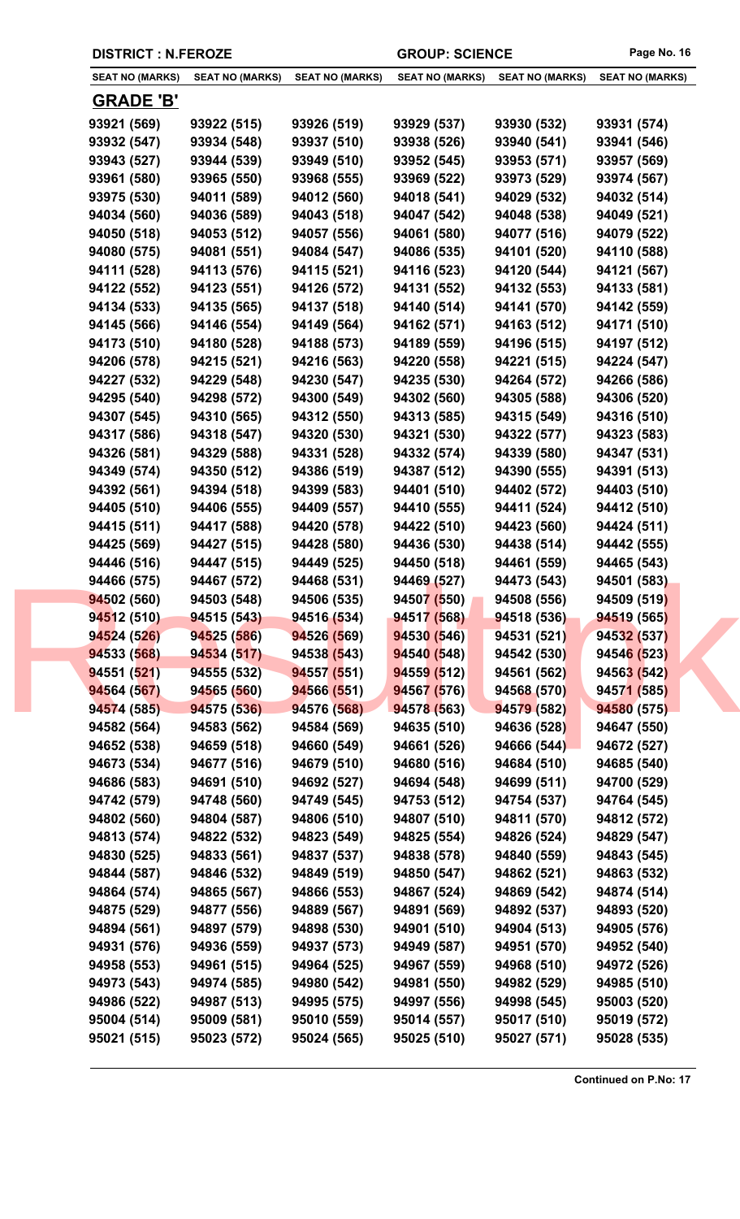DISTRICT : N.FEROZE | GROUP: SCIENCE

| SEAT NO (MARKS) | SEAT NO (MARKS) | SEAT NO (MARKS) | SEAT NO (MARKS) | SEAT NO (MARKS) | SEAT NO (MARKS) |
|---|---|---|---|---|---|

## GRADE 'B'

| | | | | | |
|---|---|---|---|---|---|
| 93921 (569) | 93922 (515) | 93926 (519) | 93929 (537) | 93930 (532) | 93931 (574) |
| 93932 (547) | 93934 (548) | 93937 (510) | 93938 (526) | 93940 (541) | 93941 (546) |
| 93943 (527) | 93944 (539) | 93949 (510) | 93952 (545) | 93953 (571) | 93957 (569) |
| 93961 (580) | 93965 (550) | 93968 (555) | 93969 (522) | 93973 (529) | 93974 (567) |
| 93975 (530) | 94011 (589) | 94012 (560) | 94018 (541) | 94029 (532) | 94032 (514) |
| 94034 (560) | 94036 (589) | 94043 (518) | 94047 (542) | 94048 (538) | 94049 (521) |
| 94050 (518) | 94053 (512) | 94057 (556) | 94061 (580) | 94077 (516) | 94079 (522) |
| 94080 (575) | 94081 (551) | 94084 (547) | 94086 (535) | 94101 (520) | 94110 (588) |
| 94111 (528) | 94113 (576) | 94115 (521) | 94116 (523) | 94120 (544) | 94121 (567) |
| 94122 (552) | 94123 (551) | 94126 (572) | 94131 (552) | 94132 (553) | 94133 (581) |
| 94134 (533) | 94135 (565) | 94137 (518) | 94140 (514) | 94141 (570) | 94142 (559) |
| 94145 (566) | 94146 (554) | 94149 (564) | 94162 (571) | 94163 (512) | 94171 (510) |
| 94173 (510) | 94180 (528) | 94188 (573) | 94189 (559) | 94196 (515) | 94197 (512) |
| 94206 (578) | 94215 (521) | 94216 (563) | 94220 (558) | 94221 (515) | 94224 (547) |
| 94227 (532) | 94229 (548) | 94230 (547) | 94235 (530) | 94264 (572) | 94266 (586) |
| 94295 (540) | 94298 (572) | 94300 (549) | 94302 (560) | 94305 (588) | 94306 (520) |
| 94307 (545) | 94310 (565) | 94312 (550) | 94313 (585) | 94315 (549) | 94316 (510) |
| 94317 (586) | 94318 (547) | 94320 (530) | 94321 (530) | 94322 (577) | 94323 (583) |
| 94326 (581) | 94329 (588) | 94331 (528) | 94332 (574) | 94339 (580) | 94347 (531) |
| 94349 (574) | 94350 (512) | 94386 (519) | 94387 (512) | 94390 (555) | 94391 (513) |
| 94392 (561) | 94394 (518) | 94399 (583) | 94401 (510) | 94402 (572) | 94403 (510) |
| 94405 (510) | 94406 (555) | 94409 (557) | 94410 (555) | 94411 (524) | 94412 (510) |
| 94415 (511) | 94417 (588) | 94420 (578) | 94422 (510) | 94423 (560) | 94424 (511) |
| 94425 (569) | 94427 (515) | 94428 (580) | 94436 (530) | 94438 (514) | 94442 (555) |
| 94446 (516) | 94447 (515) | 94449 (525) | 94450 (518) | 94461 (559) | 94465 (543) |
| 94466 (575) | 94467 (572) | 94468 (531) | 94469 (527) | 94473 (543) | 94501 (583) |
| 94502 (560) | 94503 (548) | 94506 (535) | 94507 (550) | 94508 (556) | 94509 (519) |
| 94512 (510) | 94515 (543) | 94516 (534) | 94517 (568) | 94518 (536) | 94519 (565) |
| 94524 (526) | 94525 (586) | 94526 (569) | 94530 (546) | 94531 (521) | 94532 (537) |
| 94533 (568) | 94534 (517) | 94538 (543) | 94540 (548) | 94542 (530) | 94546 (523) |
| 94551 (521) | 94555 (532) | 94557 (551) | 94559 (512) | 94561 (562) | 94563 (542) |
| 94564 (567) | 94565 (560) | 94566 (551) | 94567 (576) | 94568 (570) | 94571 (585) |
| 94574 (585) | 94575 (536) | 94576 (568) | 94578 (563) | 94579 (582) | 94580 (575) |
| 94582 (564) | 94583 (562) | 94584 (569) | 94635 (510) | 94636 (528) | 94647 (550) |
| 94652 (538) | 94659 (518) | 94660 (549) | 94661 (526) | 94666 (544) | 94672 (527) |
| 94673 (534) | 94677 (516) | 94679 (510) | 94680 (516) | 94684 (510) | 94685 (540) |
| 94686 (583) | 94691 (510) | 94692 (527) | 94694 (548) | 94699 (511) | 94700 (529) |
| 94742 (579) | 94748 (560) | 94749 (545) | 94753 (512) | 94754 (537) | 94764 (545) |
| 94802 (560) | 94804 (587) | 94806 (510) | 94807 (510) | 94811 (570) | 94812 (572) |
| 94813 (574) | 94822 (532) | 94823 (549) | 94825 (554) | 94826 (524) | 94829 (547) |
| 94830 (525) | 94833 (561) | 94837 (537) | 94838 (578) | 94840 (559) | 94843 (545) |
| 94844 (587) | 94846 (532) | 94849 (519) | 94850 (547) | 94862 (521) | 94863 (532) |
| 94864 (574) | 94865 (567) | 94866 (553) | 94867 (524) | 94869 (542) | 94874 (514) |
| 94875 (529) | 94877 (556) | 94889 (567) | 94891 (569) | 94892 (537) | 94893 (520) |
| 94894 (561) | 94897 (579) | 94898 (530) | 94901 (510) | 94904 (513) | 94905 (576) |
| 94931 (576) | 94936 (559) | 94937 (573) | 94949 (587) | 94951 (570) | 94952 (540) |
| 94958 (553) | 94961 (515) | 94964 (525) | 94967 (559) | 94968 (510) | 94972 (526) |
| 94973 (543) | 94974 (585) | 94980 (542) | 94981 (550) | 94982 (529) | 94985 (510) |
| 94986 (522) | 94987 (513) | 94995 (575) | 94997 (556) | 94998 (545) | 95003 (520) |
| 95004 (514) | 95009 (581) | 95010 (559) | 95014 (557) | 95017 (510) | 95019 (572) |
| 95021 (515) | 95023 (572) | 95024 (565) | 95025 (510) | 95027 (571) | 95028 (535) |

**Continued on P.No: 17**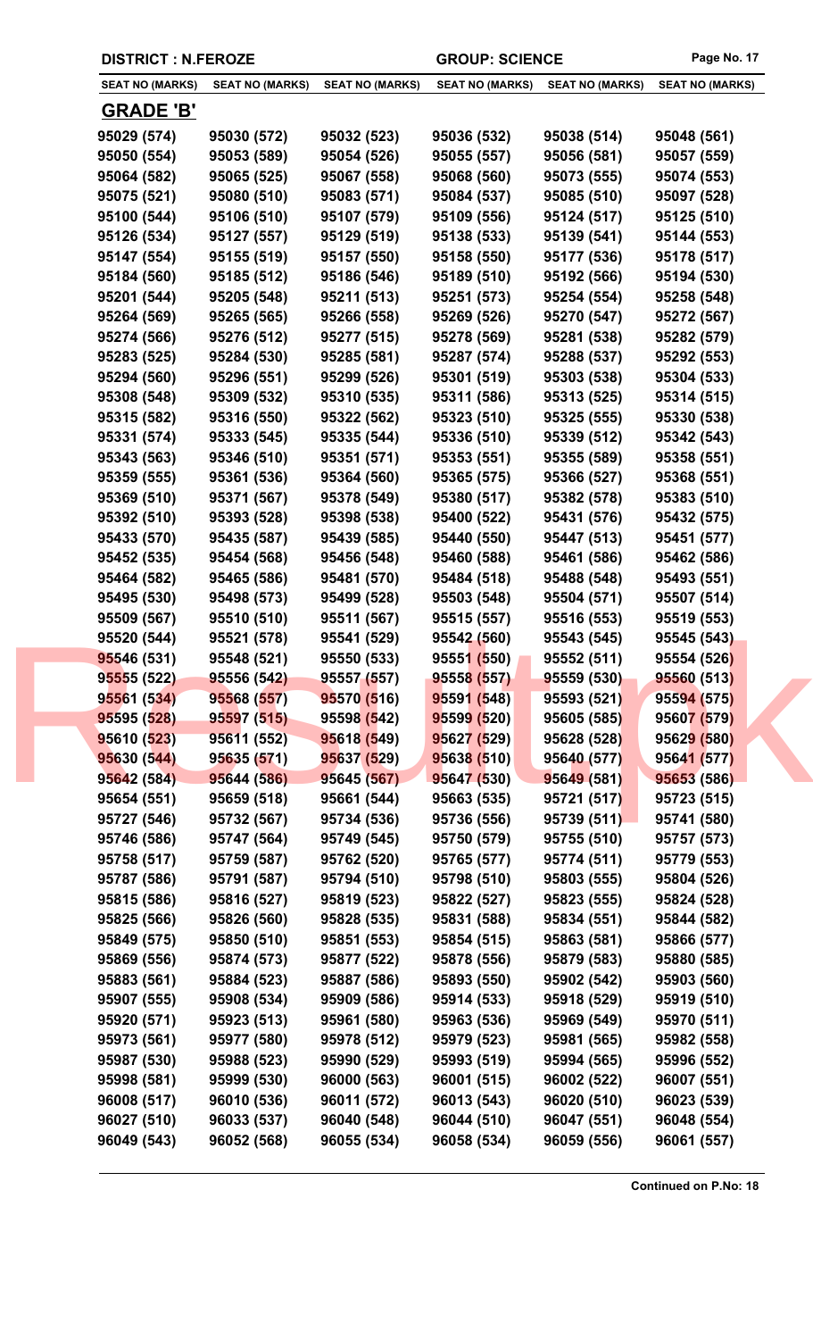DISTRICT : N.FEROZE — GROUP: SCIENCE

| SEAT NO (MARKS) | SEAT NO (MARKS) | SEAT NO (MARKS) | SEAT NO (MARKS) | SEAT NO (MARKS) | SEAT NO (MARKS) |
|---|---|---|---|---|---|

## GRADE 'B'

| | | | | | |
|---|---|---|---|---|---|
| 95029 (574) | 95030 (572) | 95032 (523) | 95036 (532) | 95038 (514) | 95048 (561) |
| 95050 (554) | 95053 (589) | 95054 (526) | 95055 (557) | 95056 (581) | 95057 (559) |
| 95064 (582) | 95065 (525) | 95067 (558) | 95068 (560) | 95073 (555) | 95074 (553) |
| 95075 (521) | 95080 (510) | 95083 (571) | 95084 (537) | 95085 (510) | 95097 (528) |
| 95100 (544) | 95106 (510) | 95107 (579) | 95109 (556) | 95124 (517) | 95125 (510) |
| 95126 (534) | 95127 (557) | 95129 (519) | 95138 (533) | 95139 (541) | 95144 (553) |
| 95147 (554) | 95155 (519) | 95157 (550) | 95158 (550) | 95177 (536) | 95178 (517) |
| 95184 (560) | 95185 (512) | 95186 (546) | 95189 (510) | 95192 (566) | 95194 (530) |
| 95201 (544) | 95205 (548) | 95211 (513) | 95251 (573) | 95254 (554) | 95258 (548) |
| 95264 (569) | 95265 (565) | 95266 (558) | 95269 (526) | 95270 (547) | 95272 (567) |
| 95274 (566) | 95276 (512) | 95277 (515) | 95278 (569) | 95281 (538) | 95282 (579) |
| 95283 (525) | 95284 (530) | 95285 (581) | 95287 (574) | 95288 (537) | 95292 (553) |
| 95294 (560) | 95296 (551) | 95299 (526) | 95301 (519) | 95303 (538) | 95304 (533) |
| 95308 (548) | 95309 (532) | 95310 (535) | 95311 (586) | 95313 (525) | 95314 (515) |
| 95315 (582) | 95316 (550) | 95322 (562) | 95323 (510) | 95325 (555) | 95330 (538) |
| 95331 (574) | 95333 (545) | 95335 (544) | 95336 (510) | 95339 (512) | 95342 (543) |
| 95343 (563) | 95346 (510) | 95351 (571) | 95353 (551) | 95355 (589) | 95358 (551) |
| 95359 (555) | 95361 (536) | 95364 (560) | 95365 (575) | 95366 (527) | 95368 (551) |
| 95369 (510) | 95371 (567) | 95378 (549) | 95380 (517) | 95382 (578) | 95383 (510) |
| 95392 (510) | 95393 (528) | 95398 (538) | 95400 (522) | 95431 (576) | 95432 (575) |
| 95433 (570) | 95435 (587) | 95439 (585) | 95440 (550) | 95447 (513) | 95451 (577) |
| 95452 (535) | 95454 (568) | 95456 (548) | 95460 (588) | 95461 (586) | 95462 (586) |
| 95464 (582) | 95465 (586) | 95481 (570) | 95484 (518) | 95488 (548) | 95493 (551) |
| 95495 (530) | 95498 (573) | 95499 (528) | 95503 (548) | 95504 (571) | 95507 (514) |
| 95509 (567) | 95510 (510) | 95511 (567) | 95515 (557) | 95516 (553) | 95519 (553) |
| 95520 (544) | 95521 (578) | 95541 (529) | 95542 (560) | 95543 (545) | 95545 (543) |
| 95546 (531) | 95548 (521) | 95550 (533) | 95551 (550) | 95552 (511) | 95554 (526) |
| 95555 (522) | 95556 (542) | 95557 (557) | 95558 (557) | 95559 (530) | 95560 (513) |
| 95561 (534) | 95568 (557) | 95570 (516) | 95591 (548) | 95593 (521) | 95594 (575) |
| 95595 (528) | 95597 (515) | 95598 (542) | 95599 (520) | 95605 (585) | 95607 (579) |
| 95610 (523) | 95611 (552) | 95618 (549) | 95627 (529) | 95628 (528) | 95629 (580) |
| 95630 (544) | 95635 (571) | 95637 (529) | 95638 (510) | 95640 (577) | 95641 (577) |
| 95642 (584) | 95644 (586) | 95645 (567) | 95647 (530) | 95649 (581) | 95653 (586) |
| 95654 (551) | 95659 (518) | 95661 (544) | 95663 (535) | 95721 (517) | 95723 (515) |
| 95727 (546) | 95732 (567) | 95734 (536) | 95736 (556) | 95739 (511) | 95741 (580) |
| 95746 (586) | 95747 (564) | 95749 (545) | 95750 (579) | 95755 (510) | 95757 (573) |
| 95758 (517) | 95759 (587) | 95762 (520) | 95765 (577) | 95774 (511) | 95779 (553) |
| 95787 (586) | 95791 (587) | 95794 (510) | 95798 (510) | 95803 (555) | 95804 (526) |
| 95815 (586) | 95816 (527) | 95819 (523) | 95822 (527) | 95823 (555) | 95824 (528) |
| 95825 (566) | 95826 (560) | 95828 (535) | 95831 (588) | 95834 (551) | 95844 (582) |
| 95849 (575) | 95850 (510) | 95851 (553) | 95854 (515) | 95863 (581) | 95866 (577) |
| 95869 (556) | 95874 (573) | 95877 (522) | 95878 (556) | 95879 (583) | 95880 (585) |
| 95883 (561) | 95884 (523) | 95887 (586) | 95893 (550) | 95902 (542) | 95903 (560) |
| 95907 (555) | 95908 (534) | 95909 (586) | 95914 (533) | 95918 (529) | 95919 (510) |
| 95920 (571) | 95923 (513) | 95961 (580) | 95963 (536) | 95969 (549) | 95970 (511) |
| 95973 (561) | 95977 (580) | 95978 (512) | 95979 (523) | 95981 (565) | 95982 (558) |
| 95987 (530) | 95988 (523) | 95990 (529) | 95993 (519) | 95994 (565) | 95996 (552) |
| 95998 (581) | 95999 (530) | 96000 (563) | 96001 (515) | 96002 (522) | 96007 (551) |
| 96008 (517) | 96010 (536) | 96011 (572) | 96013 (543) | 96020 (510) | 96023 (539) |
| 96027 (510) | 96033 (537) | 96040 (548) | 96044 (510) | 96047 (551) | 96048 (554) |
| 96049 (543) | 96052 (568) | 96055 (534) | 96058 (534) | 96059 (556) | 96061 (557) |

**Continued on P.No: 18**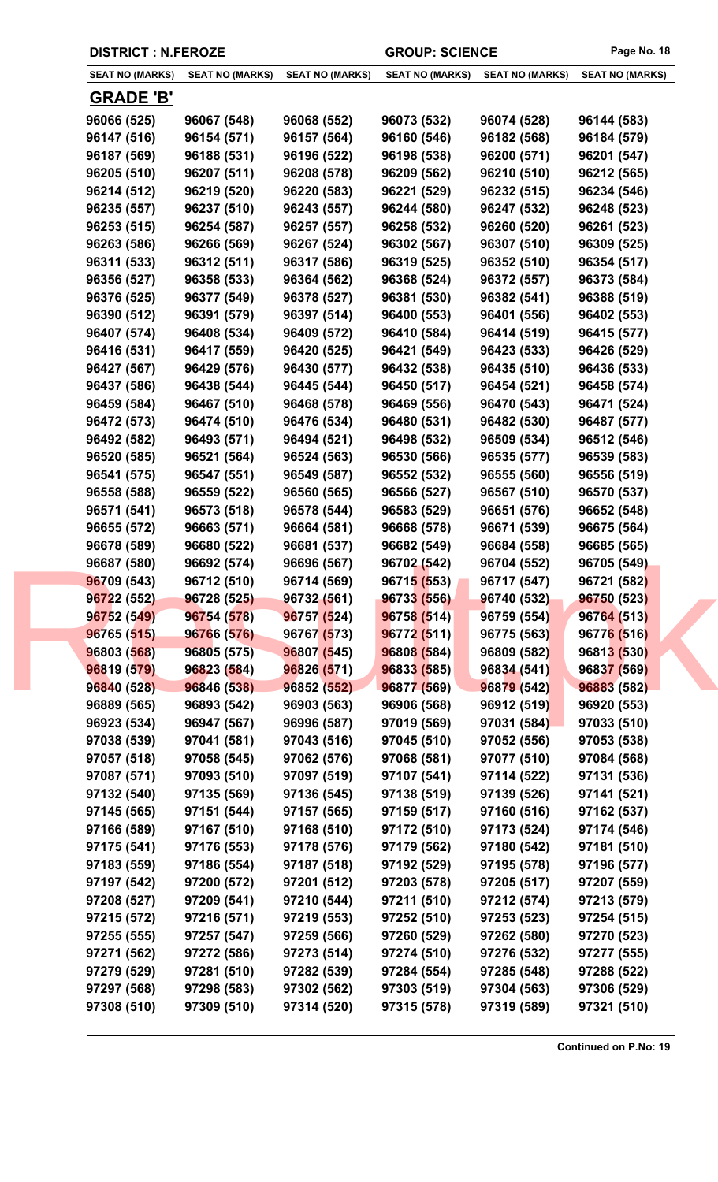DISTRICT : N.FEROZE | GROUP: SCIENCE

| SEAT NO (MARKS) | SEAT NO (MARKS) | SEAT NO (MARKS) | SEAT NO (MARKS) | SEAT NO (MARKS) | SEAT NO (MARKS) |
|---|---|---|---|---|---|

## GRADE 'B'

| | | | | | |
|---|---|---|---|---|---|
| 96066 (525) | 96067 (548) | 96068 (552) | 96073 (532) | 96074 (528) | 96144 (583) |
| 96147 (516) | 96154 (571) | 96157 (564) | 96160 (546) | 96182 (568) | 96184 (579) |
| 96187 (569) | 96188 (531) | 96196 (522) | 96198 (538) | 96200 (571) | 96201 (547) |
| 96205 (510) | 96207 (511) | 96208 (578) | 96209 (562) | 96210 (510) | 96212 (565) |
| 96214 (512) | 96219 (520) | 96220 (583) | 96221 (529) | 96232 (515) | 96234 (546) |
| 96235 (557) | 96237 (510) | 96243 (557) | 96244 (580) | 96247 (532) | 96248 (523) |
| 96253 (515) | 96254 (587) | 96257 (557) | 96258 (532) | 96260 (520) | 96261 (523) |
| 96263 (586) | 96266 (569) | 96267 (524) | 96302 (567) | 96307 (510) | 96309 (525) |
| 96311 (533) | 96312 (511) | 96317 (586) | 96319 (525) | 96352 (510) | 96354 (517) |
| 96356 (527) | 96358 (533) | 96364 (562) | 96368 (524) | 96372 (557) | 96373 (584) |
| 96376 (525) | 96377 (549) | 96378 (527) | 96381 (530) | 96382 (541) | 96388 (519) |
| 96390 (512) | 96391 (579) | 96397 (514) | 96400 (553) | 96401 (556) | 96402 (553) |
| 96407 (574) | 96408 (534) | 96409 (572) | 96410 (584) | 96414 (519) | 96415 (577) |
| 96416 (531) | 96417 (559) | 96420 (525) | 96421 (549) | 96423 (533) | 96426 (529) |
| 96427 (567) | 96429 (576) | 96430 (577) | 96432 (538) | 96435 (510) | 96436 (533) |
| 96437 (586) | 96438 (544) | 96445 (544) | 96450 (517) | 96454 (521) | 96458 (574) |
| 96459 (584) | 96467 (510) | 96468 (578) | 96469 (556) | 96470 (543) | 96471 (524) |
| 96472 (573) | 96474 (510) | 96476 (534) | 96480 (531) | 96482 (530) | 96487 (577) |
| 96492 (582) | 96493 (571) | 96494 (521) | 96498 (532) | 96509 (534) | 96512 (546) |
| 96520 (585) | 96521 (564) | 96524 (563) | 96530 (566) | 96535 (577) | 96539 (583) |
| 96541 (575) | 96547 (551) | 96549 (587) | 96552 (532) | 96555 (560) | 96556 (519) |
| 96558 (588) | 96559 (522) | 96560 (565) | 96566 (527) | 96567 (510) | 96570 (537) |
| 96571 (541) | 96573 (518) | 96578 (544) | 96583 (529) | 96651 (576) | 96652 (548) |
| 96655 (572) | 96663 (571) | 96664 (581) | 96668 (578) | 96671 (539) | 96675 (564) |
| 96678 (589) | 96680 (522) | 96681 (537) | 96682 (549) | 96684 (558) | 96685 (565) |
| 96687 (580) | 96692 (574) | 96696 (567) | 96702 (542) | 96704 (552) | 96705 (549) |
| 96709 (543) | 96712 (510) | 96714 (569) | 96715 (553) | 96717 (547) | 96721 (582) |
| 96722 (552) | 96728 (525) | 96732 (561) | 96733 (556) | 96740 (532) | 96750 (523) |
| 96752 (549) | 96754 (578) | 96757 (524) | 96758 (514) | 96759 (554) | 96764 (513) |
| 96765 (515) | 96766 (576) | 96767 (573) | 96772 (511) | 96775 (563) | 96776 (516) |
| 96803 (568) | 96805 (575) | 96807 (545) | 96808 (584) | 96809 (582) | 96813 (530) |
| 96819 (579) | 96823 (584) | 96826 (571) | 96833 (585) | 96834 (541) | 96837 (569) |
| 96840 (528) | 96846 (538) | 96852 (552) | 96877 (569) | 96879 (542) | 96883 (582) |
| 96889 (565) | 96893 (542) | 96903 (563) | 96906 (568) | 96912 (519) | 96920 (553) |
| 96923 (534) | 96947 (567) | 96996 (587) | 97019 (569) | 97031 (584) | 97033 (510) |
| 97038 (539) | 97041 (581) | 97043 (516) | 97045 (510) | 97052 (556) | 97053 (538) |
| 97057 (518) | 97058 (545) | 97062 (576) | 97068 (581) | 97077 (510) | 97084 (568) |
| 97087 (571) | 97093 (510) | 97097 (519) | 97107 (541) | 97114 (522) | 97131 (536) |
| 97132 (540) | 97135 (569) | 97136 (545) | 97138 (519) | 97139 (526) | 97141 (521) |
| 97145 (565) | 97151 (544) | 97157 (565) | 97159 (517) | 97160 (516) | 97162 (537) |
| 97166 (589) | 97167 (510) | 97168 (510) | 97172 (510) | 97173 (524) | 97174 (546) |
| 97175 (541) | 97176 (553) | 97178 (576) | 97179 (562) | 97180 (542) | 97181 (510) |
| 97183 (559) | 97186 (554) | 97187 (518) | 97192 (529) | 97195 (578) | 97196 (577) |
| 97197 (542) | 97200 (572) | 97201 (512) | 97203 (578) | 97205 (517) | 97207 (559) |
| 97208 (527) | 97209 (541) | 97210 (544) | 97211 (510) | 97212 (574) | 97213 (579) |
| 97215 (572) | 97216 (571) | 97219 (553) | 97252 (510) | 97253 (523) | 97254 (515) |
| 97255 (555) | 97257 (547) | 97259 (566) | 97260 (529) | 97262 (580) | 97270 (523) |
| 97271 (562) | 97272 (586) | 97273 (514) | 97274 (510) | 97276 (532) | 97277 (555) |
| 97279 (529) | 97281 (510) | 97282 (539) | 97284 (554) | 97285 (548) | 97288 (522) |
| 97297 (568) | 97298 (583) | 97302 (562) | 97303 (519) | 97304 (563) | 97306 (529) |
| 97308 (510) | 97309 (510) | 97314 (520) | 97315 (578) | 97319 (589) | 97321 (510) |

**Continued on P.No: 19**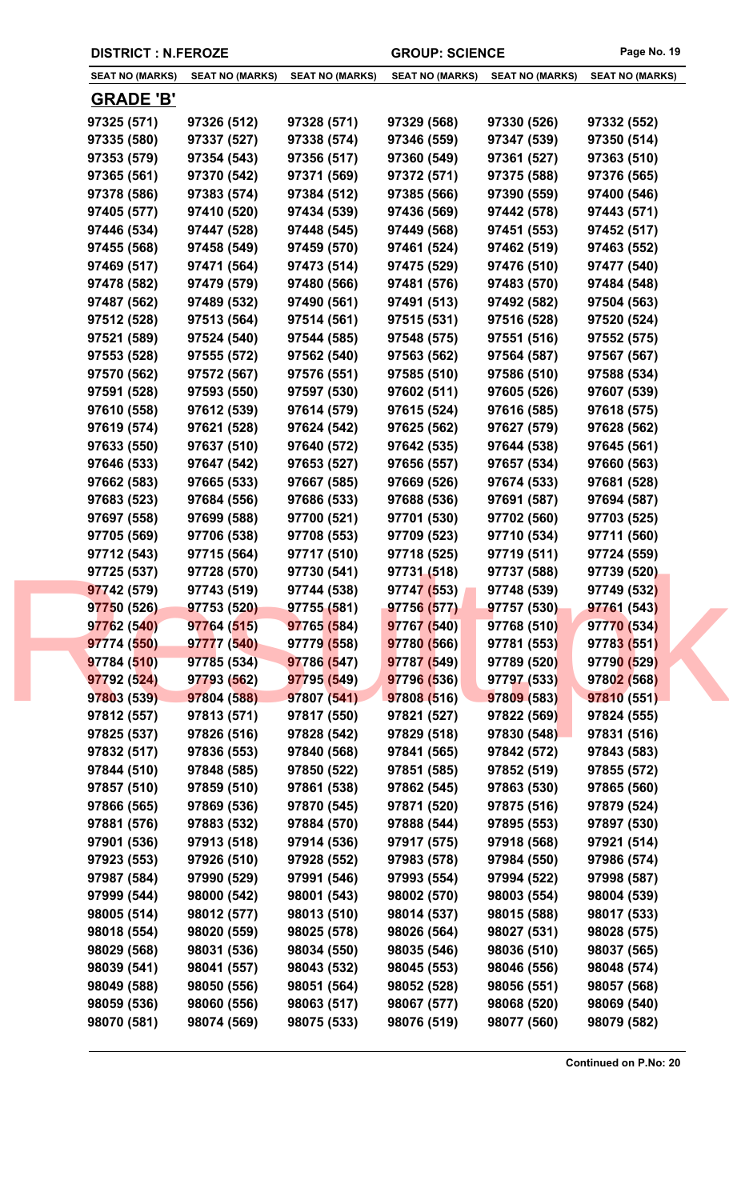DISTRICT : N.FEROZE GROUP: SCIENCE

| SEAT NO (MARKS) | SEAT NO (MARKS) | SEAT NO (MARKS) | SEAT NO (MARKS) | SEAT NO (MARKS) | SEAT NO (MARKS) |
|---|---|---|---|---|---|

## GRADE 'B'

| | | | | | |
|---|---|---|---|---|---|
| 97325 (571) | 97326 (512) | 97328 (571) | 97329 (568) | 97330 (526) | 97332 (552) |
| 97335 (580) | 97337 (527) | 97338 (574) | 97346 (559) | 97347 (539) | 97350 (514) |
| 97353 (579) | 97354 (543) | 97356 (517) | 97360 (549) | 97361 (527) | 97363 (510) |
| 97365 (561) | 97370 (542) | 97371 (569) | 97372 (571) | 97375 (588) | 97376 (565) |
| 97378 (586) | 97383 (574) | 97384 (512) | 97385 (566) | 97390 (559) | 97400 (546) |
| 97405 (577) | 97410 (520) | 97434 (539) | 97436 (569) | 97442 (578) | 97443 (571) |
| 97446 (534) | 97447 (528) | 97448 (545) | 97449 (568) | 97451 (553) | 97452 (517) |
| 97455 (568) | 97458 (549) | 97459 (570) | 97461 (524) | 97462 (519) | 97463 (552) |
| 97469 (517) | 97471 (564) | 97473 (514) | 97475 (529) | 97476 (510) | 97477 (540) |
| 97478 (582) | 97479 (579) | 97480 (566) | 97481 (576) | 97483 (570) | 97484 (548) |
| 97487 (562) | 97489 (532) | 97490 (561) | 97491 (513) | 97492 (582) | 97504 (563) |
| 97512 (528) | 97513 (564) | 97514 (561) | 97515 (531) | 97516 (528) | 97520 (524) |
| 97521 (589) | 97524 (540) | 97544 (585) | 97548 (575) | 97551 (516) | 97552 (575) |
| 97553 (528) | 97555 (572) | 97562 (540) | 97563 (562) | 97564 (587) | 97567 (567) |
| 97570 (562) | 97572 (567) | 97576 (551) | 97585 (510) | 97586 (510) | 97588 (534) |
| 97591 (528) | 97593 (550) | 97597 (530) | 97602 (511) | 97605 (526) | 97607 (539) |
| 97610 (558) | 97612 (539) | 97614 (579) | 97615 (524) | 97616 (585) | 97618 (575) |
| 97619 (574) | 97621 (528) | 97624 (542) | 97625 (562) | 97627 (579) | 97628 (562) |
| 97633 (550) | 97637 (510) | 97640 (572) | 97642 (535) | 97644 (538) | 97645 (561) |
| 97646 (533) | 97647 (542) | 97653 (527) | 97656 (557) | 97657 (534) | 97660 (563) |
| 97662 (583) | 97665 (533) | 97667 (585) | 97669 (526) | 97674 (533) | 97681 (528) |
| 97683 (523) | 97684 (556) | 97686 (533) | 97688 (536) | 97691 (587) | 97694 (587) |
| 97697 (558) | 97699 (588) | 97700 (521) | 97701 (530) | 97702 (560) | 97703 (525) |
| 97705 (569) | 97706 (538) | 97708 (553) | 97709 (523) | 97710 (534) | 97711 (560) |
| 97712 (543) | 97715 (564) | 97717 (510) | 97718 (525) | 97719 (511) | 97724 (559) |
| 97725 (537) | 97728 (570) | 97730 (541) | 97731 (518) | 97737 (588) | 97739 (520) |
| 97742 (579) | 97743 (519) | 97744 (538) | 97747 (553) | 97748 (539) | 97749 (532) |
| 97750 (526) | 97753 (520) | 97755 (581) | 97756 (577) | 97757 (530) | 97761 (543) |
| 97762 (540) | 97764 (515) | 97765 (584) | 97767 (540) | 97768 (510) | 97770 (534) |
| 97774 (550) | 97777 (540) | 97779 (558) | 97780 (566) | 97781 (553) | 97783 (551) |
| 97784 (510) | 97785 (534) | 97786 (547) | 97787 (549) | 97789 (520) | 97790 (529) |
| 97792 (524) | 97793 (562) | 97795 (549) | 97796 (536) | 97797 (533) | 97802 (568) |
| 97803 (539) | 97804 (588) | 97807 (541) | 97808 (516) | 97809 (583) | 97810 (551) |
| 97812 (557) | 97813 (571) | 97817 (550) | 97821 (527) | 97822 (569) | 97824 (555) |
| 97825 (537) | 97826 (516) | 97828 (542) | 97829 (518) | 97830 (548) | 97831 (516) |
| 97832 (517) | 97836 (553) | 97840 (568) | 97841 (565) | 97842 (572) | 97843 (583) |
| 97844 (510) | 97848 (585) | 97850 (522) | 97851 (585) | 97852 (519) | 97855 (572) |
| 97857 (510) | 97859 (510) | 97861 (538) | 97862 (545) | 97863 (530) | 97865 (560) |
| 97866 (565) | 97869 (536) | 97870 (545) | 97871 (520) | 97875 (516) | 97879 (524) |
| 97881 (576) | 97883 (532) | 97884 (570) | 97888 (544) | 97895 (553) | 97897 (530) |
| 97901 (536) | 97913 (518) | 97914 (536) | 97917 (575) | 97918 (568) | 97921 (514) |
| 97923 (553) | 97926 (510) | 97928 (552) | 97983 (578) | 97984 (550) | 97986 (574) |
| 97987 (584) | 97990 (529) | 97991 (546) | 97993 (554) | 97994 (522) | 97998 (587) |
| 97999 (544) | 98000 (542) | 98001 (543) | 98002 (570) | 98003 (554) | 98004 (539) |
| 98005 (514) | 98012 (577) | 98013 (510) | 98014 (537) | 98015 (588) | 98017 (533) |
| 98018 (554) | 98020 (559) | 98025 (578) | 98026 (564) | 98027 (531) | 98028 (575) |
| 98029 (568) | 98031 (536) | 98034 (550) | 98035 (546) | 98036 (510) | 98037 (565) |
| 98039 (541) | 98041 (557) | 98043 (532) | 98045 (553) | 98046 (556) | 98048 (574) |
| 98049 (588) | 98050 (556) | 98051 (564) | 98052 (528) | 98056 (551) | 98057 (568) |
| 98059 (536) | 98060 (556) | 98063 (517) | 98067 (577) | 98068 (520) | 98069 (540) |
| 98070 (581) | 98074 (569) | 98075 (533) | 98076 (519) | 98077 (560) | 98079 (582) |

**Continued on P.No: 20**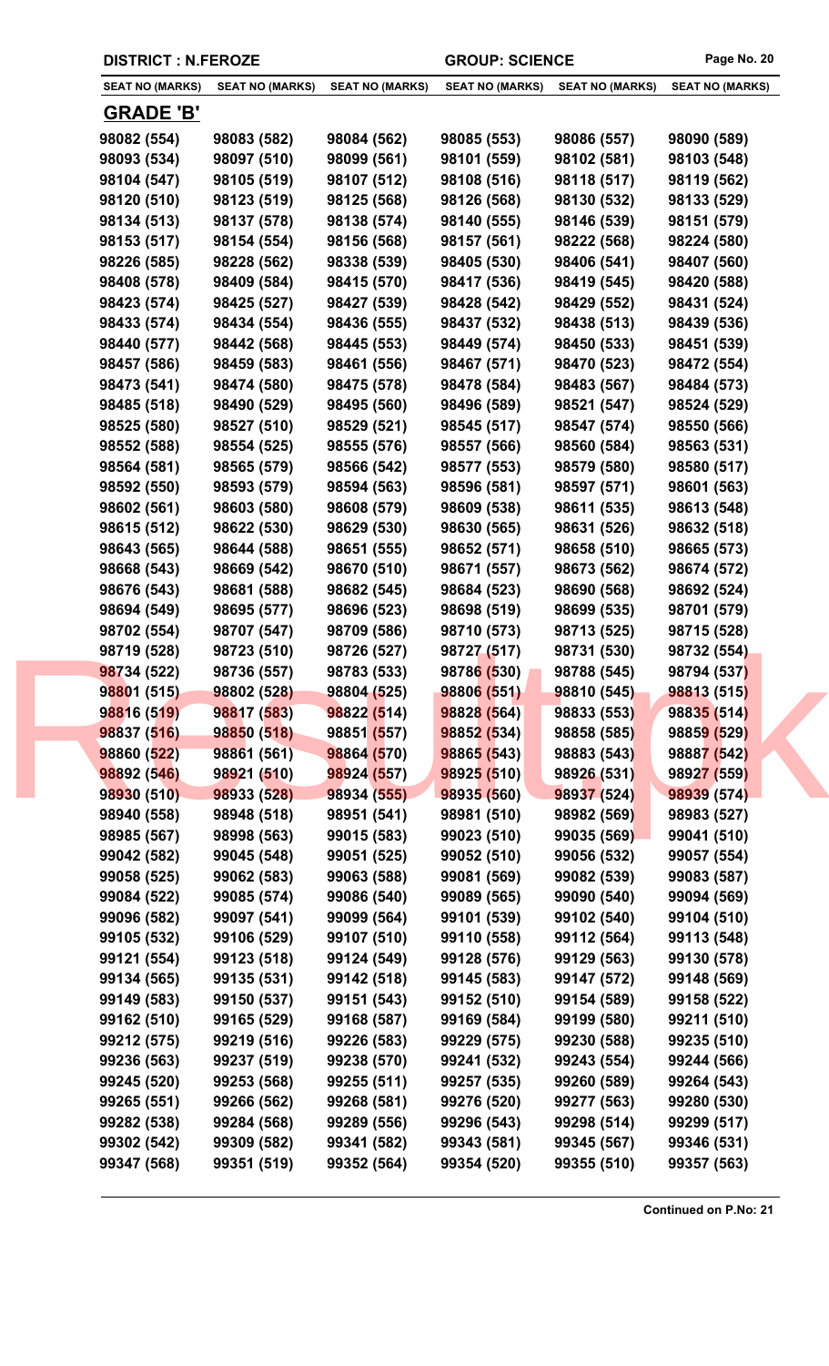**DISTRICT : N.FEROZE** | **GROUP: SCIENCE**

| SEAT NO (MARKS) | SEAT NO (MARKS) | SEAT NO (MARKS) | SEAT NO (MARKS) | SEAT NO (MARKS) | SEAT NO (MARKS) |
|---|---|---|---|---|---|

## GRADE 'B'

| | | | | | |
|---|---|---|---|---|---|
| 98082 (554) | 98083 (582) | 98084 (562) | 98085 (553) | 98086 (557) | 98090 (589) |
| 98093 (534) | 98097 (510) | 98099 (561) | 98101 (559) | 98102 (581) | 98103 (548) |
| 98104 (547) | 98105 (519) | 98107 (512) | 98108 (516) | 98118 (517) | 98119 (562) |
| 98120 (510) | 98123 (519) | 98125 (568) | 98126 (568) | 98130 (532) | 98133 (529) |
| 98134 (513) | 98137 (578) | 98138 (574) | 98140 (555) | 98146 (539) | 98151 (579) |
| 98153 (517) | 98154 (554) | 98156 (568) | 98157 (561) | 98222 (568) | 98224 (580) |
| 98226 (585) | 98228 (562) | 98338 (539) | 98405 (530) | 98406 (541) | 98407 (560) |
| 98408 (578) | 98409 (584) | 98415 (570) | 98417 (536) | 98419 (545) | 98420 (588) |
| 98423 (574) | 98425 (527) | 98427 (539) | 98428 (542) | 98429 (552) | 98431 (524) |
| 98433 (574) | 98434 (554) | 98436 (555) | 98437 (532) | 98438 (513) | 98439 (536) |
| 98440 (577) | 98442 (568) | 98445 (553) | 98449 (574) | 98450 (533) | 98451 (539) |
| 98457 (586) | 98459 (583) | 98461 (556) | 98467 (571) | 98470 (523) | 98472 (554) |
| 98473 (541) | 98474 (580) | 98475 (578) | 98478 (584) | 98483 (567) | 98484 (573) |
| 98485 (518) | 98490 (529) | 98495 (560) | 98496 (589) | 98521 (547) | 98524 (529) |
| 98525 (580) | 98527 (510) | 98529 (521) | 98545 (517) | 98547 (574) | 98550 (566) |
| 98552 (588) | 98554 (525) | 98555 (576) | 98557 (566) | 98560 (584) | 98563 (531) |
| 98564 (581) | 98565 (579) | 98566 (542) | 98577 (553) | 98579 (580) | 98580 (517) |
| 98592 (550) | 98593 (579) | 98594 (563) | 98596 (581) | 98597 (571) | 98601 (563) |
| 98602 (561) | 98603 (580) | 98608 (579) | 98609 (538) | 98611 (535) | 98613 (548) |
| 98615 (512) | 98622 (530) | 98629 (530) | 98630 (565) | 98631 (526) | 98632 (518) |
| 98643 (565) | 98644 (588) | 98651 (555) | 98652 (571) | 98658 (510) | 98665 (573) |
| 98668 (543) | 98669 (542) | 98670 (510) | 98671 (557) | 98673 (562) | 98674 (572) |
| 98676 (543) | 98681 (588) | 98682 (545) | 98684 (523) | 98690 (568) | 98692 (524) |
| 98694 (549) | 98695 (577) | 98696 (523) | 98698 (519) | 98699 (535) | 98701 (579) |
| 98702 (554) | 98707 (547) | 98709 (586) | 98710 (573) | 98713 (525) | 98715 (528) |
| 98719 (528) | 98723 (510) | 98726 (527) | 98727 (517) | 98731 (530) | 98732 (554) |
| 98734 (522) | 98736 (557) | 98783 (533) | 98786 (530) | 98788 (545) | 98794 (537) |
| 98801 (515) | 98802 (528) | 98804 (525) | 98806 (551) | 98810 (545) | 98813 (515) |
| 98816 (519) | 98817 (583) | 98822 (514) | 98828 (564) | 98833 (553) | 98835 (514) |
| 98837 (516) | 98850 (518) | 98851 (557) | 98852 (534) | 98858 (585) | 98859 (529) |
| 98860 (522) | 98861 (561) | 98864 (570) | 98865 (543) | 98883 (543) | 98887 (542) |
| 98892 (546) | 98921 (510) | 98924 (557) | 98925 (510) | 98926 (531) | 98927 (559) |
| 98930 (510) | 98933 (528) | 98934 (555) | 98935 (560) | 98937 (524) | 98939 (574) |
| 98940 (558) | 98948 (518) | 98951 (541) | 98981 (510) | 98982 (569) | 98983 (527) |
| 98985 (567) | 98998 (563) | 99015 (583) | 99023 (510) | 99035 (569) | 99041 (510) |
| 99042 (582) | 99045 (548) | 99051 (525) | 99052 (510) | 99056 (532) | 99057 (554) |
| 99058 (525) | 99062 (583) | 99063 (588) | 99081 (569) | 99082 (539) | 99083 (587) |
| 99084 (522) | 99085 (574) | 99086 (540) | 99089 (565) | 99090 (540) | 99094 (569) |
| 99096 (582) | 99097 (541) | 99099 (564) | 99101 (539) | 99102 (540) | 99104 (510) |
| 99105 (532) | 99106 (529) | 99107 (510) | 99110 (558) | 99112 (564) | 99113 (548) |
| 99121 (554) | 99123 (518) | 99124 (549) | 99128 (576) | 99129 (563) | 99130 (578) |
| 99134 (565) | 99135 (531) | 99142 (518) | 99145 (583) | 99147 (572) | 99148 (569) |
| 99149 (583) | 99150 (537) | 99151 (543) | 99152 (510) | 99154 (589) | 99158 (522) |
| 99162 (510) | 99165 (529) | 99168 (587) | 99169 (584) | 99199 (580) | 99211 (510) |
| 99212 (575) | 99219 (516) | 99226 (583) | 99229 (575) | 99230 (588) | 99235 (510) |
| 99236 (563) | 99237 (519) | 99238 (570) | 99241 (532) | 99243 (554) | 99244 (566) |
| 99245 (520) | 99253 (568) | 99255 (511) | 99257 (535) | 99260 (589) | 99264 (543) |
| 99265 (551) | 99266 (562) | 99268 (581) | 99276 (520) | 99277 (563) | 99280 (530) |
| 99282 (538) | 99284 (568) | 99289 (556) | 99296 (543) | 99298 (514) | 99299 (517) |
| 99302 (542) | 99309 (582) | 99341 (582) | 99343 (581) | 99345 (567) | 99346 (531) |
| 99347 (568) | 99351 (519) | 99352 (564) | 99354 (520) | 99355 (510) | 99357 (563) |

**Continued on P.No: 21**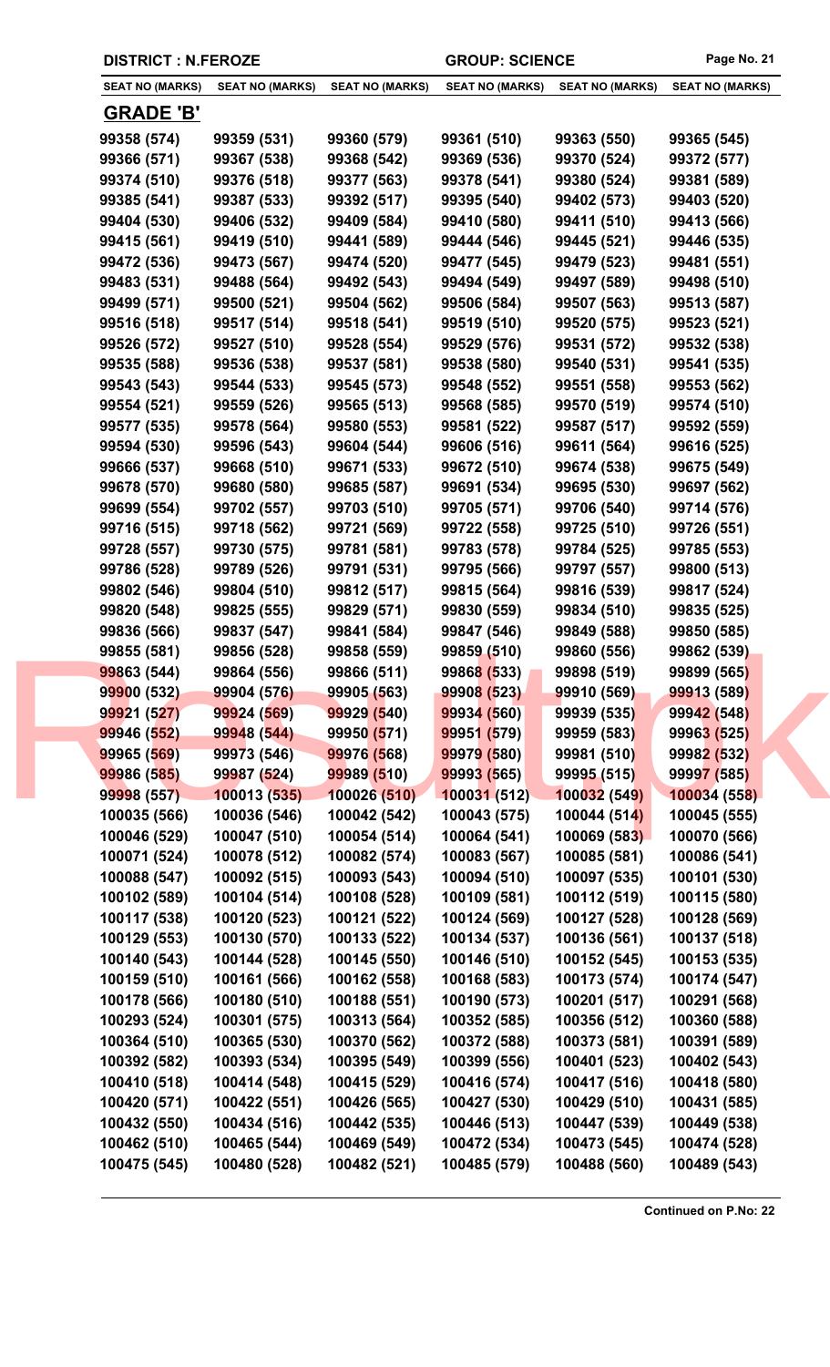**DISTRICT : N.FEROZE** **GROUP: SCIENCE**

| SEAT NO (MARKS) | SEAT NO (MARKS) | SEAT NO (MARKS) | SEAT NO (MARKS) | SEAT NO (MARKS) | SEAT NO (MARKS) |
|---|---|---|---|---|---|

## GRADE 'B'

| SEAT NO (MARKS) | SEAT NO (MARKS) | SEAT NO (MARKS) | SEAT NO (MARKS) | SEAT NO (MARKS) | SEAT NO (MARKS) |
|---|---|---|---|---|---|
| 99358 (574) | 99359 (531) | 99360 (579) | 99361 (510) | 99363 (550) | 99365 (545) |
| 99366 (571) | 99367 (538) | 99368 (542) | 99369 (536) | 99370 (524) | 99372 (577) |
| 99374 (510) | 99376 (518) | 99377 (563) | 99378 (541) | 99380 (524) | 99381 (589) |
| 99385 (541) | 99387 (533) | 99392 (517) | 99395 (540) | 99402 (573) | 99403 (520) |
| 99404 (530) | 99406 (532) | 99409 (584) | 99410 (580) | 99411 (510) | 99413 (566) |
| 99415 (561) | 99419 (510) | 99441 (589) | 99444 (546) | 99445 (521) | 99446 (535) |
| 99472 (536) | 99473 (567) | 99474 (520) | 99477 (545) | 99479 (523) | 99481 (551) |
| 99483 (531) | 99488 (564) | 99492 (543) | 99494 (549) | 99497 (589) | 99498 (510) |
| 99499 (571) | 99500 (521) | 99504 (562) | 99506 (584) | 99507 (563) | 99513 (587) |
| 99516 (518) | 99517 (514) | 99518 (541) | 99519 (510) | 99520 (575) | 99523 (521) |
| 99526 (572) | 99527 (510) | 99528 (554) | 99529 (576) | 99531 (572) | 99532 (538) |
| 99535 (588) | 99536 (538) | 99537 (581) | 99538 (580) | 99540 (531) | 99541 (535) |
| 99543 (543) | 99544 (533) | 99545 (573) | 99548 (552) | 99551 (558) | 99553 (562) |
| 99554 (521) | 99559 (526) | 99565 (513) | 99568 (585) | 99570 (519) | 99574 (510) |
| 99577 (535) | 99578 (564) | 99580 (553) | 99581 (522) | 99587 (517) | 99592 (559) |
| 99594 (530) | 99596 (543) | 99604 (544) | 99606 (516) | 99611 (564) | 99616 (525) |
| 99666 (537) | 99668 (510) | 99671 (533) | 99672 (510) | 99674 (538) | 99675 (549) |
| 99678 (570) | 99680 (580) | 99685 (587) | 99691 (534) | 99695 (530) | 99697 (562) |
| 99699 (554) | 99702 (557) | 99703 (510) | 99705 (571) | 99706 (540) | 99714 (576) |
| 99716 (515) | 99718 (562) | 99721 (569) | 99722 (558) | 99725 (510) | 99726 (551) |
| 99728 (557) | 99730 (575) | 99781 (581) | 99783 (578) | 99784 (525) | 99785 (553) |
| 99786 (528) | 99789 (526) | 99791 (531) | 99795 (566) | 99797 (557) | 99800 (513) |
| 99802 (546) | 99804 (510) | 99812 (517) | 99815 (564) | 99816 (539) | 99817 (524) |
| 99820 (548) | 99825 (555) | 99829 (571) | 99830 (559) | 99834 (510) | 99835 (525) |
| 99836 (566) | 99837 (547) | 99841 (584) | 99847 (546) | 99849 (588) | 99850 (585) |
| 99855 (581) | 99856 (528) | 99858 (559) | 99859 (510) | 99860 (556) | 99862 (539) |
| 99863 (544) | 99864 (556) | 99866 (511) | 99868 (533) | 99898 (519) | 99899 (565) |
| 99900 (532) | 99904 (576) | 99905 (563) | 99908 (523) | 99910 (569) | 99913 (589) |
| 99921 (527) | 99924 (569) | 99929 (540) | 99934 (560) | 99939 (535) | 99942 (548) |
| 99946 (552) | 99948 (544) | 99950 (571) | 99951 (579) | 99959 (583) | 99963 (525) |
| 99965 (569) | 99973 (546) | 99976 (568) | 99979 (580) | 99981 (510) | 99982 (532) |
| 99986 (585) | 99987 (524) | 99989 (510) | 99993 (565) | 99995 (515) | 99997 (585) |
| 99998 (557) | 100013 (535) | 100026 (510) | 100031 (512) | 100032 (549) | 100034 (558) |
| 100035 (566) | 100036 (546) | 100042 (542) | 100043 (575) | 100044 (514) | 100045 (555) |
| 100046 (529) | 100047 (510) | 100054 (514) | 100064 (541) | 100069 (583) | 100070 (566) |
| 100071 (524) | 100078 (512) | 100082 (574) | 100083 (567) | 100085 (581) | 100086 (541) |
| 100088 (547) | 100092 (515) | 100093 (543) | 100094 (510) | 100097 (535) | 100101 (530) |
| 100102 (589) | 100104 (514) | 100108 (528) | 100109 (581) | 100112 (519) | 100115 (580) |
| 100117 (538) | 100120 (523) | 100121 (522) | 100124 (569) | 100127 (528) | 100128 (569) |
| 100129 (553) | 100130 (570) | 100133 (522) | 100134 (537) | 100136 (561) | 100137 (518) |
| 100140 (543) | 100144 (528) | 100145 (550) | 100146 (510) | 100152 (545) | 100153 (535) |
| 100159 (510) | 100161 (566) | 100162 (558) | 100168 (583) | 100173 (574) | 100174 (547) |
| 100178 (566) | 100180 (510) | 100188 (551) | 100190 (573) | 100201 (517) | 100291 (568) |
| 100293 (524) | 100301 (575) | 100313 (564) | 100352 (585) | 100356 (512) | 100360 (588) |
| 100364 (510) | 100365 (530) | 100370 (562) | 100372 (588) | 100373 (581) | 100391 (589) |
| 100392 (582) | 100393 (534) | 100395 (549) | 100399 (556) | 100401 (523) | 100402 (543) |
| 100410 (518) | 100414 (548) | 100415 (529) | 100416 (574) | 100417 (516) | 100418 (580) |
| 100420 (571) | 100422 (551) | 100426 (565) | 100427 (530) | 100429 (510) | 100431 (585) |
| 100432 (550) | 100434 (516) | 100442 (535) | 100446 (513) | 100447 (539) | 100449 (538) |
| 100462 (510) | 100465 (544) | 100469 (549) | 100472 (534) | 100473 (545) | 100474 (528) |
| 100475 (545) | 100480 (528) | 100482 (521) | 100485 (579) | 100488 (560) | 100489 (543) |

**Continued on P.No: 22**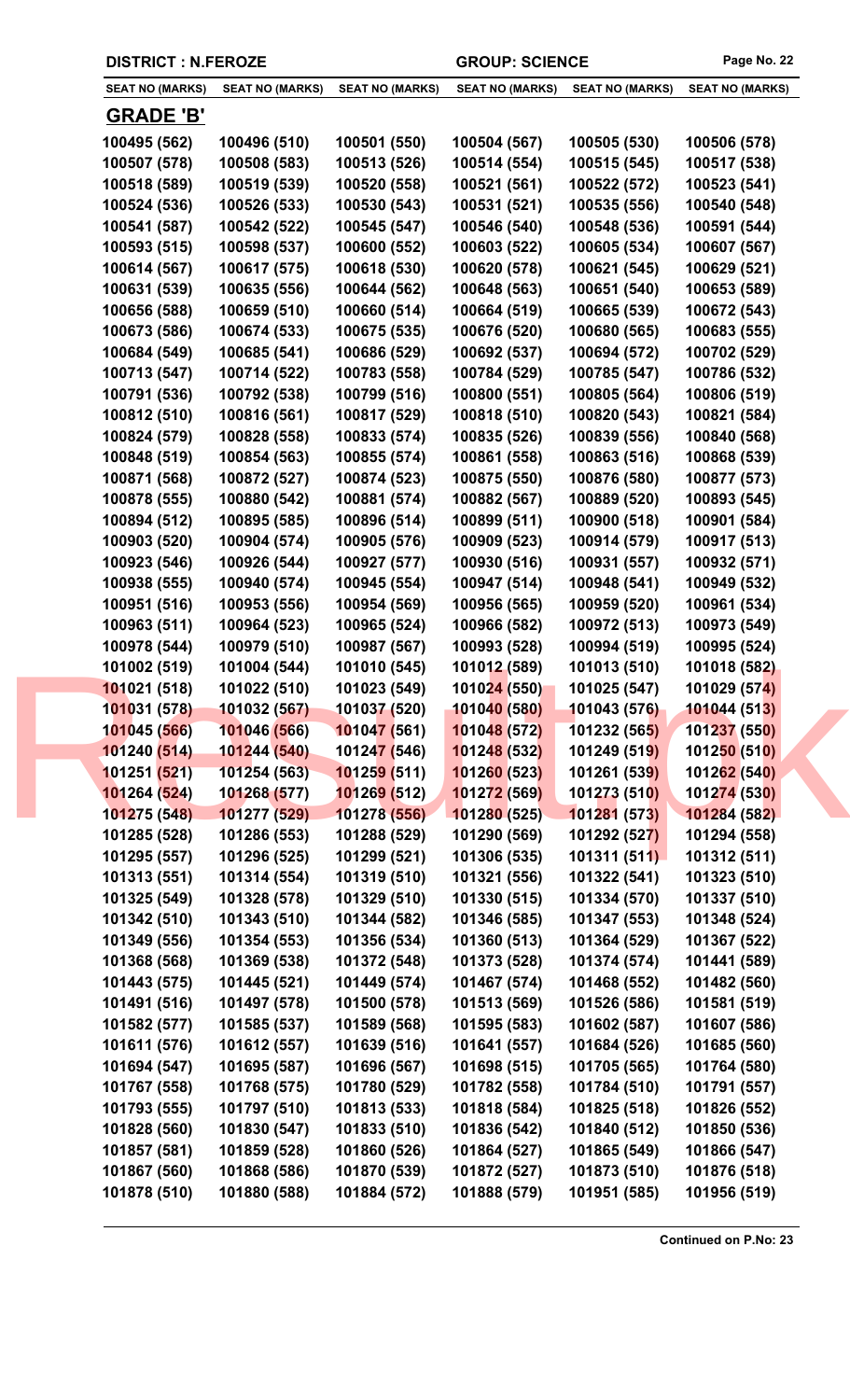**DISTRICT : N.FEROZE** **GROUP: SCIENCE**

| SEAT NO (MARKS) | SEAT NO (MARKS) | SEAT NO (MARKS) | SEAT NO (MARKS) | SEAT NO (MARKS) | SEAT NO (MARKS) |
|---|---|---|---|---|---|

## GRADE 'B'

| SEAT NO (MARKS) | SEAT NO (MARKS) | SEAT NO (MARKS) | SEAT NO (MARKS) | SEAT NO (MARKS) | SEAT NO (MARKS) |
|---|---|---|---|---|---|
| 100495 (562) | 100496 (510) | 100501 (550) | 100504 (567) | 100505 (530) | 100506 (578) |
| 100507 (578) | 100508 (583) | 100513 (526) | 100514 (554) | 100515 (545) | 100517 (538) |
| 100518 (589) | 100519 (539) | 100520 (558) | 100521 (561) | 100522 (572) | 100523 (541) |
| 100524 (536) | 100526 (533) | 100530 (543) | 100531 (521) | 100535 (556) | 100540 (548) |
| 100541 (587) | 100542 (522) | 100545 (547) | 100546 (540) | 100548 (536) | 100591 (544) |
| 100593 (515) | 100598 (537) | 100600 (552) | 100603 (522) | 100605 (534) | 100607 (567) |
| 100614 (567) | 100617 (575) | 100618 (530) | 100620 (578) | 100621 (545) | 100629 (521) |
| 100631 (539) | 100635 (556) | 100644 (562) | 100648 (563) | 100651 (540) | 100653 (589) |
| 100656 (588) | 100659 (510) | 100660 (514) | 100664 (519) | 100665 (539) | 100672 (543) |
| 100673 (586) | 100674 (533) | 100675 (535) | 100676 (520) | 100680 (565) | 100683 (555) |
| 100684 (549) | 100685 (541) | 100686 (529) | 100692 (537) | 100694 (572) | 100702 (529) |
| 100713 (547) | 100714 (522) | 100783 (558) | 100784 (529) | 100785 (547) | 100786 (532) |
| 100791 (536) | 100792 (538) | 100799 (516) | 100800 (551) | 100805 (564) | 100806 (519) |
| 100812 (510) | 100816 (561) | 100817 (529) | 100818 (510) | 100820 (543) | 100821 (584) |
| 100824 (579) | 100828 (558) | 100833 (574) | 100835 (526) | 100839 (556) | 100840 (568) |
| 100848 (519) | 100854 (563) | 100855 (574) | 100861 (558) | 100863 (516) | 100868 (539) |
| 100871 (568) | 100872 (527) | 100874 (523) | 100875 (550) | 100876 (580) | 100877 (573) |
| 100878 (555) | 100880 (542) | 100881 (574) | 100882 (567) | 100889 (520) | 100893 (545) |
| 100894 (512) | 100895 (585) | 100896 (514) | 100899 (511) | 100900 (518) | 100901 (584) |
| 100903 (520) | 100904 (574) | 100905 (576) | 100909 (523) | 100914 (579) | 100917 (513) |
| 100923 (546) | 100926 (544) | 100927 (577) | 100930 (516) | 100931 (557) | 100932 (571) |
| 100938 (555) | 100940 (574) | 100945 (554) | 100947 (514) | 100948 (541) | 100949 (532) |
| 100951 (516) | 100953 (556) | 100954 (569) | 100956 (565) | 100959 (520) | 100961 (534) |
| 100963 (511) | 100964 (523) | 100965 (524) | 100966 (582) | 100972 (513) | 100973 (549) |
| 100978 (544) | 100979 (510) | 100987 (567) | 100993 (528) | 100994 (519) | 100995 (524) |
| 101002 (519) | 101004 (544) | 101010 (545) | 101012 (589) | 101013 (510) | 101018 (582) |
| 101021 (518) | 101022 (510) | 101023 (549) | 101024 (550) | 101025 (547) | 101029 (574) |
| 101031 (578) | 101032 (567) | 101037 (520) | 101040 (580) | 101043 (576) | 101044 (513) |
| 101045 (566) | 101046 (566) | 101047 (561) | 101048 (572) | 101232 (565) | 101237 (550) |
| 101240 (514) | 101244 (540) | 101247 (546) | 101248 (532) | 101249 (519) | 101250 (510) |
| 101251 (521) | 101254 (563) | 101259 (511) | 101260 (523) | 101261 (539) | 101262 (540) |
| 101264 (524) | 101268 (577) | 101269 (512) | 101272 (569) | 101273 (510) | 101274 (530) |
| 101275 (548) | 101277 (529) | 101278 (556) | 101280 (525) | 101281 (573) | 101284 (582) |
| 101285 (528) | 101286 (553) | 101288 (529) | 101290 (569) | 101292 (527) | 101294 (558) |
| 101295 (557) | 101296 (525) | 101299 (521) | 101306 (535) | 101311 (511) | 101312 (511) |
| 101313 (551) | 101314 (554) | 101319 (510) | 101321 (556) | 101322 (541) | 101323 (510) |
| 101325 (549) | 101328 (578) | 101329 (510) | 101330 (515) | 101334 (570) | 101337 (510) |
| 101342 (510) | 101343 (510) | 101344 (582) | 101346 (585) | 101347 (553) | 101348 (524) |
| 101349 (556) | 101354 (553) | 101356 (534) | 101360 (513) | 101364 (529) | 101367 (522) |
| 101368 (568) | 101369 (538) | 101372 (548) | 101373 (528) | 101374 (574) | 101441 (589) |
| 101443 (575) | 101445 (521) | 101449 (574) | 101467 (574) | 101468 (552) | 101482 (560) |
| 101491 (516) | 101497 (578) | 101500 (578) | 101513 (569) | 101526 (586) | 101581 (519) |
| 101582 (577) | 101585 (537) | 101589 (568) | 101595 (583) | 101602 (587) | 101607 (586) |
| 101611 (576) | 101612 (557) | 101639 (516) | 101641 (557) | 101684 (526) | 101685 (560) |
| 101694 (547) | 101695 (587) | 101696 (567) | 101698 (515) | 101705 (565) | 101764 (580) |
| 101767 (558) | 101768 (575) | 101780 (529) | 101782 (558) | 101784 (510) | 101791 (557) |
| 101793 (555) | 101797 (510) | 101813 (533) | 101818 (584) | 101825 (518) | 101826 (552) |
| 101828 (560) | 101830 (547) | 101833 (510) | 101836 (542) | 101840 (512) | 101850 (536) |
| 101857 (581) | 101859 (528) | 101860 (526) | 101864 (527) | 101865 (549) | 101866 (547) |
| 101867 (560) | 101868 (586) | 101870 (539) | 101872 (527) | 101873 (510) | 101876 (518) |
| 101878 (510) | 101880 (588) | 101884 (572) | 101888 (579) | 101951 (585) | 101956 (519) |

**Continued on P.No: 23**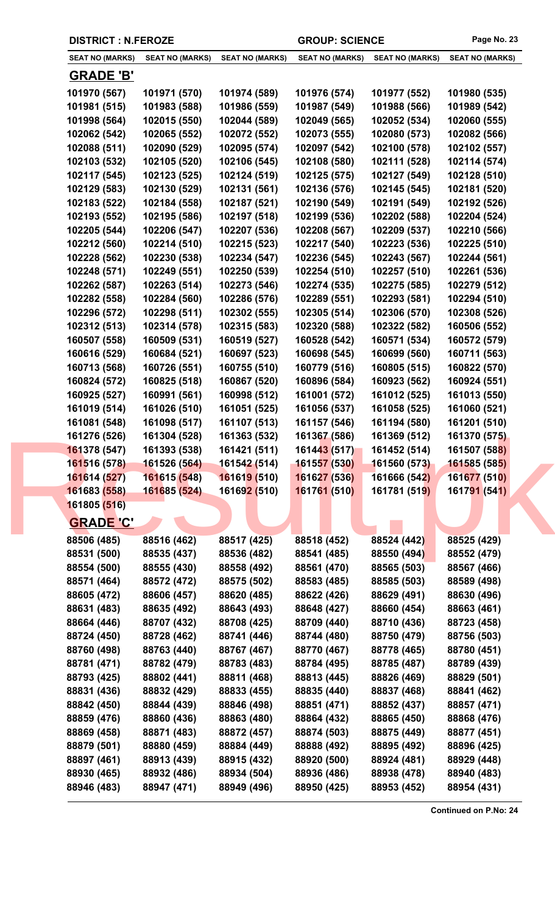**DISTRICT : N.FEROZE** **GROUP: SCIENCE**

| SEAT NO (MARKS) | SEAT NO (MARKS) | SEAT NO (MARKS) | SEAT NO (MARKS) | SEAT NO (MARKS) | SEAT NO (MARKS) |
|---|---|---|---|---|---|

## GRADE 'B'

| | | | | | |
|---|---|---|---|---|---|
| 101970 (567) | 101971 (570) | 101974 (589) | 101976 (574) | 101977 (552) | 101980 (535) |
| 101981 (515) | 101983 (588) | 101986 (559) | 101987 (549) | 101988 (566) | 101989 (542) |
| 101998 (564) | 102015 (550) | 102044 (589) | 102049 (565) | 102052 (534) | 102060 (555) |
| 102062 (542) | 102065 (552) | 102072 (552) | 102073 (555) | 102080 (573) | 102082 (566) |
| 102088 (511) | 102090 (529) | 102095 (574) | 102097 (542) | 102100 (578) | 102102 (557) |
| 102103 (532) | 102105 (520) | 102106 (545) | 102108 (580) | 102111 (528) | 102114 (574) |
| 102117 (545) | 102123 (525) | 102124 (519) | 102125 (575) | 102127 (549) | 102128 (510) |
| 102129 (583) | 102130 (529) | 102131 (561) | 102136 (576) | 102145 (545) | 102181 (520) |
| 102183 (522) | 102184 (558) | 102187 (521) | 102190 (549) | 102191 (549) | 102192 (526) |
| 102193 (552) | 102195 (586) | 102197 (518) | 102199 (536) | 102202 (588) | 102204 (524) |
| 102205 (544) | 102206 (547) | 102207 (536) | 102208 (567) | 102209 (537) | 102210 (566) |
| 102212 (560) | 102214 (510) | 102215 (523) | 102217 (540) | 102223 (536) | 102225 (510) |
| 102228 (562) | 102230 (538) | 102234 (547) | 102236 (545) | 102243 (567) | 102244 (561) |
| 102248 (571) | 102249 (551) | 102250 (539) | 102254 (510) | 102257 (510) | 102261 (536) |
| 102262 (587) | 102263 (514) | 102273 (546) | 102274 (535) | 102275 (585) | 102279 (512) |
| 102282 (558) | 102284 (560) | 102286 (576) | 102289 (551) | 102293 (581) | 102294 (510) |
| 102296 (572) | 102298 (511) | 102302 (555) | 102305 (514) | 102306 (570) | 102308 (526) |
| 102312 (513) | 102314 (578) | 102315 (583) | 102320 (588) | 102322 (582) | 160506 (552) |
| 160507 (558) | 160509 (531) | 160519 (527) | 160528 (542) | 160571 (534) | 160572 (579) |
| 160616 (529) | 160684 (521) | 160697 (523) | 160698 (545) | 160699 (560) | 160711 (563) |
| 160713 (568) | 160726 (551) | 160755 (510) | 160779 (516) | 160805 (515) | 160822 (570) |
| 160824 (572) | 160825 (518) | 160867 (520) | 160896 (584) | 160923 (562) | 160924 (551) |
| 160925 (527) | 160991 (561) | 160998 (512) | 161001 (572) | 161012 (525) | 161013 (550) |
| 161019 (514) | 161026 (510) | 161051 (525) | 161056 (537) | 161058 (525) | 161060 (521) |
| 161081 (548) | 161098 (517) | 161107 (513) | 161157 (546) | 161194 (580) | 161201 (510) |
| 161276 (526) | 161304 (528) | 161363 (532) | 161367 (586) | 161369 (512) | 161370 (575) |
| 161378 (547) | 161393 (538) | 161421 (511) | 161443 (517) | 161452 (514) | 161507 (588) |
| 161516 (578) | 161526 (564) | 161542 (514) | 161557 (530) | 161560 (573) | 161585 (585) |
| 161614 (527) | 161615 (548) | 161619 (510) | 161627 (536) | 161666 (542) | 161677 (510) |
| 161683 (558) | 161685 (524) | 161692 (510) | 161761 (510) | 161781 (519) | 161791 (541) |
| 161805 (516) | | | | | |

## GRADE 'C'

| | | | | | |
|---|---|---|---|---|---|
| 88506 (485) | 88516 (462) | 88517 (425) | 88518 (452) | 88524 (442) | 88525 (429) |
| 88531 (500) | 88535 (437) | 88536 (482) | 88541 (485) | 88550 (494) | 88552 (479) |
| 88554 (500) | 88555 (430) | 88558 (492) | 88561 (470) | 88565 (503) | 88567 (466) |
| 88571 (464) | 88572 (472) | 88575 (502) | 88583 (485) | 88585 (503) | 88589 (498) |
| 88605 (472) | 88606 (457) | 88620 (485) | 88622 (426) | 88629 (491) | 88630 (496) |
| 88631 (483) | 88635 (492) | 88643 (493) | 88648 (427) | 88660 (454) | 88663 (461) |
| 88664 (446) | 88707 (432) | 88708 (425) | 88709 (440) | 88710 (436) | 88723 (458) |
| 88724 (450) | 88728 (462) | 88741 (446) | 88744 (480) | 88750 (479) | 88756 (503) |
| 88760 (498) | 88763 (440) | 88767 (467) | 88770 (467) | 88778 (465) | 88780 (451) |
| 88781 (471) | 88782 (479) | 88783 (483) | 88784 (495) | 88785 (487) | 88789 (439) |
| 88793 (425) | 88802 (441) | 88811 (468) | 88813 (445) | 88826 (469) | 88829 (501) |
| 88831 (436) | 88832 (429) | 88833 (455) | 88835 (440) | 88837 (468) | 88841 (462) |
| 88842 (450) | 88844 (439) | 88846 (498) | 88851 (471) | 88852 (437) | 88857 (471) |
| 88859 (476) | 88860 (436) | 88863 (480) | 88864 (432) | 88865 (450) | 88868 (476) |
| 88869 (458) | 88871 (483) | 88872 (457) | 88874 (503) | 88875 (449) | 88877 (451) |
| 88879 (501) | 88880 (459) | 88884 (449) | 88888 (492) | 88895 (492) | 88896 (425) |
| 88897 (461) | 88913 (439) | 88915 (432) | 88920 (500) | 88924 (481) | 88929 (448) |
| 88930 (465) | 88932 (486) | 88934 (504) | 88936 (486) | 88938 (478) | 88940 (483) |
| 88946 (483) | 88947 (471) | 88949 (496) | 88950 (425) | 88953 (452) | 88954 (431) |

**Continued on P.No: 24**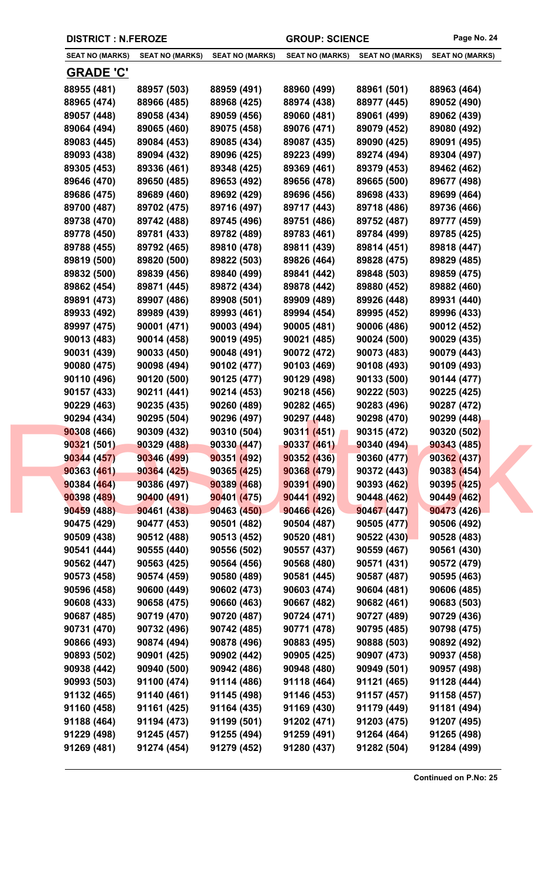DISTRICT : N.FEROZE | GROUP: SCIENCE

| SEAT NO (MARKS) | SEAT NO (MARKS) | SEAT NO (MARKS) | SEAT NO (MARKS) | SEAT NO (MARKS) | SEAT NO (MARKS) |
|---|---|---|---|---|---|

## GRADE 'C'

| | | | | | |
|---|---|---|---|---|---|
| 88955 (481) | 88957 (503) | 88959 (491) | 88960 (499) | 88961 (501) | 88963 (464) |
| 88965 (474) | 88966 (485) | 88968 (425) | 88974 (438) | 88977 (445) | 89052 (490) |
| 89057 (448) | 89058 (434) | 89059 (456) | 89060 (481) | 89061 (499) | 89062 (439) |
| 89064 (494) | 89065 (460) | 89075 (458) | 89076 (471) | 89079 (452) | 89080 (492) |
| 89083 (445) | 89084 (453) | 89085 (434) | 89087 (435) | 89090 (425) | 89091 (495) |
| 89093 (438) | 89094 (432) | 89096 (425) | 89223 (499) | 89274 (494) | 89304 (497) |
| 89305 (453) | 89336 (461) | 89348 (425) | 89369 (461) | 89379 (453) | 89462 (462) |
| 89646 (470) | 89650 (485) | 89653 (492) | 89656 (478) | 89665 (500) | 89677 (498) |
| 89686 (475) | 89689 (460) | 89692 (429) | 89696 (456) | 89698 (433) | 89699 (464) |
| 89700 (487) | 89702 (475) | 89716 (497) | 89717 (443) | 89718 (486) | 89736 (466) |
| 89738 (470) | 89742 (488) | 89745 (496) | 89751 (486) | 89752 (487) | 89777 (459) |
| 89778 (450) | 89781 (433) | 89782 (489) | 89783 (461) | 89784 (499) | 89785 (425) |
| 89788 (455) | 89792 (465) | 89810 (478) | 89811 (439) | 89814 (451) | 89818 (447) |
| 89819 (500) | 89820 (500) | 89822 (503) | 89826 (464) | 89828 (475) | 89829 (485) |
| 89832 (500) | 89839 (456) | 89840 (499) | 89841 (442) | 89848 (503) | 89859 (475) |
| 89862 (454) | 89871 (445) | 89872 (434) | 89878 (442) | 89880 (452) | 89882 (460) |
| 89891 (473) | 89907 (486) | 89908 (501) | 89909 (489) | 89926 (448) | 89931 (440) |
| 89933 (492) | 89989 (439) | 89993 (461) | 89994 (454) | 89995 (452) | 89996 (433) |
| 89997 (475) | 90001 (471) | 90003 (494) | 90005 (481) | 90006 (486) | 90012 (452) |
| 90013 (483) | 90014 (458) | 90019 (495) | 90021 (485) | 90024 (500) | 90029 (435) |
| 90031 (439) | 90033 (450) | 90048 (491) | 90072 (472) | 90073 (483) | 90079 (443) |
| 90080 (475) | 90098 (494) | 90102 (477) | 90103 (469) | 90108 (493) | 90109 (493) |
| 90110 (496) | 90120 (500) | 90125 (477) | 90129 (498) | 90133 (500) | 90144 (477) |
| 90157 (433) | 90211 (441) | 90214 (453) | 90218 (456) | 90222 (503) | 90225 (425) |
| 90229 (463) | 90235 (435) | 90260 (489) | 90282 (465) | 90283 (496) | 90287 (472) |
| 90294 (434) | 90295 (504) | 90296 (497) | 90297 (448) | 90298 (470) | 90299 (448) |
| 90308 (466) | 90309 (432) | 90310 (504) | 90311 (451) | 90315 (472) | 90320 (502) |
| 90321 (501) | 90329 (488) | 90330 (447) | 90337 (461) | 90340 (494) | 90343 (485) |
| 90344 (457) | 90346 (499) | 90351 (492) | 90352 (436) | 90360 (477) | 90362 (437) |
| 90363 (461) | 90364 (425) | 90365 (425) | 90368 (479) | 90372 (443) | 90383 (454) |
| 90384 (464) | 90386 (497) | 90389 (468) | 90391 (490) | 90393 (462) | 90395 (425) |
| 90398 (489) | 90400 (491) | 90401 (475) | 90441 (492) | 90448 (462) | 90449 (462) |
| 90459 (488) | 90461 (438) | 90463 (450) | 90466 (426) | 90467 (447) | 90473 (426) |
| 90475 (429) | 90477 (453) | 90501 (482) | 90504 (487) | 90505 (477) | 90506 (492) |
| 90509 (438) | 90512 (488) | 90513 (452) | 90520 (481) | 90522 (430) | 90528 (483) |
| 90541 (444) | 90555 (440) | 90556 (502) | 90557 (437) | 90559 (467) | 90561 (430) |
| 90562 (447) | 90563 (425) | 90564 (456) | 90568 (480) | 90571 (431) | 90572 (479) |
| 90573 (458) | 90574 (459) | 90580 (489) | 90581 (445) | 90587 (487) | 90595 (463) |
| 90596 (458) | 90600 (449) | 90602 (473) | 90603 (474) | 90604 (481) | 90606 (485) |
| 90608 (433) | 90658 (475) | 90660 (463) | 90667 (482) | 90682 (461) | 90683 (503) |
| 90687 (485) | 90719 (470) | 90720 (487) | 90724 (471) | 90727 (489) | 90729 (436) |
| 90731 (470) | 90732 (496) | 90742 (485) | 90771 (478) | 90795 (485) | 90798 (475) |
| 90866 (493) | 90874 (494) | 90878 (496) | 90883 (495) | 90888 (503) | 90892 (492) |
| 90893 (502) | 90901 (425) | 90902 (442) | 90905 (425) | 90907 (473) | 90937 (458) |
| 90938 (442) | 90940 (500) | 90942 (486) | 90948 (480) | 90949 (501) | 90957 (498) |
| 90993 (503) | 91100 (474) | 91114 (486) | 91118 (464) | 91121 (465) | 91128 (444) |
| 91132 (465) | 91140 (461) | 91145 (498) | 91146 (453) | 91157 (457) | 91158 (457) |
| 91160 (458) | 91161 (425) | 91164 (435) | 91169 (430) | 91179 (449) | 91181 (494) |
| 91188 (464) | 91194 (473) | 91199 (501) | 91202 (471) | 91203 (475) | 91207 (495) |
| 91229 (498) | 91245 (457) | 91255 (494) | 91259 (491) | 91264 (464) | 91265 (498) |
| 91269 (481) | 91274 (454) | 91279 (452) | 91280 (437) | 91282 (504) | 91284 (499) |

**Continued on P.No: 25**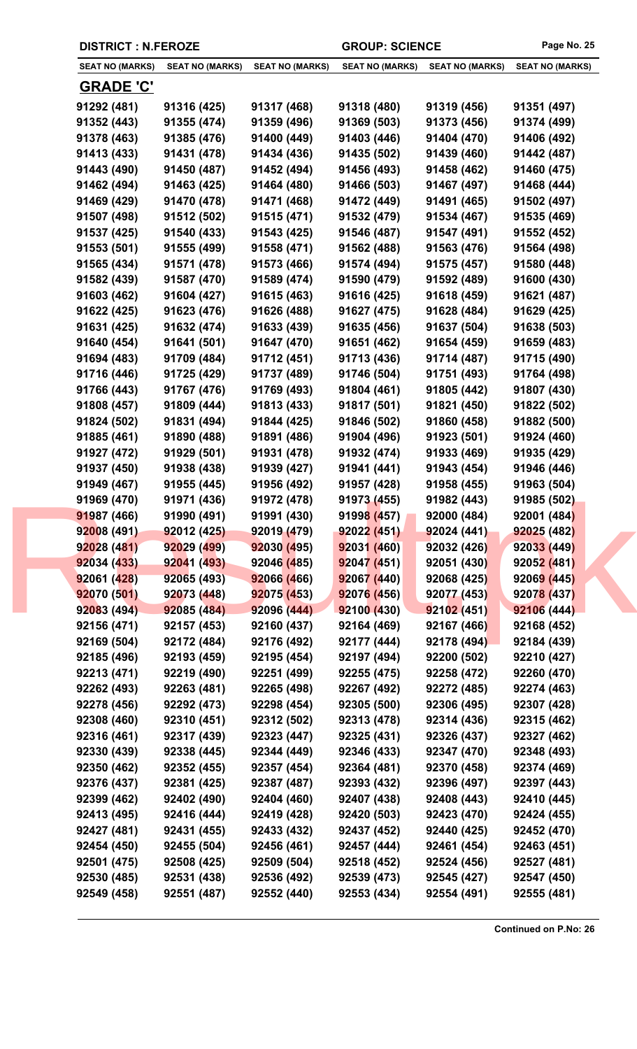DISTRICT : N.FEROZE GROUP: SCIENCE

| SEAT NO (MARKS) | SEAT NO (MARKS) | SEAT NO (MARKS) | SEAT NO (MARKS) | SEAT NO (MARKS) | SEAT NO (MARKS) |
|---|---|---|---|---|---|

## GRADE 'C'

| | | | | | |
|---|---|---|---|---|---|
| 91292 (481) | 91316 (425) | 91317 (468) | 91318 (480) | 91319 (456) | 91351 (497) |
| 91352 (443) | 91355 (474) | 91359 (496) | 91369 (503) | 91373 (456) | 91374 (499) |
| 91378 (463) | 91385 (476) | 91400 (449) | 91403 (446) | 91404 (470) | 91406 (492) |
| 91413 (433) | 91431 (478) | 91434 (436) | 91435 (502) | 91439 (460) | 91442 (487) |
| 91443 (490) | 91450 (487) | 91452 (494) | 91456 (493) | 91458 (462) | 91460 (475) |
| 91462 (494) | 91463 (425) | 91464 (480) | 91466 (503) | 91467 (497) | 91468 (444) |
| 91469 (429) | 91470 (478) | 91471 (468) | 91472 (449) | 91491 (465) | 91502 (497) |
| 91507 (498) | 91512 (502) | 91515 (471) | 91532 (479) | 91534 (467) | 91535 (469) |
| 91537 (425) | 91540 (433) | 91543 (425) | 91546 (487) | 91547 (491) | 91552 (452) |
| 91553 (501) | 91555 (499) | 91558 (471) | 91562 (488) | 91563 (476) | 91564 (498) |
| 91565 (434) | 91571 (478) | 91573 (466) | 91574 (494) | 91575 (457) | 91580 (448) |
| 91582 (439) | 91587 (470) | 91589 (474) | 91590 (479) | 91592 (489) | 91600 (430) |
| 91603 (462) | 91604 (427) | 91615 (463) | 91616 (425) | 91618 (459) | 91621 (487) |
| 91622 (425) | 91623 (476) | 91626 (488) | 91627 (475) | 91628 (484) | 91629 (425) |
| 91631 (425) | 91632 (474) | 91633 (439) | 91635 (456) | 91637 (504) | 91638 (503) |
| 91640 (454) | 91641 (501) | 91647 (470) | 91651 (462) | 91654 (459) | 91659 (483) |
| 91694 (483) | 91709 (484) | 91712 (451) | 91713 (436) | 91714 (487) | 91715 (490) |
| 91716 (446) | 91725 (429) | 91737 (489) | 91746 (504) | 91751 (493) | 91764 (498) |
| 91766 (443) | 91767 (476) | 91769 (493) | 91804 (461) | 91805 (442) | 91807 (430) |
| 91808 (457) | 91809 (444) | 91813 (433) | 91817 (501) | 91821 (450) | 91822 (502) |
| 91824 (502) | 91831 (494) | 91844 (425) | 91846 (502) | 91860 (458) | 91882 (500) |
| 91885 (461) | 91890 (488) | 91891 (486) | 91904 (496) | 91923 (501) | 91924 (460) |
| 91927 (472) | 91929 (501) | 91931 (478) | 91932 (474) | 91933 (469) | 91935 (429) |
| 91937 (450) | 91938 (438) | 91939 (427) | 91941 (441) | 91943 (454) | 91946 (446) |
| 91949 (467) | 91955 (445) | 91956 (492) | 91957 (428) | 91958 (455) | 91963 (504) |
| 91969 (470) | 91971 (436) | 91972 (478) | 91973 (455) | 91982 (443) | 91985 (502) |
| 91987 (466) | 91990 (491) | 91991 (430) | 91998 (457) | 92000 (484) | 92001 (484) |
| 92008 (491) | 92012 (425) | 92019 (479) | 92022 (451) | 92024 (441) | 92025 (482) |
| 92028 (481) | 92029 (499) | 92030 (495) | 92031 (460) | 92032 (426) | 92033 (449) |
| 92034 (433) | 92041 (493) | 92046 (485) | 92047 (451) | 92051 (430) | 92052 (481) |
| 92061 (428) | 92065 (493) | 92066 (466) | 92067 (440) | 92068 (425) | 92069 (445) |
| 92070 (501) | 92073 (448) | 92075 (453) | 92076 (456) | 92077 (453) | 92078 (437) |
| 92083 (494) | 92085 (484) | 92096 (444) | 92100 (430) | 92102 (451) | 92106 (444) |
| 92156 (471) | 92157 (453) | 92160 (437) | 92164 (469) | 92167 (466) | 92168 (452) |
| 92169 (504) | 92172 (484) | 92176 (492) | 92177 (444) | 92178 (494) | 92184 (439) |
| 92185 (496) | 92193 (459) | 92195 (454) | 92197 (494) | 92200 (502) | 92210 (427) |
| 92213 (471) | 92219 (490) | 92251 (499) | 92255 (475) | 92258 (472) | 92260 (470) |
| 92262 (493) | 92263 (481) | 92265 (498) | 92267 (492) | 92272 (485) | 92274 (463) |
| 92278 (456) | 92292 (473) | 92298 (454) | 92305 (500) | 92306 (495) | 92307 (428) |
| 92308 (460) | 92310 (451) | 92312 (502) | 92313 (478) | 92314 (436) | 92315 (462) |
| 92316 (461) | 92317 (439) | 92323 (447) | 92325 (431) | 92326 (437) | 92327 (462) |
| 92330 (439) | 92338 (445) | 92344 (449) | 92346 (433) | 92347 (470) | 92348 (493) |
| 92350 (462) | 92352 (455) | 92357 (454) | 92364 (481) | 92370 (458) | 92374 (469) |
| 92376 (437) | 92381 (425) | 92387 (487) | 92393 (432) | 92396 (497) | 92397 (443) |
| 92399 (462) | 92402 (490) | 92404 (460) | 92407 (438) | 92408 (443) | 92410 (445) |
| 92413 (495) | 92416 (444) | 92419 (428) | 92420 (503) | 92423 (470) | 92424 (455) |
| 92427 (481) | 92431 (455) | 92433 (432) | 92437 (452) | 92440 (425) | 92452 (470) |
| 92454 (450) | 92455 (504) | 92456 (461) | 92457 (444) | 92461 (454) | 92463 (451) |
| 92501 (475) | 92508 (425) | 92509 (504) | 92518 (452) | 92524 (456) | 92527 (481) |
| 92530 (485) | 92531 (438) | 92536 (492) | 92539 (473) | 92545 (427) | 92547 (450) |
| 92549 (458) | 92551 (487) | 92552 (440) | 92553 (434) | 92554 (491) | 92555 (481) |

**Continued on P.No: 26**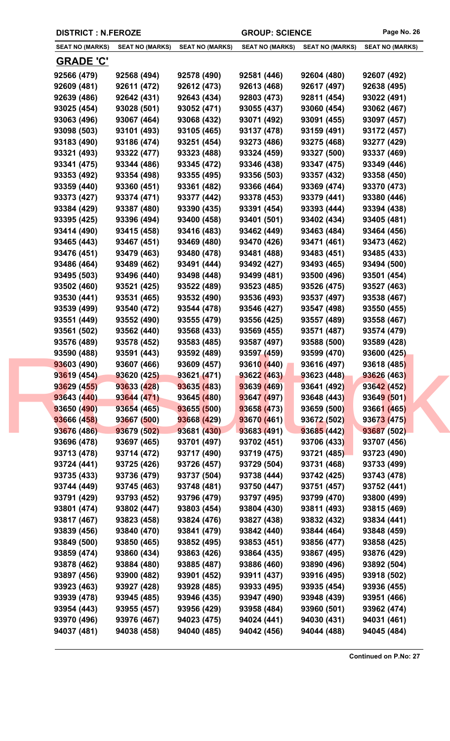| DISTRICT : N.FEROZE | | | GROUP: SCIENCE | | |
|---|---|---|---|---|---|
| SEAT NO (MARKS) | SEAT NO (MARKS) | SEAT NO (MARKS) | SEAT NO (MARKS) | SEAT NO (MARKS) | SEAT NO (MARKS) |

## GRADE 'C'

| | | | | | |
|---|---|---|---|---|---|
| 92566 (479) | 92568 (494) | 92578 (490) | 92581 (446) | 92604 (480) | 92607 (492) |
| 92609 (481) | 92611 (472) | 92612 (473) | 92613 (468) | 92617 (497) | 92638 (495) |
| 92639 (486) | 92642 (431) | 92643 (434) | 92803 (473) | 92811 (454) | 93022 (491) |
| 93025 (454) | 93028 (501) | 93052 (471) | 93055 (437) | 93060 (454) | 93062 (467) |
| 93063 (496) | 93067 (464) | 93068 (432) | 93071 (492) | 93091 (455) | 93097 (457) |
| 93098 (503) | 93101 (493) | 93105 (465) | 93137 (478) | 93159 (491) | 93172 (457) |
| 93183 (490) | 93186 (474) | 93251 (454) | 93273 (486) | 93275 (468) | 93277 (429) |
| 93321 (493) | 93322 (477) | 93323 (488) | 93324 (459) | 93327 (500) | 93337 (469) |
| 93341 (475) | 93344 (486) | 93345 (472) | 93346 (438) | 93347 (475) | 93349 (446) |
| 93353 (492) | 93354 (498) | 93355 (495) | 93356 (503) | 93357 (432) | 93358 (450) |
| 93359 (440) | 93360 (451) | 93361 (482) | 93366 (464) | 93369 (474) | 93370 (473) |
| 93373 (427) | 93374 (471) | 93377 (442) | 93378 (453) | 93379 (441) | 93380 (446) |
| 93384 (429) | 93387 (480) | 93390 (435) | 93391 (454) | 93393 (444) | 93394 (438) |
| 93395 (425) | 93396 (494) | 93400 (458) | 93401 (501) | 93402 (434) | 93405 (481) |
| 93414 (490) | 93415 (458) | 93416 (483) | 93462 (449) | 93463 (484) | 93464 (456) |
| 93465 (443) | 93467 (451) | 93469 (480) | 93470 (426) | 93471 (461) | 93473 (462) |
| 93476 (451) | 93479 (463) | 93480 (478) | 93481 (488) | 93483 (451) | 93485 (433) |
| 93486 (464) | 93489 (462) | 93491 (444) | 93492 (427) | 93493 (465) | 93494 (500) |
| 93495 (503) | 93496 (440) | 93498 (448) | 93499 (481) | 93500 (496) | 93501 (454) |
| 93502 (460) | 93521 (425) | 93522 (489) | 93523 (485) | 93526 (475) | 93527 (463) |
| 93530 (441) | 93531 (465) | 93532 (490) | 93536 (493) | 93537 (497) | 93538 (467) |
| 93539 (499) | 93540 (472) | 93544 (478) | 93546 (427) | 93547 (498) | 93550 (455) |
| 93551 (449) | 93552 (490) | 93555 (479) | 93556 (425) | 93557 (489) | 93558 (467) |
| 93561 (502) | 93562 (440) | 93568 (433) | 93569 (455) | 93571 (487) | 93574 (479) |
| 93576 (489) | 93578 (452) | 93583 (485) | 93587 (497) | 93588 (500) | 93589 (428) |
| 93590 (488) | 93591 (443) | 93592 (489) | 93597 (459) | 93599 (470) | 93600 (425) |
| 93603 (490) | 93607 (466) | 93609 (457) | 93610 (440) | 93616 (497) | 93618 (485) |
| 93619 (454) | 93620 (425) | 93621 (471) | 93622 (463) | 93623 (448) | 93626 (463) |
| 93629 (455) | 93633 (428) | 93635 (483) | 93639 (469) | 93641 (492) | 93642 (452) |
| 93643 (440) | 93644 (471) | 93645 (480) | 93647 (497) | 93648 (443) | 93649 (501) |
| 93650 (490) | 93654 (465) | 93655 (500) | 93658 (473) | 93659 (500) | 93661 (465) |
| 93666 (458) | 93667 (500) | 93668 (429) | 93670 (461) | 93672 (502) | 93673 (475) |
| 93676 (486) | 93679 (502) | 93681 (430) | 93683 (491) | 93685 (442) | 93687 (502) |
| 93696 (478) | 93697 (465) | 93701 (497) | 93702 (451) | 93706 (433) | 93707 (456) |
| 93713 (478) | 93714 (472) | 93717 (490) | 93719 (475) | 93721 (485) | 93723 (490) |
| 93724 (441) | 93725 (426) | 93726 (457) | 93729 (504) | 93731 (468) | 93733 (499) |
| 93735 (433) | 93736 (479) | 93737 (504) | 93738 (444) | 93742 (425) | 93743 (478) |
| 93744 (449) | 93745 (463) | 93748 (481) | 93750 (447) | 93751 (457) | 93752 (441) |
| 93791 (429) | 93793 (452) | 93796 (479) | 93797 (495) | 93799 (470) | 93800 (499) |
| 93801 (474) | 93802 (447) | 93803 (454) | 93804 (430) | 93811 (493) | 93815 (469) |
| 93817 (467) | 93823 (458) | 93824 (476) | 93827 (438) | 93832 (432) | 93834 (441) |
| 93839 (456) | 93840 (470) | 93841 (479) | 93842 (440) | 93844 (464) | 93848 (459) |
| 93849 (500) | 93850 (465) | 93852 (495) | 93853 (451) | 93856 (477) | 93858 (425) |
| 93859 (474) | 93860 (434) | 93863 (426) | 93864 (435) | 93867 (495) | 93876 (429) |
| 93878 (462) | 93884 (480) | 93885 (487) | 93886 (460) | 93890 (496) | 93892 (504) |
| 93897 (456) | 93900 (482) | 93901 (452) | 93911 (437) | 93916 (495) | 93918 (502) |
| 93923 (463) | 93927 (428) | 93928 (485) | 93933 (495) | 93935 (454) | 93936 (455) |
| 93939 (478) | 93945 (485) | 93946 (435) | 93947 (490) | 93948 (439) | 93951 (466) |
| 93954 (443) | 93955 (457) | 93956 (429) | 93958 (484) | 93960 (501) | 93962 (474) |
| 93970 (496) | 93976 (467) | 94023 (475) | 94024 (441) | 94030 (431) | 94031 (461) |
| 94037 (481) | 94038 (458) | 94040 (485) | 94042 (456) | 94044 (488) | 94045 (484) |

**Continued on P.No: 27**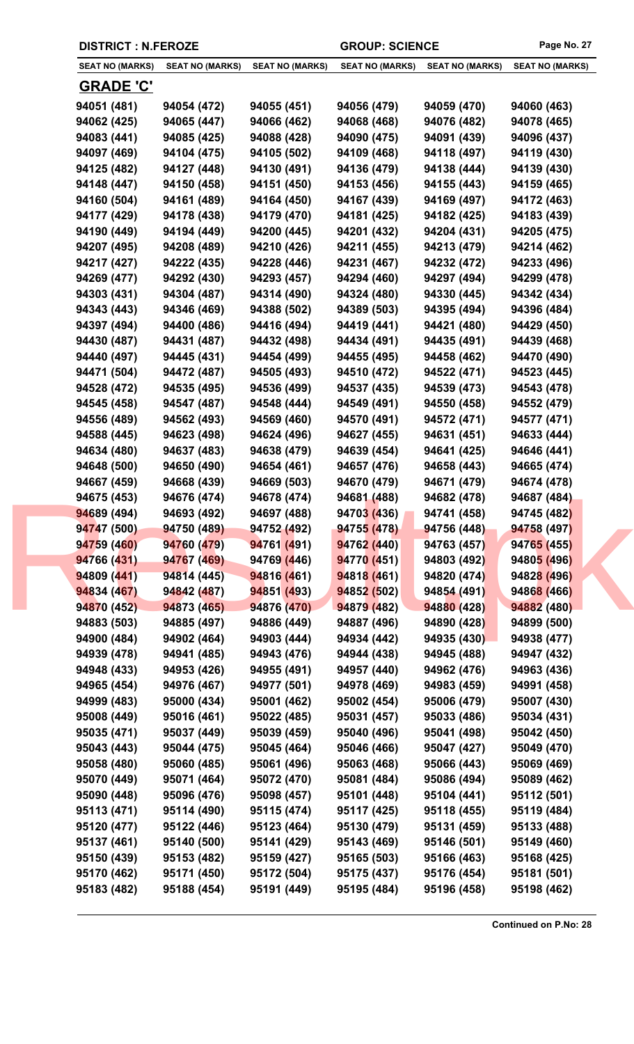**DISTRICT : N.FEROZE** | **GROUP: SCIENCE**

| SEAT NO (MARKS) | SEAT NO (MARKS) | SEAT NO (MARKS) | SEAT NO (MARKS) | SEAT NO (MARKS) | SEAT NO (MARKS) |
|---|---|---|---|---|---|

## GRADE 'C'

| | | | | | |
|---|---|---|---|---|---|
| 94051 (481) | 94054 (472) | 94055 (451) | 94056 (479) | 94059 (470) | 94060 (463) |
| 94062 (425) | 94065 (447) | 94066 (462) | 94068 (468) | 94076 (482) | 94078 (465) |
| 94083 (441) | 94085 (425) | 94088 (428) | 94090 (475) | 94091 (439) | 94096 (437) |
| 94097 (469) | 94104 (475) | 94105 (502) | 94109 (468) | 94118 (497) | 94119 (430) |
| 94125 (482) | 94127 (448) | 94130 (491) | 94136 (479) | 94138 (444) | 94139 (430) |
| 94148 (447) | 94150 (458) | 94151 (450) | 94153 (456) | 94155 (443) | 94159 (465) |
| 94160 (504) | 94161 (489) | 94164 (450) | 94167 (439) | 94169 (497) | 94172 (463) |
| 94177 (429) | 94178 (438) | 94179 (470) | 94181 (425) | 94182 (425) | 94183 (439) |
| 94190 (449) | 94194 (449) | 94200 (445) | 94201 (432) | 94204 (431) | 94205 (475) |
| 94207 (495) | 94208 (489) | 94210 (426) | 94211 (455) | 94213 (479) | 94214 (462) |
| 94217 (427) | 94222 (435) | 94228 (446) | 94231 (467) | 94232 (472) | 94233 (496) |
| 94269 (477) | 94292 (430) | 94293 (457) | 94294 (460) | 94297 (494) | 94299 (478) |
| 94303 (431) | 94304 (487) | 94314 (490) | 94324 (480) | 94330 (445) | 94342 (434) |
| 94343 (443) | 94346 (469) | 94388 (502) | 94389 (503) | 94395 (494) | 94396 (484) |
| 94397 (494) | 94400 (486) | 94416 (494) | 94419 (441) | 94421 (480) | 94429 (450) |
| 94430 (487) | 94431 (487) | 94432 (498) | 94434 (491) | 94435 (491) | 94439 (468) |
| 94440 (497) | 94445 (431) | 94454 (499) | 94455 (495) | 94458 (462) | 94470 (490) |
| 94471 (504) | 94472 (487) | 94505 (493) | 94510 (472) | 94522 (471) | 94523 (445) |
| 94528 (472) | 94535 (495) | 94536 (499) | 94537 (435) | 94539 (473) | 94543 (478) |
| 94545 (458) | 94547 (487) | 94548 (444) | 94549 (491) | 94550 (458) | 94552 (479) |
| 94556 (489) | 94562 (493) | 94569 (460) | 94570 (491) | 94572 (471) | 94577 (471) |
| 94588 (445) | 94623 (498) | 94624 (496) | 94627 (455) | 94631 (451) | 94633 (444) |
| 94634 (480) | 94637 (483) | 94638 (479) | 94639 (454) | 94641 (425) | 94646 (441) |
| 94648 (500) | 94650 (490) | 94654 (461) | 94657 (476) | 94658 (443) | 94665 (474) |
| 94667 (459) | 94668 (439) | 94669 (503) | 94670 (479) | 94671 (479) | 94674 (478) |
| 94675 (453) | 94676 (474) | 94678 (474) | 94681 (488) | 94682 (478) | 94687 (484) |
| 94689 (494) | 94693 (492) | 94697 (488) | 94703 (436) | 94741 (458) | 94745 (482) |
| 94747 (500) | 94750 (489) | 94752 (492) | 94755 (478) | 94756 (448) | 94758 (497) |
| 94759 (460) | 94760 (479) | 94761 (491) | 94762 (440) | 94763 (457) | 94765 (455) |
| 94766 (431) | 94767 (469) | 94769 (446) | 94770 (451) | 94803 (492) | 94805 (496) |
| 94809 (441) | 94814 (445) | 94816 (461) | 94818 (461) | 94820 (474) | 94828 (496) |
| 94834 (467) | 94842 (487) | 94851 (493) | 94852 (502) | 94854 (491) | 94868 (466) |
| 94870 (452) | 94873 (465) | 94876 (470) | 94879 (482) | 94880 (428) | 94882 (480) |
| 94883 (503) | 94885 (497) | 94886 (449) | 94887 (496) | 94890 (428) | 94899 (500) |
| 94900 (484) | 94902 (464) | 94903 (444) | 94934 (442) | 94935 (430) | 94938 (477) |
| 94939 (478) | 94941 (485) | 94943 (476) | 94944 (438) | 94945 (488) | 94947 (432) |
| 94948 (433) | 94953 (426) | 94955 (491) | 94957 (440) | 94962 (476) | 94963 (436) |
| 94965 (454) | 94976 (467) | 94977 (501) | 94978 (469) | 94983 (459) | 94991 (458) |
| 94999 (483) | 95000 (434) | 95001 (462) | 95002 (454) | 95006 (479) | 95007 (430) |
| 95008 (449) | 95016 (461) | 95022 (485) | 95031 (457) | 95033 (486) | 95034 (431) |
| 95035 (471) | 95037 (449) | 95039 (459) | 95040 (496) | 95041 (498) | 95042 (450) |
| 95043 (443) | 95044 (475) | 95045 (464) | 95046 (466) | 95047 (427) | 95049 (470) |
| 95058 (480) | 95060 (485) | 95061 (496) | 95063 (468) | 95066 (443) | 95069 (469) |
| 95070 (449) | 95071 (464) | 95072 (470) | 95081 (484) | 95086 (494) | 95089 (462) |
| 95090 (448) | 95096 (476) | 95098 (457) | 95101 (448) | 95104 (441) | 95112 (501) |
| 95113 (471) | 95114 (490) | 95115 (474) | 95117 (425) | 95118 (455) | 95119 (484) |
| 95120 (477) | 95122 (446) | 95123 (464) | 95130 (479) | 95131 (459) | 95133 (488) |
| 95137 (461) | 95140 (500) | 95141 (429) | 95143 (469) | 95146 (501) | 95149 (460) |
| 95150 (439) | 95153 (482) | 95159 (427) | 95165 (503) | 95166 (463) | 95168 (425) |
| 95170 (462) | 95171 (450) | 95172 (504) | 95175 (437) | 95176 (454) | 95181 (501) |
| 95183 (482) | 95188 (454) | 95191 (449) | 95195 (484) | 95196 (458) | 95198 (462) |

**Continued on P.No: 28**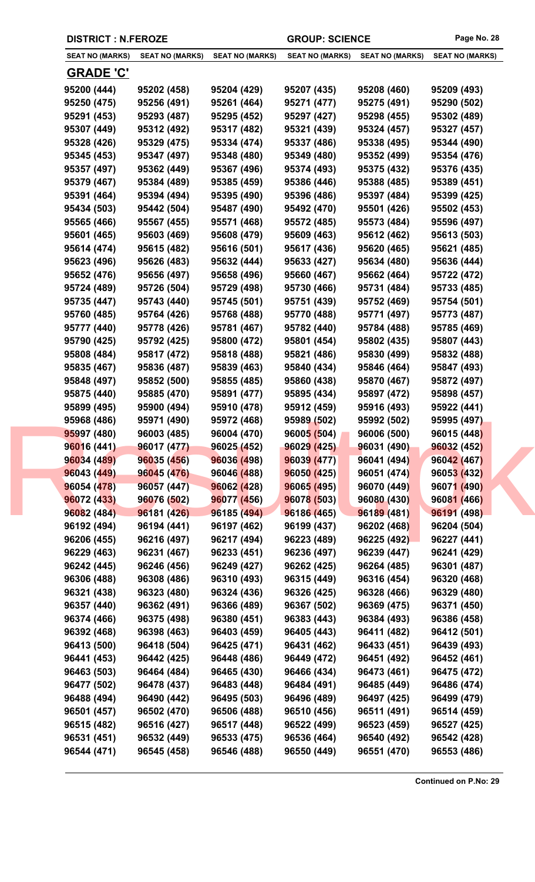DISTRICT : N.FEROZE | GROUP: SCIENCE

| SEAT NO (MARKS) | SEAT NO (MARKS) | SEAT NO (MARKS) | SEAT NO (MARKS) | SEAT NO (MARKS) | SEAT NO (MARKS) |
|---|---|---|---|---|---|
| **GRADE 'C'** | | | | | |
| 95200 (444) | 95202 (458) | 95204 (429) | 95207 (435) | 95208 (460) | 95209 (493) |
| 95250 (475) | 95256 (491) | 95261 (464) | 95271 (477) | 95275 (491) | 95290 (502) |
| 95291 (453) | 95293 (487) | 95295 (452) | 95297 (427) | 95298 (455) | 95302 (489) |
| 95307 (449) | 95312 (492) | 95317 (482) | 95321 (439) | 95324 (457) | 95327 (457) |
| 95328 (426) | 95329 (475) | 95334 (474) | 95337 (486) | 95338 (495) | 95344 (490) |
| 95345 (453) | 95347 (497) | 95348 (480) | 95349 (480) | 95352 (499) | 95354 (476) |
| 95357 (497) | 95362 (449) | 95367 (496) | 95374 (493) | 95375 (432) | 95376 (435) |
| 95379 (467) | 95384 (489) | 95385 (459) | 95386 (446) | 95388 (485) | 95389 (451) |
| 95391 (464) | 95394 (494) | 95395 (490) | 95396 (486) | 95397 (484) | 95399 (425) |
| 95434 (503) | 95442 (504) | 95487 (490) | 95492 (470) | 95501 (426) | 95502 (453) |
| 95565 (466) | 95567 (455) | 95571 (468) | 95572 (485) | 95573 (484) | 95596 (497) |
| 95601 (465) | 95603 (469) | 95608 (479) | 95609 (463) | 95612 (462) | 95613 (503) |
| 95614 (474) | 95615 (482) | 95616 (501) | 95617 (436) | 95620 (465) | 95621 (485) |
| 95623 (496) | 95626 (483) | 95632 (444) | 95633 (427) | 95634 (480) | 95636 (444) |
| 95652 (476) | 95656 (497) | 95658 (496) | 95660 (467) | 95662 (464) | 95722 (472) |
| 95724 (489) | 95726 (504) | 95729 (498) | 95730 (466) | 95731 (484) | 95733 (485) |
| 95735 (447) | 95743 (440) | 95745 (501) | 95751 (439) | 95752 (469) | 95754 (501) |
| 95760 (485) | 95764 (426) | 95768 (488) | 95770 (488) | 95771 (497) | 95773 (487) |
| 95777 (440) | 95778 (426) | 95781 (467) | 95782 (440) | 95784 (488) | 95785 (469) |
| 95790 (425) | 95792 (425) | 95800 (472) | 95801 (454) | 95802 (435) | 95807 (443) |
| 95808 (484) | 95817 (472) | 95818 (488) | 95821 (486) | 95830 (499) | 95832 (488) |
| 95835 (467) | 95836 (487) | 95839 (463) | 95840 (434) | 95846 (464) | 95847 (493) |
| 95848 (497) | 95852 (500) | 95855 (485) | 95860 (438) | 95870 (467) | 95872 (497) |
| 95875 (440) | 95885 (470) | 95891 (477) | 95895 (434) | 95897 (472) | 95898 (457) |
| 95899 (495) | 95900 (494) | 95910 (478) | 95912 (459) | 95916 (493) | 95922 (441) |
| 95968 (486) | 95971 (490) | 95972 (468) | 95989 (502) | 95992 (502) | 95995 (497) |
| 95997 (480) | 96003 (485) | 96004 (470) | 96005 (504) | 96006 (500) | 96015 (448) |
| 96016 (441) | 96017 (477) | 96025 (452) | 96029 (425) | 96031 (490) | 96032 (452) |
| 96034 (489) | 96035 (456) | 96036 (498) | 96039 (477) | 96041 (494) | 96042 (467) |
| 96043 (449) | 96045 (476) | 96046 (488) | 96050 (425) | 96051 (474) | 96053 (432) |
| 96054 (478) | 96057 (447) | 96062 (428) | 96065 (495) | 96070 (449) | 96071 (490) |
| 96072 (433) | 96076 (502) | 96077 (456) | 96078 (503) | 96080 (430) | 96081 (466) |
| 96082 (484) | 96181 (426) | 96185 (494) | 96186 (465) | 96189 (481) | 96191 (498) |
| 96192 (494) | 96194 (441) | 96197 (462) | 96199 (437) | 96202 (468) | 96204 (504) |
| 96206 (455) | 96216 (497) | 96217 (494) | 96223 (489) | 96225 (492) | 96227 (441) |
| 96229 (463) | 96231 (467) | 96233 (451) | 96236 (497) | 96239 (447) | 96241 (429) |
| 96242 (445) | 96246 (456) | 96249 (427) | 96262 (425) | 96264 (485) | 96301 (487) |
| 96306 (488) | 96308 (486) | 96310 (493) | 96315 (449) | 96316 (454) | 96320 (468) |
| 96321 (438) | 96323 (480) | 96324 (436) | 96326 (425) | 96328 (466) | 96329 (480) |
| 96357 (440) | 96362 (491) | 96366 (489) | 96367 (502) | 96369 (475) | 96371 (450) |
| 96374 (466) | 96375 (498) | 96380 (451) | 96383 (443) | 96384 (493) | 96386 (458) |
| 96392 (468) | 96398 (463) | 96403 (459) | 96405 (443) | 96411 (482) | 96412 (501) |
| 96413 (500) | 96418 (504) | 96425 (471) | 96431 (462) | 96433 (451) | 96439 (493) |
| 96441 (453) | 96442 (425) | 96448 (486) | 96449 (472) | 96451 (492) | 96452 (461) |
| 96463 (503) | 96464 (484) | 96465 (430) | 96466 (434) | 96473 (461) | 96475 (472) |
| 96477 (502) | 96478 (437) | 96483 (448) | 96484 (491) | 96485 (449) | 96486 (474) |
| 96488 (494) | 96490 (442) | 96495 (503) | 96496 (489) | 96497 (425) | 96499 (479) |
| 96501 (457) | 96502 (470) | 96506 (488) | 96510 (456) | 96511 (491) | 96514 (459) |
| 96515 (482) | 96516 (427) | 96517 (448) | 96522 (499) | 96523 (459) | 96527 (425) |
| 96531 (451) | 96532 (449) | 96533 (475) | 96536 (464) | 96540 (492) | 96542 (428) |
| 96544 (471) | 96545 (458) | 96546 (488) | 96550 (449) | 96551 (470) | 96553 (486) |

**Continued on P.No: 29**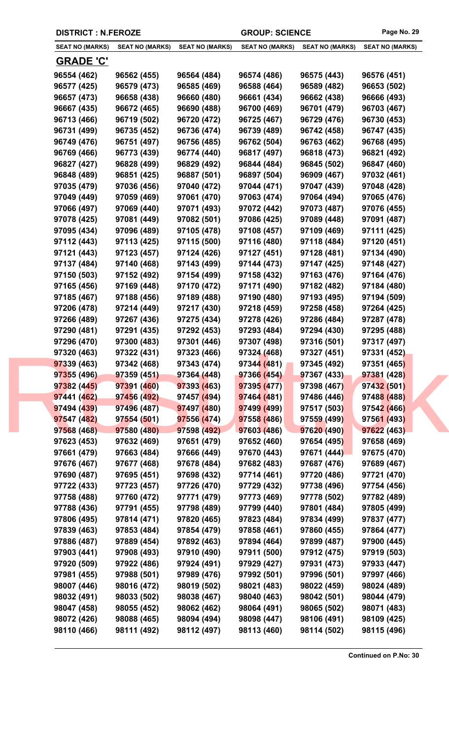**DISTRICT : N.FEROZE** | **GROUP: SCIENCE**

| SEAT NO (MARKS) | SEAT NO (MARKS) | SEAT NO (MARKS) | SEAT NO (MARKS) | SEAT NO (MARKS) | SEAT NO (MARKS) |
|---|---|---|---|---|---|

## GRADE 'C'

| | | | | | |
|---|---|---|---|---|---|
| 96554 (462) | 96562 (455) | 96564 (484) | 96574 (486) | 96575 (443) | 96576 (451) |
| 96577 (425) | 96579 (473) | 96585 (469) | 96588 (464) | 96589 (482) | 96653 (502) |
| 96657 (473) | 96658 (438) | 96660 (480) | 96661 (434) | 96662 (438) | 96666 (493) |
| 96667 (435) | 96672 (465) | 96690 (488) | 96700 (469) | 96701 (479) | 96703 (467) |
| 96713 (466) | 96719 (502) | 96720 (472) | 96725 (467) | 96729 (476) | 96730 (453) |
| 96731 (499) | 96735 (452) | 96736 (474) | 96739 (489) | 96742 (458) | 96747 (435) |
| 96749 (476) | 96751 (497) | 96756 (485) | 96762 (504) | 96763 (462) | 96768 (495) |
| 96769 (466) | 96773 (439) | 96774 (440) | 96817 (497) | 96818 (473) | 96821 (492) |
| 96827 (427) | 96828 (499) | 96829 (492) | 96844 (484) | 96845 (502) | 96847 (460) |
| 96848 (489) | 96851 (425) | 96887 (501) | 96897 (504) | 96909 (467) | 97032 (461) |
| 97035 (479) | 97036 (456) | 97040 (472) | 97044 (471) | 97047 (439) | 97048 (428) |
| 97049 (449) | 97059 (469) | 97061 (470) | 97063 (474) | 97064 (494) | 97065 (476) |
| 97066 (497) | 97069 (440) | 97071 (493) | 97072 (442) | 97073 (487) | 97076 (455) |
| 97078 (425) | 97081 (449) | 97082 (501) | 97086 (425) | 97089 (448) | 97091 (487) |
| 97095 (434) | 97096 (489) | 97105 (478) | 97108 (457) | 97109 (469) | 97111 (425) |
| 97112 (443) | 97113 (425) | 97115 (500) | 97116 (480) | 97118 (484) | 97120 (451) |
| 97121 (443) | 97123 (457) | 97124 (426) | 97127 (451) | 97128 (481) | 97134 (490) |
| 97137 (484) | 97140 (468) | 97143 (499) | 97144 (473) | 97147 (425) | 97148 (427) |
| 97150 (503) | 97152 (492) | 97154 (499) | 97158 (432) | 97163 (476) | 97164 (476) |
| 97165 (456) | 97169 (448) | 97170 (472) | 97171 (490) | 97182 (482) | 97184 (480) |
| 97185 (467) | 97188 (456) | 97189 (488) | 97190 (480) | 97193 (495) | 97194 (509) |
| 97206 (478) | 97214 (449) | 97217 (430) | 97218 (459) | 97258 (458) | 97264 (425) |
| 97266 (489) | 97267 (436) | 97275 (434) | 97278 (426) | 97286 (484) | 97287 (478) |
| 97290 (481) | 97291 (435) | 97292 (453) | 97293 (484) | 97294 (430) | 97295 (488) |
| 97296 (470) | 97300 (483) | 97301 (446) | 97307 (498) | 97316 (501) | 97317 (497) |
| 97320 (463) | 97322 (431) | 97323 (466) | 97324 (468) | 97327 (451) | 97331 (452) |
| 97339 (463) | 97342 (468) | 97343 (474) | 97344 (481) | 97345 (492) | 97351 (465) |
| 97355 (496) | 97359 (451) | 97364 (448) | 97366 (454) | 97367 (433) | 97381 (428) |
| 97382 (445) | 97391 (460) | 97393 (463) | 97395 (477) | 97398 (467) | 97432 (501) |
| 97441 (462) | 97456 (492) | 97457 (494) | 97464 (481) | 97486 (446) | 97488 (488) |
| 97494 (439) | 97496 (487) | 97497 (480) | 97499 (499) | 97517 (503) | 97542 (466) |
| 97547 (482) | 97554 (501) | 97556 (474) | 97558 (486) | 97559 (499) | 97561 (493) |
| 97568 (468) | 97580 (480) | 97598 (492) | 97603 (486) | 97620 (490) | 97622 (463) |
| 97623 (453) | 97632 (469) | 97651 (479) | 97652 (460) | 97654 (495) | 97658 (469) |
| 97661 (479) | 97663 (484) | 97666 (449) | 97670 (443) | 97671 (444) | 97675 (470) |
| 97676 (467) | 97677 (468) | 97678 (484) | 97682 (483) | 97687 (476) | 97689 (467) |
| 97690 (487) | 97695 (451) | 97698 (432) | 97714 (461) | 97720 (486) | 97721 (470) |
| 97722 (433) | 97723 (457) | 97726 (470) | 97729 (432) | 97738 (496) | 97754 (456) |
| 97758 (488) | 97760 (472) | 97771 (479) | 97773 (469) | 97778 (502) | 97782 (489) |
| 97788 (436) | 97791 (455) | 97798 (489) | 97799 (440) | 97801 (484) | 97805 (499) |
| 97806 (495) | 97814 (471) | 97820 (465) | 97823 (484) | 97834 (499) | 97837 (477) |
| 97839 (463) | 97853 (484) | 97854 (479) | 97858 (461) | 97860 (455) | 97864 (477) |
| 97886 (487) | 97889 (454) | 97892 (463) | 97894 (464) | 97899 (487) | 97900 (445) |
| 97903 (441) | 97908 (493) | 97910 (490) | 97911 (500) | 97912 (475) | 97919 (503) |
| 97920 (509) | 97922 (486) | 97924 (491) | 97929 (427) | 97931 (473) | 97933 (447) |
| 97981 (455) | 97988 (501) | 97989 (476) | 97992 (501) | 97996 (501) | 97997 (466) |
| 98007 (446) | 98016 (472) | 98019 (502) | 98021 (483) | 98022 (459) | 98024 (489) |
| 98032 (491) | 98033 (502) | 98038 (467) | 98040 (463) | 98042 (501) | 98044 (479) |
| 98047 (458) | 98055 (452) | 98062 (462) | 98064 (491) | 98065 (502) | 98071 (483) |
| 98072 (426) | 98088 (465) | 98094 (494) | 98098 (447) | 98106 (491) | 98109 (425) |
| 98110 (466) | 98111 (492) | 98112 (497) | 98113 (460) | 98114 (502) | 98115 (496) |

**Continued on P.No: 30**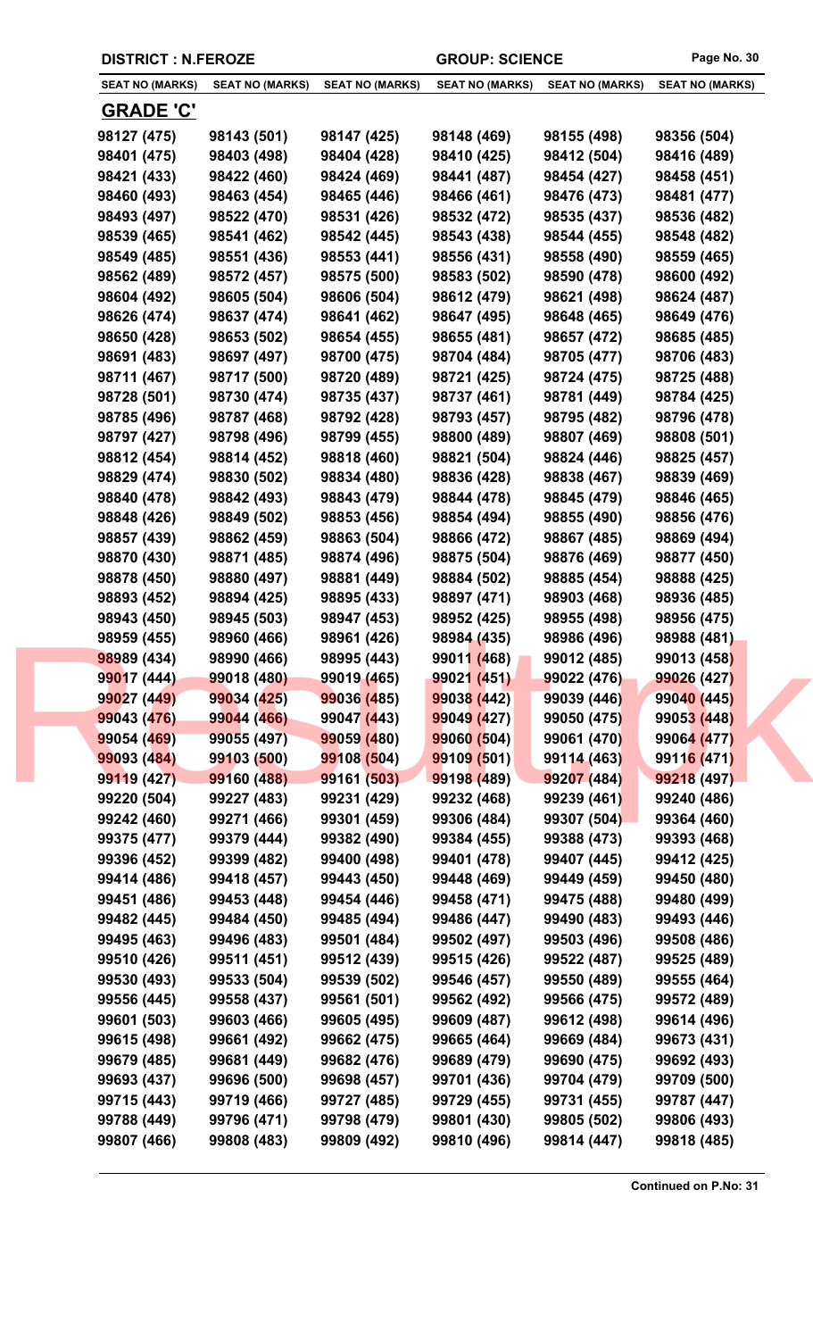**DISTRICT : N.FEROZE** **GROUP: SCIENCE**

| SEAT NO (MARKS) | SEAT NO (MARKS) | SEAT NO (MARKS) | SEAT NO (MARKS) | SEAT NO (MARKS) | SEAT NO (MARKS) |
|---|---|---|---|---|---|

## GRADE 'C'

| | | | | | |
|---|---|---|---|---|---|
| 98127 (475) | 98143 (501) | 98147 (425) | 98148 (469) | 98155 (498) | 98356 (504) |
| 98401 (475) | 98403 (498) | 98404 (428) | 98410 (425) | 98412 (504) | 98416 (489) |
| 98421 (433) | 98422 (460) | 98424 (469) | 98441 (487) | 98454 (427) | 98458 (451) |
| 98460 (493) | 98463 (454) | 98465 (446) | 98466 (461) | 98476 (473) | 98481 (477) |
| 98493 (497) | 98522 (470) | 98531 (426) | 98532 (472) | 98535 (437) | 98536 (482) |
| 98539 (465) | 98541 (462) | 98542 (445) | 98543 (438) | 98544 (455) | 98548 (482) |
| 98549 (485) | 98551 (436) | 98553 (441) | 98556 (431) | 98558 (490) | 98559 (465) |
| 98562 (489) | 98572 (457) | 98575 (500) | 98583 (502) | 98590 (478) | 98600 (492) |
| 98604 (492) | 98605 (504) | 98606 (504) | 98612 (479) | 98621 (498) | 98624 (487) |
| 98626 (474) | 98637 (474) | 98641 (462) | 98647 (495) | 98648 (465) | 98649 (476) |
| 98650 (428) | 98653 (502) | 98654 (455) | 98655 (481) | 98657 (472) | 98685 (485) |
| 98691 (483) | 98697 (497) | 98700 (475) | 98704 (484) | 98705 (477) | 98706 (483) |
| 98711 (467) | 98717 (500) | 98720 (489) | 98721 (425) | 98724 (475) | 98725 (488) |
| 98728 (501) | 98730 (474) | 98735 (437) | 98737 (461) | 98781 (449) | 98784 (425) |
| 98785 (496) | 98787 (468) | 98792 (428) | 98793 (457) | 98795 (482) | 98796 (478) |
| 98797 (427) | 98798 (496) | 98799 (455) | 98800 (489) | 98807 (469) | 98808 (501) |
| 98812 (454) | 98814 (452) | 98818 (460) | 98821 (504) | 98824 (446) | 98825 (457) |
| 98829 (474) | 98830 (502) | 98834 (480) | 98836 (428) | 98838 (467) | 98839 (469) |
| 98840 (478) | 98842 (493) | 98843 (479) | 98844 (478) | 98845 (479) | 98846 (465) |
| 98848 (426) | 98849 (502) | 98853 (456) | 98854 (494) | 98855 (490) | 98856 (476) |
| 98857 (439) | 98862 (459) | 98863 (504) | 98866 (472) | 98867 (485) | 98869 (494) |
| 98870 (430) | 98871 (485) | 98874 (496) | 98875 (504) | 98876 (469) | 98877 (450) |
| 98878 (450) | 98880 (497) | 98881 (449) | 98884 (502) | 98885 (454) | 98888 (425) |
| 98893 (452) | 98894 (425) | 98895 (433) | 98897 (471) | 98903 (468) | 98936 (485) |
| 98943 (450) | 98945 (503) | 98947 (453) | 98952 (425) | 98955 (498) | 98956 (475) |
| 98959 (455) | 98960 (466) | 98961 (426) | 98984 (435) | 98986 (496) | 98988 (481) |
| 98989 (434) | 98990 (466) | 98995 (443) | 99011 (468) | 99012 (485) | 99013 (458) |
| 99017 (444) | 99018 (480) | 99019 (465) | 99021 (451) | 99022 (476) | 99026 (427) |
| 99027 (449) | 99034 (425) | 99036 (485) | 99038 (442) | 99039 (446) | 99040 (445) |
| 99043 (476) | 99044 (466) | 99047 (443) | 99049 (427) | 99050 (475) | 99053 (448) |
| 99054 (469) | 99055 (497) | 99059 (480) | 99060 (504) | 99061 (470) | 99064 (477) |
| 99093 (484) | 99103 (500) | 99108 (504) | 99109 (501) | 99114 (463) | 99116 (471) |
| 99119 (427) | 99160 (488) | 99161 (503) | 99198 (489) | 99207 (484) | 99218 (497) |
| 99220 (504) | 99227 (483) | 99231 (429) | 99232 (468) | 99239 (461) | 99240 (486) |
| 99242 (460) | 99271 (466) | 99301 (459) | 99306 (484) | 99307 (504) | 99364 (460) |
| 99375 (477) | 99379 (444) | 99382 (490) | 99384 (455) | 99388 (473) | 99393 (468) |
| 99396 (452) | 99399 (482) | 99400 (498) | 99401 (478) | 99407 (445) | 99412 (425) |
| 99414 (486) | 99418 (457) | 99443 (450) | 99448 (469) | 99449 (459) | 99450 (480) |
| 99451 (486) | 99453 (448) | 99454 (446) | 99458 (471) | 99475 (488) | 99480 (499) |
| 99482 (445) | 99484 (450) | 99485 (494) | 99486 (447) | 99490 (483) | 99493 (446) |
| 99495 (463) | 99496 (483) | 99501 (484) | 99502 (497) | 99503 (496) | 99508 (486) |
| 99510 (426) | 99511 (451) | 99512 (439) | 99515 (426) | 99522 (487) | 99525 (489) |
| 99530 (493) | 99533 (504) | 99539 (502) | 99546 (457) | 99550 (489) | 99555 (464) |
| 99556 (445) | 99558 (437) | 99561 (501) | 99562 (492) | 99566 (475) | 99572 (489) |
| 99601 (503) | 99603 (466) | 99605 (495) | 99609 (487) | 99612 (498) | 99614 (496) |
| 99615 (498) | 99661 (492) | 99662 (475) | 99665 (464) | 99669 (484) | 99673 (431) |
| 99679 (485) | 99681 (449) | 99682 (476) | 99689 (479) | 99690 (475) | 99692 (493) |
| 99693 (437) | 99696 (500) | 99698 (457) | 99701 (436) | 99704 (479) | 99709 (500) |
| 99715 (443) | 99719 (466) | 99727 (485) | 99729 (455) | 99731 (455) | 99787 (447) |
| 99788 (449) | 99796 (471) | 99798 (479) | 99801 (430) | 99805 (502) | 99806 (493) |
| 99807 (466) | 99808 (483) | 99809 (492) | 99810 (496) | 99814 (447) | 99818 (485) |

**Continued on P.No: 31**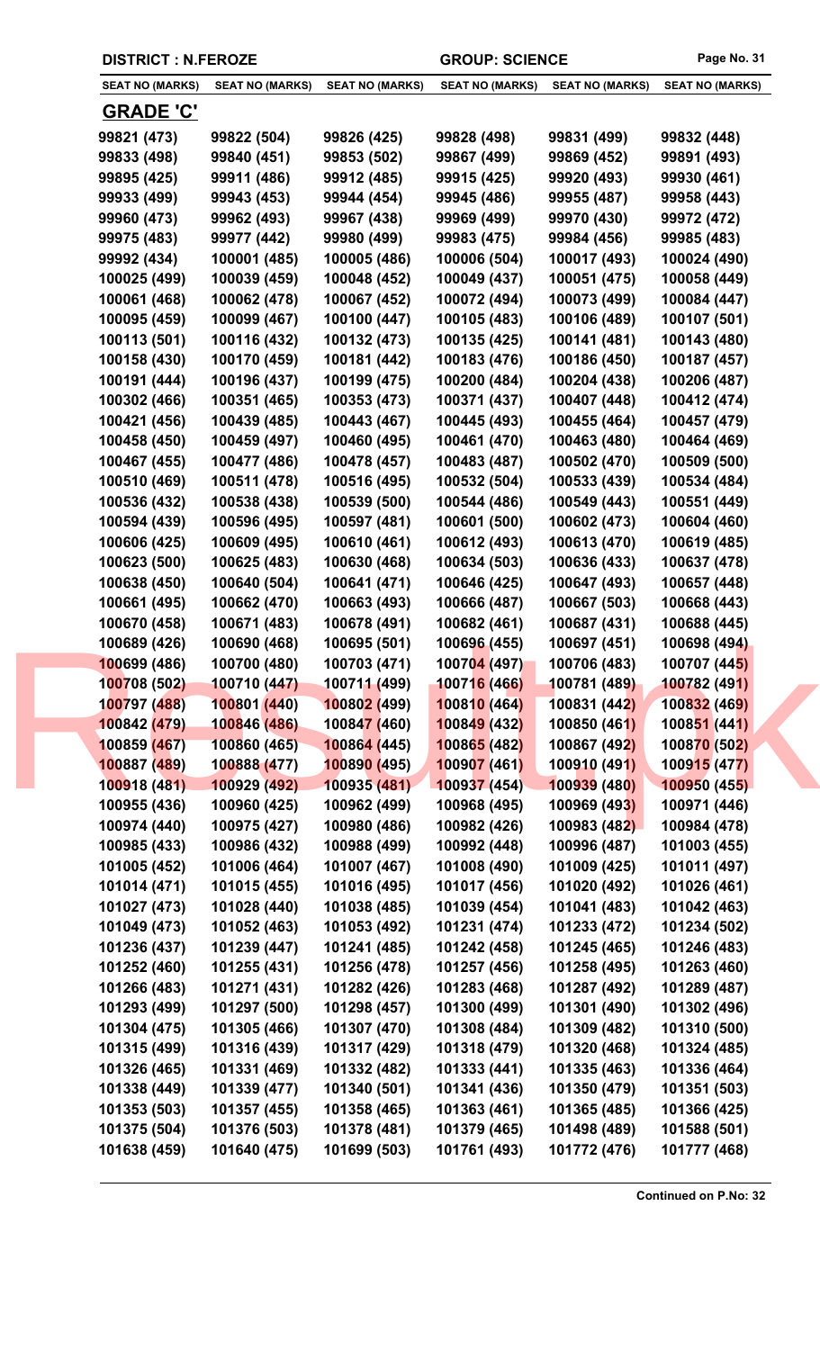DISTRICT : N.FEROZE | GROUP: SCIENCE

| SEAT NO (MARKS) | SEAT NO (MARKS) | SEAT NO (MARKS) | SEAT NO (MARKS) | SEAT NO (MARKS) | SEAT NO (MARKS) |
|---|---|---|---|---|---|

## GRADE 'C'

| | | | | | |
|---|---|---|---|---|---|
| 99821 (473) | 99822 (504) | 99826 (425) | 99828 (498) | 99831 (499) | 99832 (448) |
| 99833 (498) | 99840 (451) | 99853 (502) | 99867 (499) | 99869 (452) | 99891 (493) |
| 99895 (425) | 99911 (486) | 99912 (485) | 99915 (425) | 99920 (493) | 99930 (461) |
| 99933 (499) | 99943 (453) | 99944 (454) | 99945 (486) | 99955 (487) | 99958 (443) |
| 99960 (473) | 99962 (493) | 99967 (438) | 99969 (499) | 99970 (430) | 99972 (472) |
| 99975 (483) | 99977 (442) | 99980 (499) | 99983 (475) | 99984 (456) | 99985 (483) |
| 99992 (434) | 100001 (485) | 100005 (486) | 100006 (504) | 100017 (493) | 100024 (490) |
| 100025 (499) | 100039 (459) | 100048 (452) | 100049 (437) | 100051 (475) | 100058 (449) |
| 100061 (468) | 100062 (478) | 100067 (452) | 100072 (494) | 100073 (499) | 100084 (447) |
| 100095 (459) | 100099 (467) | 100100 (447) | 100105 (483) | 100106 (489) | 100107 (501) |
| 100113 (501) | 100116 (432) | 100132 (473) | 100135 (425) | 100141 (481) | 100143 (480) |
| 100158 (430) | 100170 (459) | 100181 (442) | 100183 (476) | 100186 (450) | 100187 (457) |
| 100191 (444) | 100196 (437) | 100199 (475) | 100200 (484) | 100204 (438) | 100206 (487) |
| 100302 (466) | 100351 (465) | 100353 (473) | 100371 (437) | 100407 (448) | 100412 (474) |
| 100421 (456) | 100439 (485) | 100443 (467) | 100445 (493) | 100455 (464) | 100457 (479) |
| 100458 (450) | 100459 (497) | 100460 (495) | 100461 (470) | 100463 (480) | 100464 (469) |
| 100467 (455) | 100477 (486) | 100478 (457) | 100483 (487) | 100502 (470) | 100509 (500) |
| 100510 (469) | 100511 (478) | 100516 (495) | 100532 (504) | 100533 (439) | 100534 (484) |
| 100536 (432) | 100538 (438) | 100539 (500) | 100544 (486) | 100549 (443) | 100551 (449) |
| 100594 (439) | 100596 (495) | 100597 (481) | 100601 (500) | 100602 (473) | 100604 (460) |
| 100606 (425) | 100609 (495) | 100610 (461) | 100612 (493) | 100613 (470) | 100619 (485) |
| 100623 (500) | 100625 (483) | 100630 (468) | 100634 (503) | 100636 (433) | 100637 (478) |
| 100638 (450) | 100640 (504) | 100641 (471) | 100646 (425) | 100647 (493) | 100657 (448) |
| 100661 (495) | 100662 (470) | 100663 (493) | 100666 (487) | 100667 (503) | 100668 (443) |
| 100670 (458) | 100671 (483) | 100678 (491) | 100682 (461) | 100687 (431) | 100688 (445) |
| 100689 (426) | 100690 (468) | 100695 (501) | 100696 (455) | 100697 (451) | 100698 (494) |
| 100699 (486) | 100700 (480) | 100703 (471) | 100704 (497) | 100706 (483) | 100707 (445) |
| 100708 (502) | 100710 (447) | 100711 (499) | 100716 (466) | 100781 (489) | 100782 (491) |
| 100797 (488) | 100801 (440) | 100802 (499) | 100810 (464) | 100831 (442) | 100832 (469) |
| 100842 (479) | 100846 (486) | 100847 (460) | 100849 (432) | 100850 (461) | 100851 (441) |
| 100859 (467) | 100860 (465) | 100864 (445) | 100865 (482) | 100867 (492) | 100870 (502) |
| 100887 (489) | 100888 (477) | 100890 (495) | 100907 (461) | 100910 (491) | 100915 (477) |
| 100918 (481) | 100929 (492) | 100935 (481) | 100937 (454) | 100939 (480) | 100950 (455) |
| 100955 (436) | 100960 (425) | 100962 (499) | 100968 (495) | 100969 (493) | 100971 (446) |
| 100974 (440) | 100975 (427) | 100980 (486) | 100982 (426) | 100983 (482) | 100984 (478) |
| 100985 (433) | 100986 (432) | 100988 (499) | 100992 (448) | 100996 (487) | 101003 (455) |
| 101005 (452) | 101006 (464) | 101007 (467) | 101008 (490) | 101009 (425) | 101011 (497) |
| 101014 (471) | 101015 (455) | 101016 (495) | 101017 (456) | 101020 (492) | 101026 (461) |
| 101027 (473) | 101028 (440) | 101038 (485) | 101039 (454) | 101041 (483) | 101042 (463) |
| 101049 (473) | 101052 (463) | 101053 (492) | 101231 (474) | 101233 (472) | 101234 (502) |
| 101236 (437) | 101239 (447) | 101241 (485) | 101242 (458) | 101245 (465) | 101246 (483) |
| 101252 (460) | 101255 (431) | 101256 (478) | 101257 (456) | 101258 (495) | 101263 (460) |
| 101266 (483) | 101271 (431) | 101282 (426) | 101283 (468) | 101287 (492) | 101289 (487) |
| 101293 (499) | 101297 (500) | 101298 (457) | 101300 (499) | 101301 (490) | 101302 (496) |
| 101304 (475) | 101305 (466) | 101307 (470) | 101308 (484) | 101309 (482) | 101310 (500) |
| 101315 (499) | 101316 (439) | 101317 (429) | 101318 (479) | 101320 (468) | 101324 (485) |
| 101326 (465) | 101331 (469) | 101332 (482) | 101333 (441) | 101335 (463) | 101336 (464) |
| 101338 (449) | 101339 (477) | 101340 (501) | 101341 (436) | 101350 (479) | 101351 (503) |
| 101353 (503) | 101357 (455) | 101358 (465) | 101363 (461) | 101365 (485) | 101366 (425) |
| 101375 (504) | 101376 (503) | 101378 (481) | 101379 (465) | 101498 (489) | 101588 (501) |
| 101638 (459) | 101640 (475) | 101699 (503) | 101761 (493) | 101772 (476) | 101777 (468) |

Continued on P.No: 32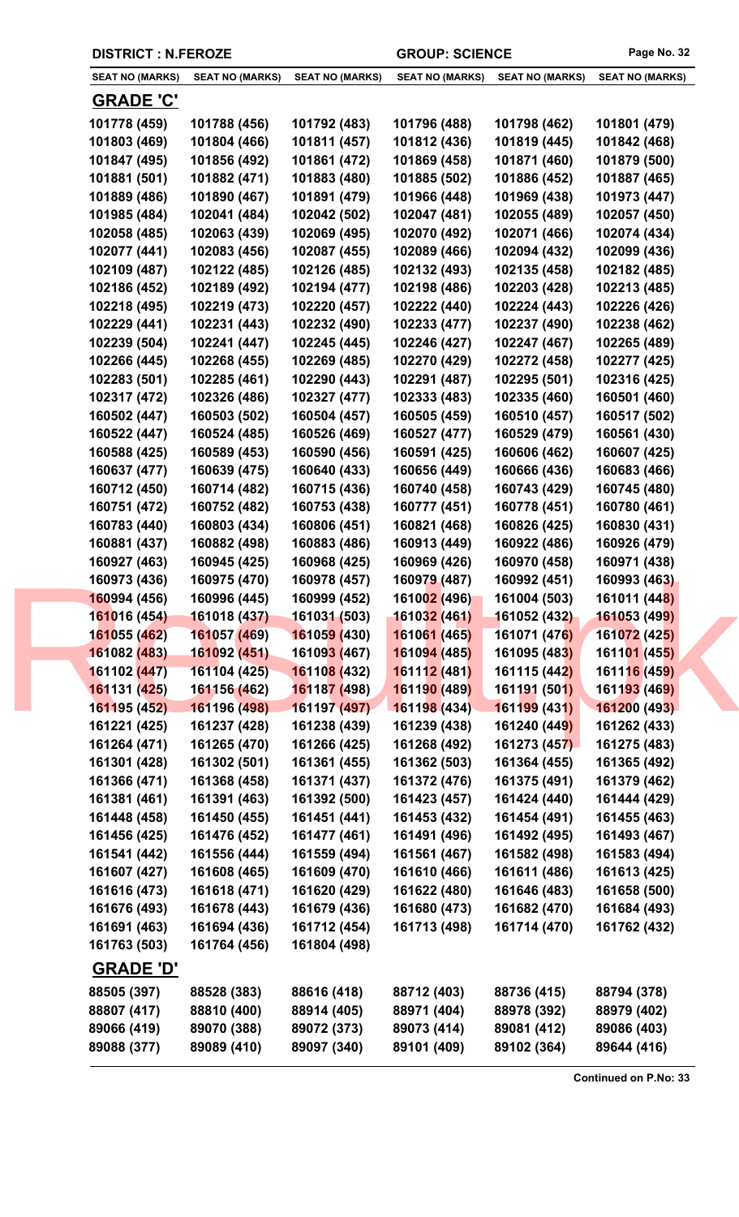DISTRICT : N.FEROZE | GROUP: SCIENCE

| SEAT NO (MARKS) | SEAT NO (MARKS) | SEAT NO (MARKS) | SEAT NO (MARKS) | SEAT NO (MARKS) | SEAT NO (MARKS) |
|---|---|---|---|---|---|

## GRADE 'C'

| | | | | | |
|---|---|---|---|---|---|
| 101778 (459) | 101788 (456) | 101792 (483) | 101796 (488) | 101798 (462) | 101801 (479) |
| 101803 (469) | 101804 (466) | 101811 (457) | 101812 (436) | 101819 (445) | 101842 (468) |
| 101847 (495) | 101856 (492) | 101861 (472) | 101869 (458) | 101871 (460) | 101879 (500) |
| 101881 (501) | 101882 (471) | 101883 (480) | 101885 (502) | 101886 (452) | 101887 (465) |
| 101889 (486) | 101890 (467) | 101891 (479) | 101966 (448) | 101969 (438) | 101973 (447) |
| 101985 (484) | 102041 (484) | 102042 (502) | 102047 (481) | 102055 (489) | 102057 (450) |
| 102058 (485) | 102063 (439) | 102069 (495) | 102070 (492) | 102071 (466) | 102074 (434) |
| 102077 (441) | 102083 (456) | 102087 (455) | 102089 (466) | 102094 (432) | 102099 (436) |
| 102109 (487) | 102122 (485) | 102126 (485) | 102132 (493) | 102135 (458) | 102182 (485) |
| 102186 (452) | 102189 (492) | 102194 (477) | 102198 (486) | 102203 (428) | 102213 (485) |
| 102218 (495) | 102219 (473) | 102220 (457) | 102222 (440) | 102224 (443) | 102226 (426) |
| 102229 (441) | 102231 (443) | 102232 (490) | 102233 (477) | 102237 (490) | 102238 (462) |
| 102239 (504) | 102241 (447) | 102245 (445) | 102246 (427) | 102247 (467) | 102265 (489) |
| 102266 (445) | 102268 (455) | 102269 (485) | 102270 (429) | 102272 (458) | 102277 (425) |
| 102283 (501) | 102285 (461) | 102290 (443) | 102291 (487) | 102295 (501) | 102316 (425) |
| 102317 (472) | 102326 (486) | 102327 (477) | 102333 (483) | 102335 (460) | 160501 (460) |
| 160502 (447) | 160503 (502) | 160504 (457) | 160505 (459) | 160510 (457) | 160517 (502) |
| 160522 (447) | 160524 (485) | 160526 (469) | 160527 (477) | 160529 (479) | 160561 (430) |
| 160588 (425) | 160589 (453) | 160590 (456) | 160591 (425) | 160606 (462) | 160607 (425) |
| 160637 (477) | 160639 (475) | 160640 (433) | 160656 (449) | 160666 (436) | 160683 (466) |
| 160712 (450) | 160714 (482) | 160715 (436) | 160740 (458) | 160743 (429) | 160745 (480) |
| 160751 (472) | 160752 (482) | 160753 (438) | 160777 (451) | 160778 (451) | 160780 (461) |
| 160783 (440) | 160803 (434) | 160806 (451) | 160821 (468) | 160826 (425) | 160830 (431) |
| 160881 (437) | 160882 (498) | 160883 (486) | 160913 (449) | 160922 (486) | 160926 (479) |
| 160927 (463) | 160945 (425) | 160968 (425) | 160969 (426) | 160970 (458) | 160971 (438) |
| 160973 (436) | 160975 (470) | 160978 (457) | 160979 (487) | 160992 (451) | 160993 (463) |
| 160994 (456) | 160996 (445) | 160999 (452) | 161002 (496) | 161004 (503) | 161011 (448) |
| 161016 (454) | 161018 (437) | 161031 (503) | 161032 (461) | 161052 (432) | 161053 (499) |
| 161055 (462) | 161057 (469) | 161059 (430) | 161061 (465) | 161071 (476) | 161072 (425) |
| 161082 (483) | 161092 (451) | 161093 (467) | 161094 (485) | 161095 (483) | 161101 (455) |
| 161102 (447) | 161104 (425) | 161108 (432) | 161112 (481) | 161115 (442) | 161116 (459) |
| 161131 (425) | 161156 (462) | 161187 (498) | 161190 (489) | 161191 (501) | 161193 (469) |
| 161195 (452) | 161196 (498) | 161197 (497) | 161198 (434) | 161199 (431) | 161200 (493) |
| 161221 (425) | 161237 (428) | 161238 (439) | 161239 (438) | 161240 (449) | 161262 (433) |
| 161264 (471) | 161265 (470) | 161266 (425) | 161268 (492) | 161273 (457) | 161275 (483) |
| 161301 (428) | 161302 (501) | 161361 (455) | 161362 (503) | 161364 (455) | 161365 (492) |
| 161366 (471) | 161368 (458) | 161371 (437) | 161372 (476) | 161375 (491) | 161379 (462) |
| 161381 (461) | 161391 (463) | 161392 (500) | 161423 (457) | 161424 (440) | 161444 (429) |
| 161448 (458) | 161450 (455) | 161451 (441) | 161453 (432) | 161454 (491) | 161455 (463) |
| 161456 (425) | 161476 (452) | 161477 (461) | 161491 (496) | 161492 (495) | 161493 (467) |
| 161541 (442) | 161556 (444) | 161559 (494) | 161561 (467) | 161582 (498) | 161583 (494) |
| 161607 (427) | 161608 (465) | 161609 (470) | 161610 (466) | 161611 (486) | 161613 (425) |
| 161616 (473) | 161618 (471) | 161620 (429) | 161622 (480) | 161646 (483) | 161658 (500) |
| 161676 (493) | 161678 (443) | 161679 (436) | 161680 (473) | 161682 (470) | 161684 (493) |
| 161691 (463) | 161694 (436) | 161712 (454) | 161713 (498) | 161714 (470) | 161762 (432) |
| 161763 (503) | 161764 (456) | 161804 (498) | | | |

## GRADE 'D'

| | | | | | |
|---|---|---|---|---|---|
| 88505 (397) | 88528 (383) | 88616 (418) | 88712 (403) | 88736 (415) | 88794 (378) |
| 88807 (417) | 88810 (400) | 88914 (405) | 88971 (404) | 88978 (392) | 88979 (402) |
| 89066 (419) | 89070 (388) | 89072 (373) | 89073 (414) | 89081 (412) | 89086 (403) |
| 89088 (377) | 89089 (410) | 89097 (340) | 89101 (409) | 89102 (364) | 89644 (416) |

Continued on P.No: 33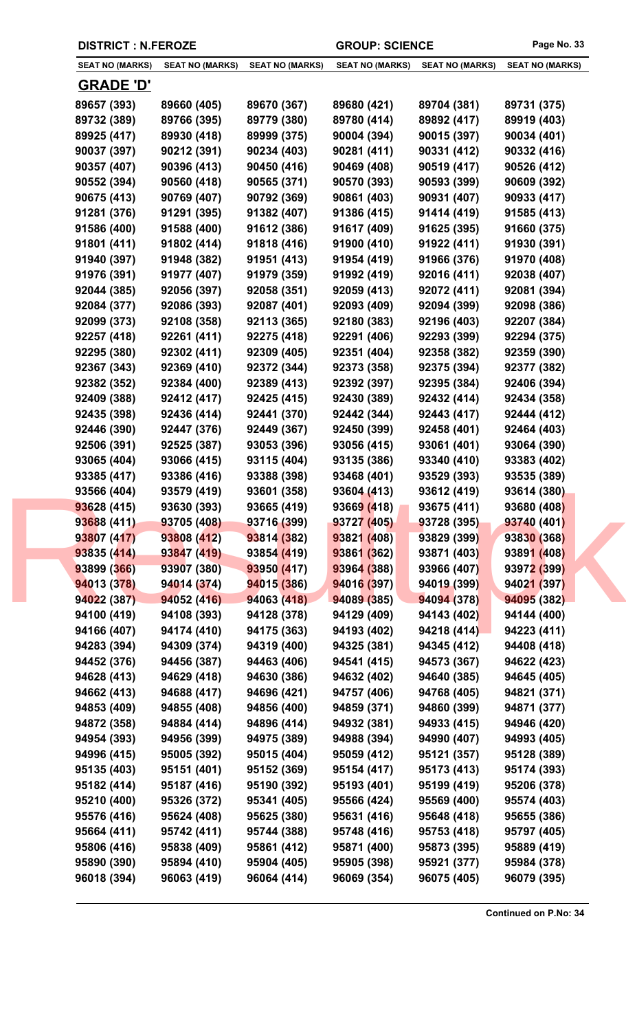**DISTRICT : N.FEROZE** | **GROUP: SCIENCE**

| SEAT NO (MARKS) | SEAT NO (MARKS) | SEAT NO (MARKS) | SEAT NO (MARKS) | SEAT NO (MARKS) | SEAT NO (MARKS) |
|---|---|---|---|---|---|

## GRADE 'D'

| | | | | | |
|---|---|---|---|---|---|
| 89657 (393) | 89660 (405) | 89670 (367) | 89680 (421) | 89704 (381) | 89731 (375) |
| 89732 (389) | 89766 (395) | 89779 (380) | 89780 (414) | 89892 (417) | 89919 (403) |
| 89925 (417) | 89930 (418) | 89999 (375) | 90004 (394) | 90015 (397) | 90034 (401) |
| 90037 (397) | 90212 (391) | 90234 (403) | 90281 (411) | 90331 (412) | 90332 (416) |
| 90357 (407) | 90396 (413) | 90450 (416) | 90469 (408) | 90519 (417) | 90526 (412) |
| 90552 (394) | 90560 (418) | 90565 (371) | 90570 (393) | 90593 (399) | 90609 (392) |
| 90675 (413) | 90769 (407) | 90792 (369) | 90861 (403) | 90931 (407) | 90933 (417) |
| 91281 (376) | 91291 (395) | 91382 (407) | 91386 (415) | 91414 (419) | 91585 (413) |
| 91586 (400) | 91588 (400) | 91612 (386) | 91617 (409) | 91625 (395) | 91660 (375) |
| 91801 (411) | 91802 (414) | 91818 (416) | 91900 (410) | 91922 (411) | 91930 (391) |
| 91940 (397) | 91948 (382) | 91951 (413) | 91954 (419) | 91966 (376) | 91970 (408) |
| 91976 (391) | 91977 (407) | 91979 (359) | 91992 (419) | 92016 (411) | 92038 (407) |
| 92044 (385) | 92056 (397) | 92058 (351) | 92059 (413) | 92072 (411) | 92081 (394) |
| 92084 (377) | 92086 (393) | 92087 (401) | 92093 (409) | 92094 (399) | 92098 (386) |
| 92099 (373) | 92108 (358) | 92113 (365) | 92180 (383) | 92196 (403) | 92207 (384) |
| 92257 (418) | 92261 (411) | 92275 (418) | 92291 (406) | 92293 (399) | 92294 (375) |
| 92295 (380) | 92302 (411) | 92309 (405) | 92351 (404) | 92358 (382) | 92359 (390) |
| 92367 (343) | 92369 (410) | 92372 (344) | 92373 (358) | 92375 (394) | 92377 (382) |
| 92382 (352) | 92384 (400) | 92389 (413) | 92392 (397) | 92395 (384) | 92406 (394) |
| 92409 (388) | 92412 (417) | 92425 (415) | 92430 (389) | 92432 (414) | 92434 (358) |
| 92435 (398) | 92436 (414) | 92441 (370) | 92442 (344) | 92443 (417) | 92444 (412) |
| 92446 (390) | 92447 (376) | 92449 (367) | 92450 (399) | 92458 (401) | 92464 (403) |
| 92506 (391) | 92525 (387) | 93053 (396) | 93056 (415) | 93061 (401) | 93064 (390) |
| 93065 (404) | 93066 (415) | 93115 (404) | 93135 (386) | 93340 (410) | 93383 (402) |
| 93385 (417) | 93386 (416) | 93388 (398) | 93468 (401) | 93529 (393) | 93535 (389) |
| 93566 (404) | 93579 (419) | 93601 (358) | 93604 (413) | 93612 (419) | 93614 (380) |
| 93628 (415) | 93630 (393) | 93665 (419) | 93669 (418) | 93675 (411) | 93680 (408) |
| 93688 (411) | 93705 (408) | 93716 (399) | 93727 (405) | 93728 (395) | 93740 (401) |
| 93807 (417) | 93808 (412) | 93814 (382) | 93821 (408) | 93829 (399) | 93830 (368) |
| 93835 (414) | 93847 (419) | 93854 (419) | 93861 (362) | 93871 (403) | 93891 (408) |
| 93899 (366) | 93907 (380) | 93950 (417) | 93964 (388) | 93966 (407) | 93972 (399) |
| 94013 (378) | 94014 (374) | 94015 (386) | 94016 (397) | 94019 (399) | 94021 (397) |
| 94022 (387) | 94052 (416) | 94063 (418) | 94089 (385) | 94094 (378) | 94095 (382) |
| 94100 (419) | 94108 (393) | 94128 (378) | 94129 (409) | 94143 (402) | 94144 (400) |
| 94166 (407) | 94174 (410) | 94175 (363) | 94193 (402) | 94218 (414) | 94223 (411) |
| 94283 (394) | 94309 (374) | 94319 (400) | 94325 (381) | 94345 (412) | 94408 (418) |
| 94452 (376) | 94456 (387) | 94463 (406) | 94541 (415) | 94573 (367) | 94622 (423) |
| 94628 (413) | 94629 (418) | 94630 (386) | 94632 (402) | 94640 (385) | 94645 (405) |
| 94662 (413) | 94688 (417) | 94696 (421) | 94757 (406) | 94768 (405) | 94821 (371) |
| 94853 (409) | 94855 (408) | 94856 (400) | 94859 (371) | 94860 (399) | 94871 (377) |
| 94872 (358) | 94884 (414) | 94896 (414) | 94932 (381) | 94933 (415) | 94946 (420) |
| 94954 (393) | 94956 (399) | 94975 (389) | 94988 (394) | 94990 (407) | 94993 (405) |
| 94996 (415) | 95005 (392) | 95015 (404) | 95059 (412) | 95121 (357) | 95128 (389) |
| 95135 (403) | 95151 (401) | 95152 (369) | 95154 (417) | 95173 (413) | 95174 (393) |
| 95182 (414) | 95187 (416) | 95190 (392) | 95193 (401) | 95199 (419) | 95206 (378) |
| 95210 (400) | 95326 (372) | 95341 (405) | 95566 (424) | 95569 (400) | 95574 (403) |
| 95576 (416) | 95624 (408) | 95625 (380) | 95631 (416) | 95648 (418) | 95655 (386) |
| 95664 (411) | 95742 (411) | 95744 (388) | 95748 (416) | 95753 (418) | 95797 (405) |
| 95806 (416) | 95838 (409) | 95861 (412) | 95871 (400) | 95873 (395) | 95889 (419) |
| 95890 (390) | 95894 (410) | 95904 (405) | 95905 (398) | 95921 (377) | 95984 (378) |
| 96018 (394) | 96063 (419) | 96064 (414) | 96069 (354) | 96075 (405) | 96079 (395) |

**Continued on P.No: 34**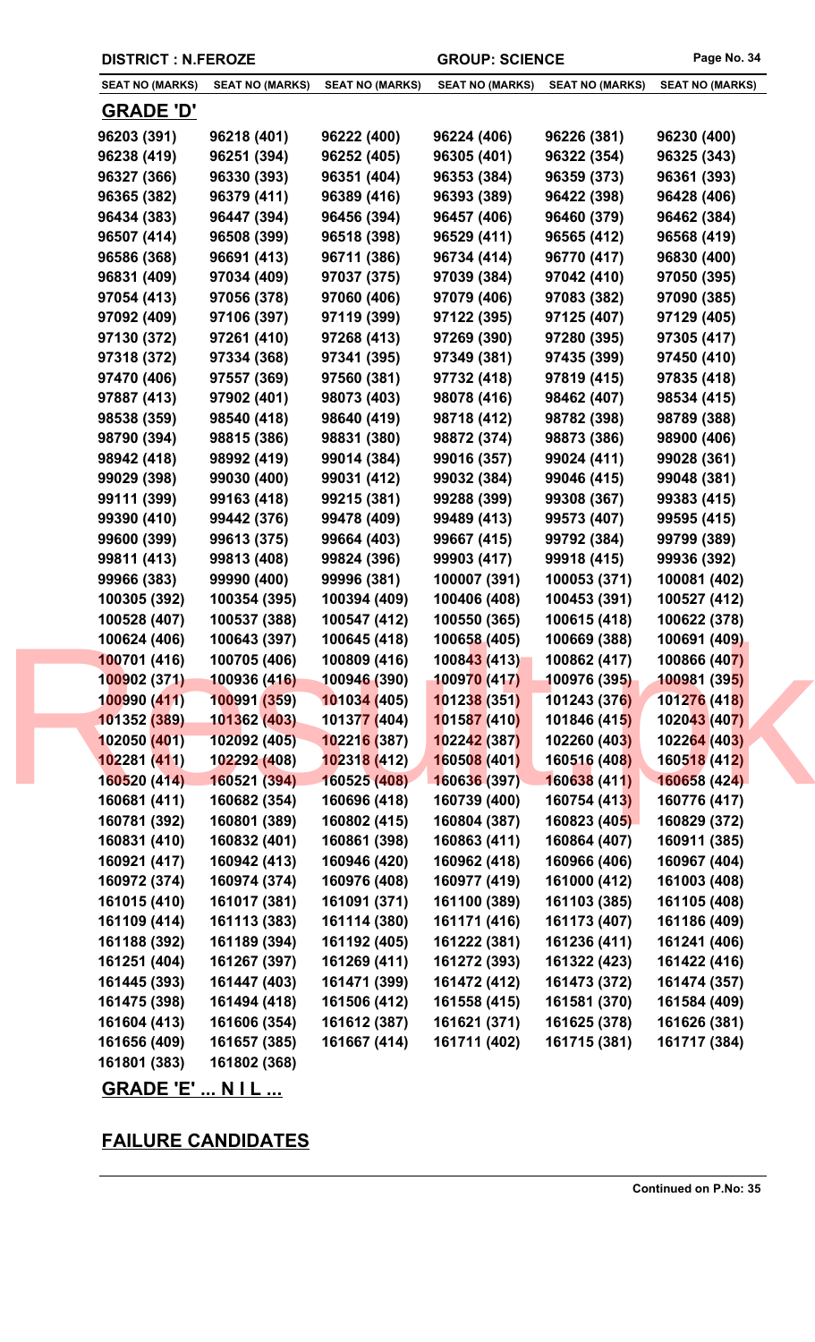DISTRICT : N.FEROZE — GROUP: SCIENCE

| SEAT NO (MARKS) | SEAT NO (MARKS) | SEAT NO (MARKS) | SEAT NO (MARKS) | SEAT NO (MARKS) | SEAT NO (MARKS) |
|---|---|---|---|---|---|

## GRADE 'D'

| | | | | | |
|---|---|---|---|---|---|
| 96203 (391) | 96218 (401) | 96222 (400) | 96224 (406) | 96226 (381) | 96230 (400) |
| 96238 (419) | 96251 (394) | 96252 (405) | 96305 (401) | 96322 (354) | 96325 (343) |
| 96327 (366) | 96330 (393) | 96351 (404) | 96353 (384) | 96359 (373) | 96361 (393) |
| 96365 (382) | 96379 (411) | 96389 (416) | 96393 (389) | 96422 (398) | 96428 (406) |
| 96434 (383) | 96447 (394) | 96456 (394) | 96457 (406) | 96460 (379) | 96462 (384) |
| 96507 (414) | 96508 (399) | 96518 (398) | 96529 (411) | 96565 (412) | 96568 (419) |
| 96586 (368) | 96691 (413) | 96711 (386) | 96734 (414) | 96770 (417) | 96830 (400) |
| 96831 (409) | 97034 (409) | 97037 (375) | 97039 (384) | 97042 (410) | 97050 (395) |
| 97054 (413) | 97056 (378) | 97060 (406) | 97079 (406) | 97083 (382) | 97090 (385) |
| 97092 (409) | 97106 (397) | 97119 (399) | 97122 (395) | 97125 (407) | 97129 (405) |
| 97130 (372) | 97261 (410) | 97268 (413) | 97269 (390) | 97280 (395) | 97305 (417) |
| 97318 (372) | 97334 (368) | 97341 (395) | 97349 (381) | 97435 (399) | 97450 (410) |
| 97470 (406) | 97557 (369) | 97560 (381) | 97732 (418) | 97819 (415) | 97835 (418) |
| 97887 (413) | 97902 (401) | 98073 (403) | 98078 (416) | 98462 (407) | 98534 (415) |
| 98538 (359) | 98540 (418) | 98640 (419) | 98718 (412) | 98782 (398) | 98789 (388) |
| 98790 (394) | 98815 (386) | 98831 (380) | 98872 (374) | 98873 (386) | 98900 (406) |
| 98942 (418) | 98992 (419) | 99014 (384) | 99016 (357) | 99024 (411) | 99028 (361) |
| 99029 (398) | 99030 (400) | 99031 (412) | 99032 (384) | 99046 (415) | 99048 (381) |
| 99111 (399) | 99163 (418) | 99215 (381) | 99288 (399) | 99308 (367) | 99383 (415) |
| 99390 (410) | 99442 (376) | 99478 (409) | 99489 (413) | 99573 (407) | 99595 (415) |
| 99600 (399) | 99613 (375) | 99664 (403) | 99667 (415) | 99792 (384) | 99799 (389) |
| 99811 (413) | 99813 (408) | 99824 (396) | 99903 (417) | 99918 (415) | 99936 (392) |
| 99966 (383) | 99990 (400) | 99996 (381) | 100007 (391) | 100053 (371) | 100081 (402) |
| 100305 (392) | 100354 (395) | 100394 (409) | 100406 (408) | 100453 (391) | 100527 (412) |
| 100528 (407) | 100537 (388) | 100547 (412) | 100550 (365) | 100615 (418) | 100622 (378) |
| 100624 (406) | 100643 (397) | 100645 (418) | 100658 (405) | 100669 (388) | 100691 (409) |
| 100701 (416) | 100705 (406) | 100809 (416) | 100843 (413) | 100862 (417) | 100866 (407) |
| 100902 (371) | 100936 (416) | 100946 (390) | 100970 (417) | 100976 (395) | 100981 (395) |
| 100990 (411) | 100991 (359) | 101034 (405) | 101238 (351) | 101243 (376) | 101276 (418) |
| 101352 (389) | 101362 (403) | 101377 (404) | 101587 (410) | 101846 (415) | 102043 (407) |
| 102050 (401) | 102092 (405) | 102216 (387) | 102242 (387) | 102260 (403) | 102264 (403) |
| 102281 (411) | 102292 (408) | 102318 (412) | 160508 (401) | 160516 (408) | 160518 (412) |
| 160520 (414) | 160521 (394) | 160525 (408) | 160636 (397) | 160638 (411) | 160658 (424) |
| 160681 (411) | 160682 (354) | 160696 (418) | 160739 (400) | 160754 (413) | 160776 (417) |
| 160781 (392) | 160801 (389) | 160802 (415) | 160804 (387) | 160823 (405) | 160829 (372) |
| 160831 (410) | 160832 (401) | 160861 (398) | 160863 (411) | 160864 (407) | 160911 (385) |
| 160921 (417) | 160942 (413) | 160946 (420) | 160962 (418) | 160966 (406) | 160967 (404) |
| 160972 (374) | 160974 (374) | 160976 (408) | 160977 (419) | 161000 (412) | 161003 (408) |
| 161015 (410) | 161017 (381) | 161091 (371) | 161100 (389) | 161103 (385) | 161105 (408) |
| 161109 (414) | 161113 (383) | 161114 (380) | 161171 (416) | 161173 (407) | 161186 (409) |
| 161188 (392) | 161189 (394) | 161192 (405) | 161222 (381) | 161236 (411) | 161241 (406) |
| 161251 (404) | 161267 (397) | 161269 (411) | 161272 (393) | 161322 (423) | 161422 (416) |
| 161445 (393) | 161447 (403) | 161471 (399) | 161472 (412) | 161473 (372) | 161474 (357) |
| 161475 (398) | 161494 (418) | 161506 (412) | 161558 (415) | 161581 (370) | 161584 (409) |
| 161604 (413) | 161606 (354) | 161612 (387) | 161621 (371) | 161625 (378) | 161626 (381) |
| 161656 (409) | 161657 (385) | 161667 (414) | 161711 (402) | 161715 (381) | 161717 (384) |
| 161801 (383) | 161802 (368) | | | | |

## GRADE 'E' ... N I L ...

## FAILURE CANDIDATES

Continued on P.No: 35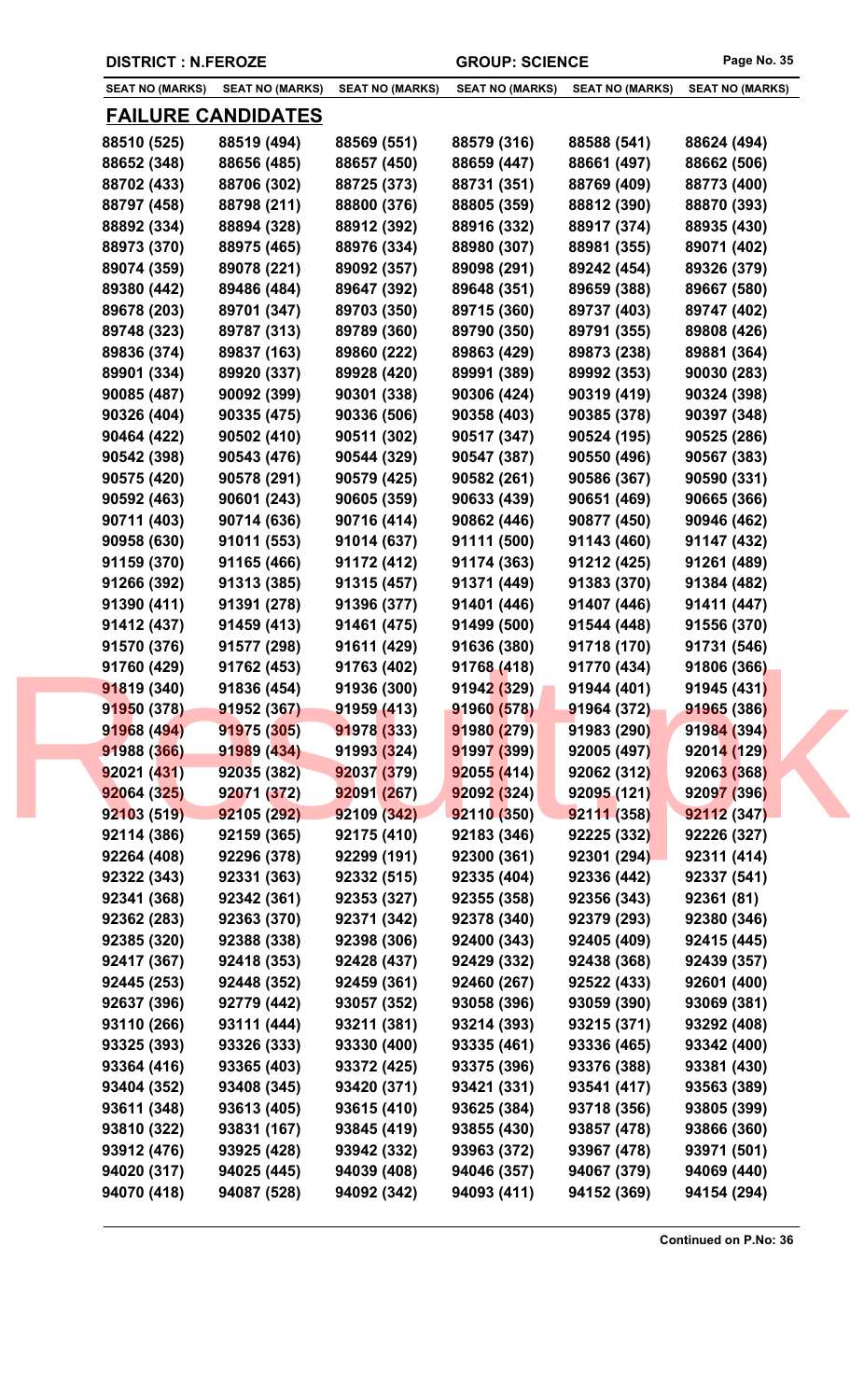**DISTRICT : N.FEROZE** | **GROUP: SCIENCE**

| SEAT NO (MARKS) | SEAT NO (MARKS) | SEAT NO (MARKS) | SEAT NO (MARKS) | SEAT NO (MARKS) | SEAT NO (MARKS) |
|---|---|---|---|---|---|

## FAILURE CANDIDATES

| | | | | | |
|---|---|---|---|---|---|
| 88510 (525) | 88519 (494) | 88569 (551) | 88579 (316) | 88588 (541) | 88624 (494) |
| 88652 (348) | 88656 (485) | 88657 (450) | 88659 (447) | 88661 (497) | 88662 (506) |
| 88702 (433) | 88706 (302) | 88725 (373) | 88731 (351) | 88769 (409) | 88773 (400) |
| 88797 (458) | 88798 (211) | 88800 (376) | 88805 (359) | 88812 (390) | 88870 (393) |
| 88892 (334) | 88894 (328) | 88912 (392) | 88916 (332) | 88917 (374) | 88935 (430) |
| 88973 (370) | 88975 (465) | 88976 (334) | 88980 (307) | 88981 (355) | 89071 (402) |
| 89074 (359) | 89078 (221) | 89092 (357) | 89098 (291) | 89242 (454) | 89326 (379) |
| 89380 (442) | 89486 (484) | 89647 (392) | 89648 (351) | 89659 (388) | 89667 (580) |
| 89678 (203) | 89701 (347) | 89703 (350) | 89715 (360) | 89737 (403) | 89747 (402) |
| 89748 (323) | 89787 (313) | 89789 (360) | 89790 (350) | 89791 (355) | 89808 (426) |
| 89836 (374) | 89837 (163) | 89860 (222) | 89863 (429) | 89873 (238) | 89881 (364) |
| 89901 (334) | 89920 (337) | 89928 (420) | 89991 (389) | 89992 (353) | 90030 (283) |
| 90085 (487) | 90092 (399) | 90301 (338) | 90306 (424) | 90319 (419) | 90324 (398) |
| 90326 (404) | 90335 (475) | 90336 (506) | 90358 (403) | 90385 (378) | 90397 (348) |
| 90464 (422) | 90502 (410) | 90511 (302) | 90517 (347) | 90524 (195) | 90525 (286) |
| 90542 (398) | 90543 (476) | 90544 (329) | 90547 (387) | 90550 (496) | 90567 (383) |
| 90575 (420) | 90578 (291) | 90579 (425) | 90582 (261) | 90586 (367) | 90590 (331) |
| 90592 (463) | 90601 (243) | 90605 (359) | 90633 (439) | 90651 (469) | 90665 (366) |
| 90711 (403) | 90714 (636) | 90716 (414) | 90862 (446) | 90877 (450) | 90946 (462) |
| 90958 (630) | 91011 (553) | 91014 (637) | 91111 (500) | 91143 (460) | 91147 (432) |
| 91159 (370) | 91165 (466) | 91172 (412) | 91174 (363) | 91212 (425) | 91261 (489) |
| 91266 (392) | 91313 (385) | 91315 (457) | 91371 (449) | 91383 (370) | 91384 (482) |
| 91390 (411) | 91391 (278) | 91396 (377) | 91401 (446) | 91407 (446) | 91411 (447) |
| 91412 (437) | 91459 (413) | 91461 (475) | 91499 (500) | 91544 (448) | 91556 (370) |
| 91570 (376) | 91577 (298) | 91611 (429) | 91636 (380) | 91718 (170) | 91731 (546) |
| 91760 (429) | 91762 (453) | 91763 (402) | 91768 (418) | 91770 (434) | 91806 (366) |
| 91819 (340) | 91836 (454) | 91936 (300) | 91942 (329) | 91944 (401) | 91945 (431) |
| 91950 (378) | 91952 (367) | 91959 (413) | 91960 (578) | 91964 (372) | 91965 (386) |
| 91968 (494) | 91975 (305) | 91978 (333) | 91980 (279) | 91983 (290) | 91984 (394) |
| 91988 (366) | 91989 (434) | 91993 (324) | 91997 (399) | 92005 (497) | 92014 (129) |
| 92021 (431) | 92035 (382) | 92037 (379) | 92055 (414) | 92062 (312) | 92063 (368) |
| 92064 (325) | 92071 (372) | 92091 (267) | 92092 (324) | 92095 (121) | 92097 (396) |
| 92103 (519) | 92105 (292) | 92109 (342) | 92110 (350) | 92111 (358) | 92112 (347) |
| 92114 (386) | 92159 (365) | 92175 (410) | 92183 (346) | 92225 (332) | 92226 (327) |
| 92264 (408) | 92296 (378) | 92299 (191) | 92300 (361) | 92301 (294) | 92311 (414) |
| 92322 (343) | 92331 (363) | 92332 (515) | 92335 (404) | 92336 (442) | 92337 (541) |
| 92341 (368) | 92342 (361) | 92353 (327) | 92355 (358) | 92356 (343) | 92361 (81) |
| 92362 (283) | 92363 (370) | 92371 (342) | 92378 (340) | 92379 (293) | 92380 (346) |
| 92385 (320) | 92388 (338) | 92398 (306) | 92400 (343) | 92405 (409) | 92415 (445) |
| 92417 (367) | 92418 (353) | 92428 (437) | 92429 (332) | 92438 (368) | 92439 (357) |
| 92445 (253) | 92448 (352) | 92459 (361) | 92460 (267) | 92522 (433) | 92601 (400) |
| 92637 (396) | 92779 (442) | 93057 (352) | 93058 (396) | 93059 (390) | 93069 (381) |
| 93110 (266) | 93111 (444) | 93211 (381) | 93214 (393) | 93215 (371) | 93292 (408) |
| 93325 (393) | 93326 (333) | 93330 (400) | 93335 (461) | 93336 (465) | 93342 (400) |
| 93364 (416) | 93365 (403) | 93372 (425) | 93375 (396) | 93376 (388) | 93381 (430) |
| 93404 (352) | 93408 (345) | 93420 (371) | 93421 (331) | 93541 (417) | 93563 (389) |
| 93611 (348) | 93613 (405) | 93615 (410) | 93625 (384) | 93718 (356) | 93805 (399) |
| 93810 (322) | 93831 (167) | 93845 (419) | 93855 (430) | 93857 (478) | 93866 (360) |
| 93912 (476) | 93925 (428) | 93942 (332) | 93963 (372) | 93967 (478) | 93971 (501) |
| 94020 (317) | 94025 (445) | 94039 (408) | 94046 (357) | 94067 (379) | 94069 (440) |
| 94070 (418) | 94087 (528) | 94092 (342) | 94093 (411) | 94152 (369) | 94154 (294) |

**Continued on P.No: 36**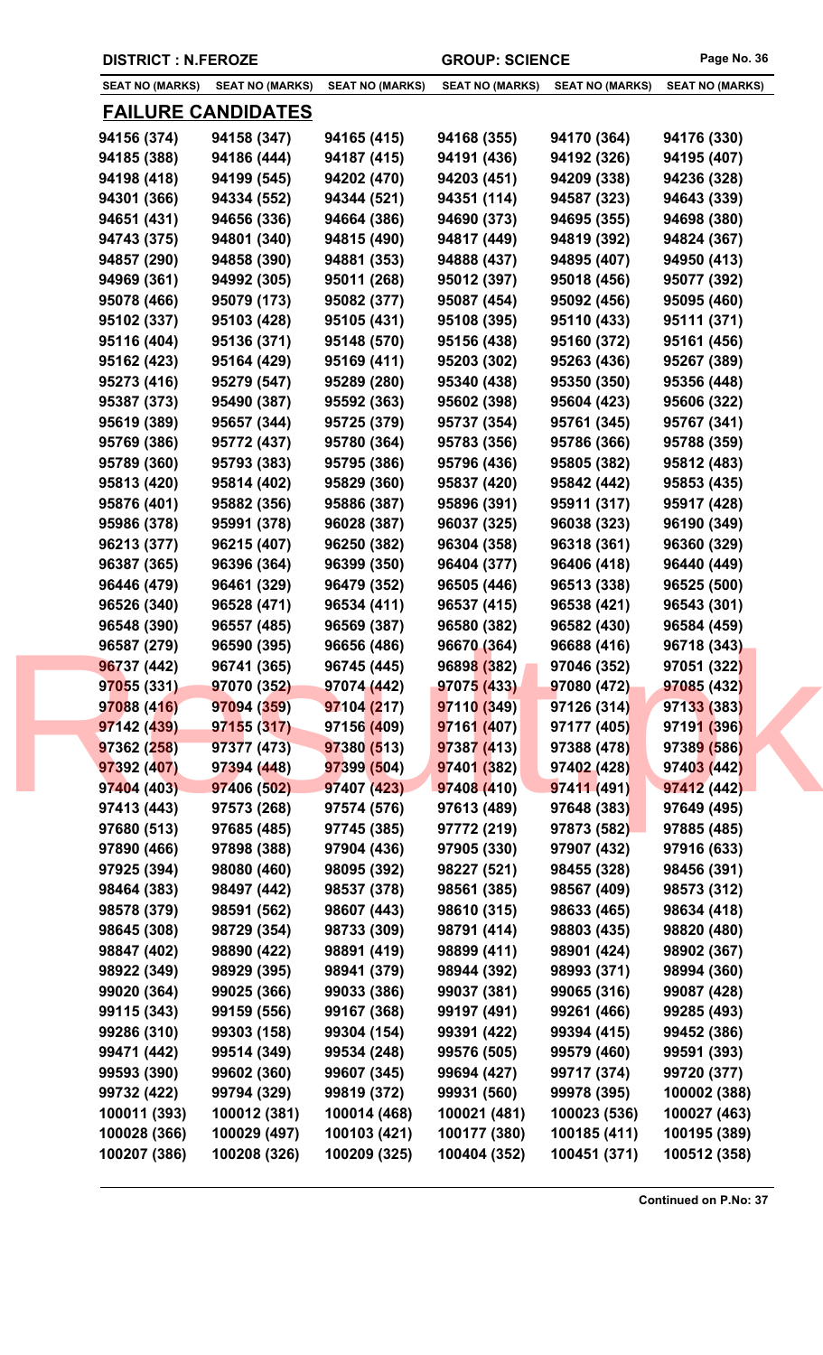DISTRICT : N.FEROZE | GROUP: SCIENCE

| SEAT NO (MARKS) | SEAT NO (MARKS) | SEAT NO (MARKS) | SEAT NO (MARKS) | SEAT NO (MARKS) | SEAT NO (MARKS) |
|---|---|---|---|---|---|

## FAILURE CANDIDATES

| | | | | | |
|---|---|---|---|---|---|
| 94156 (374) | 94158 (347) | 94165 (415) | 94168 (355) | 94170 (364) | 94176 (330) |
| 94185 (388) | 94186 (444) | 94187 (415) | 94191 (436) | 94192 (326) | 94195 (407) |
| 94198 (418) | 94199 (545) | 94202 (470) | 94203 (451) | 94209 (338) | 94236 (328) |
| 94301 (366) | 94334 (552) | 94344 (521) | 94351 (114) | 94587 (323) | 94643 (339) |
| 94651 (431) | 94656 (336) | 94664 (386) | 94690 (373) | 94695 (355) | 94698 (380) |
| 94743 (375) | 94801 (340) | 94815 (490) | 94817 (449) | 94819 (392) | 94824 (367) |
| 94857 (290) | 94858 (390) | 94881 (353) | 94888 (437) | 94895 (407) | 94950 (413) |
| 94969 (361) | 94992 (305) | 95011 (268) | 95012 (397) | 95018 (456) | 95077 (392) |
| 95078 (466) | 95079 (173) | 95082 (377) | 95087 (454) | 95092 (456) | 95095 (460) |
| 95102 (337) | 95103 (428) | 95105 (431) | 95108 (395) | 95110 (433) | 95111 (371) |
| 95116 (404) | 95136 (371) | 95148 (570) | 95156 (438) | 95160 (372) | 95161 (456) |
| 95162 (423) | 95164 (429) | 95169 (411) | 95203 (302) | 95263 (436) | 95267 (389) |
| 95273 (416) | 95279 (547) | 95289 (280) | 95340 (438) | 95350 (350) | 95356 (448) |
| 95387 (373) | 95490 (387) | 95592 (363) | 95602 (398) | 95604 (423) | 95606 (322) |
| 95619 (389) | 95657 (344) | 95725 (379) | 95737 (354) | 95761 (345) | 95767 (341) |
| 95769 (386) | 95772 (437) | 95780 (364) | 95783 (356) | 95786 (366) | 95788 (359) |
| 95789 (360) | 95793 (383) | 95795 (386) | 95796 (436) | 95805 (382) | 95812 (483) |
| 95813 (420) | 95814 (402) | 95829 (360) | 95837 (420) | 95842 (442) | 95853 (435) |
| 95876 (401) | 95882 (356) | 95886 (387) | 95896 (391) | 95911 (317) | 95917 (428) |
| 95986 (378) | 95991 (378) | 96028 (387) | 96037 (325) | 96038 (323) | 96190 (349) |
| 96213 (377) | 96215 (407) | 96250 (382) | 96304 (358) | 96318 (361) | 96360 (329) |
| 96387 (365) | 96396 (364) | 96399 (350) | 96404 (377) | 96406 (418) | 96440 (449) |
| 96446 (479) | 96461 (329) | 96479 (352) | 96505 (446) | 96513 (338) | 96525 (500) |
| 96526 (340) | 96528 (471) | 96534 (411) | 96537 (415) | 96538 (421) | 96543 (301) |
| 96548 (390) | 96557 (485) | 96569 (387) | 96580 (382) | 96582 (430) | 96584 (459) |
| 96587 (279) | 96590 (395) | 96656 (486) | 96670 (364) | 96688 (416) | 96718 (343) |
| 96737 (442) | 96741 (365) | 96745 (445) | 96898 (382) | 97046 (352) | 97051 (322) |
| 97055 (331) | 97070 (352) | 97074 (442) | 97075 (433) | 97080 (472) | 97085 (432) |
| 97088 (416) | 97094 (359) | 97104 (217) | 97110 (349) | 97126 (314) | 97133 (383) |
| 97142 (439) | 97155 (317) | 97156 (409) | 97161 (407) | 97177 (405) | 97191 (396) |
| 97362 (258) | 97377 (473) | 97380 (513) | 97387 (413) | 97388 (478) | 97389 (586) |
| 97392 (407) | 97394 (448) | 97399 (504) | 97401 (382) | 97402 (428) | 97403 (442) |
| 97404 (403) | 97406 (502) | 97407 (423) | 97408 (410) | 97411 (491) | 97412 (442) |
| 97413 (443) | 97573 (268) | 97574 (576) | 97613 (489) | 97648 (383) | 97649 (495) |
| 97680 (513) | 97685 (485) | 97745 (385) | 97772 (219) | 97873 (582) | 97885 (485) |
| 97890 (466) | 97898 (388) | 97904 (436) | 97905 (330) | 97907 (432) | 97916 (633) |
| 97925 (394) | 98080 (460) | 98095 (392) | 98227 (521) | 98455 (328) | 98456 (391) |
| 98464 (383) | 98497 (442) | 98537 (378) | 98561 (385) | 98567 (409) | 98573 (312) |
| 98578 (379) | 98591 (562) | 98607 (443) | 98610 (315) | 98633 (465) | 98634 (418) |
| 98645 (308) | 98729 (354) | 98733 (309) | 98791 (414) | 98803 (435) | 98820 (480) |
| 98847 (402) | 98890 (422) | 98891 (419) | 98899 (411) | 98901 (424) | 98902 (367) |
| 98922 (349) | 98929 (395) | 98941 (379) | 98944 (392) | 98993 (371) | 98994 (360) |
| 99020 (364) | 99025 (366) | 99033 (386) | 99037 (381) | 99065 (316) | 99087 (428) |
| 99115 (343) | 99159 (556) | 99167 (368) | 99197 (491) | 99261 (466) | 99285 (493) |
| 99286 (310) | 99303 (158) | 99304 (154) | 99391 (422) | 99394 (415) | 99452 (386) |
| 99471 (442) | 99514 (349) | 99534 (248) | 99576 (505) | 99579 (460) | 99591 (393) |
| 99593 (390) | 99602 (360) | 99607 (345) | 99694 (427) | 99717 (374) | 99720 (377) |
| 99732 (422) | 99794 (329) | 99819 (372) | 99931 (560) | 99978 (395) | 100002 (388) |
| 100011 (393) | 100012 (381) | 100014 (468) | 100021 (481) | 100023 (536) | 100027 (463) |
| 100028 (366) | 100029 (497) | 100103 (421) | 100177 (380) | 100185 (411) | 100195 (389) |
| 100207 (386) | 100208 (326) | 100209 (325) | 100404 (352) | 100451 (371) | 100512 (358) |

Continued on P.No: 37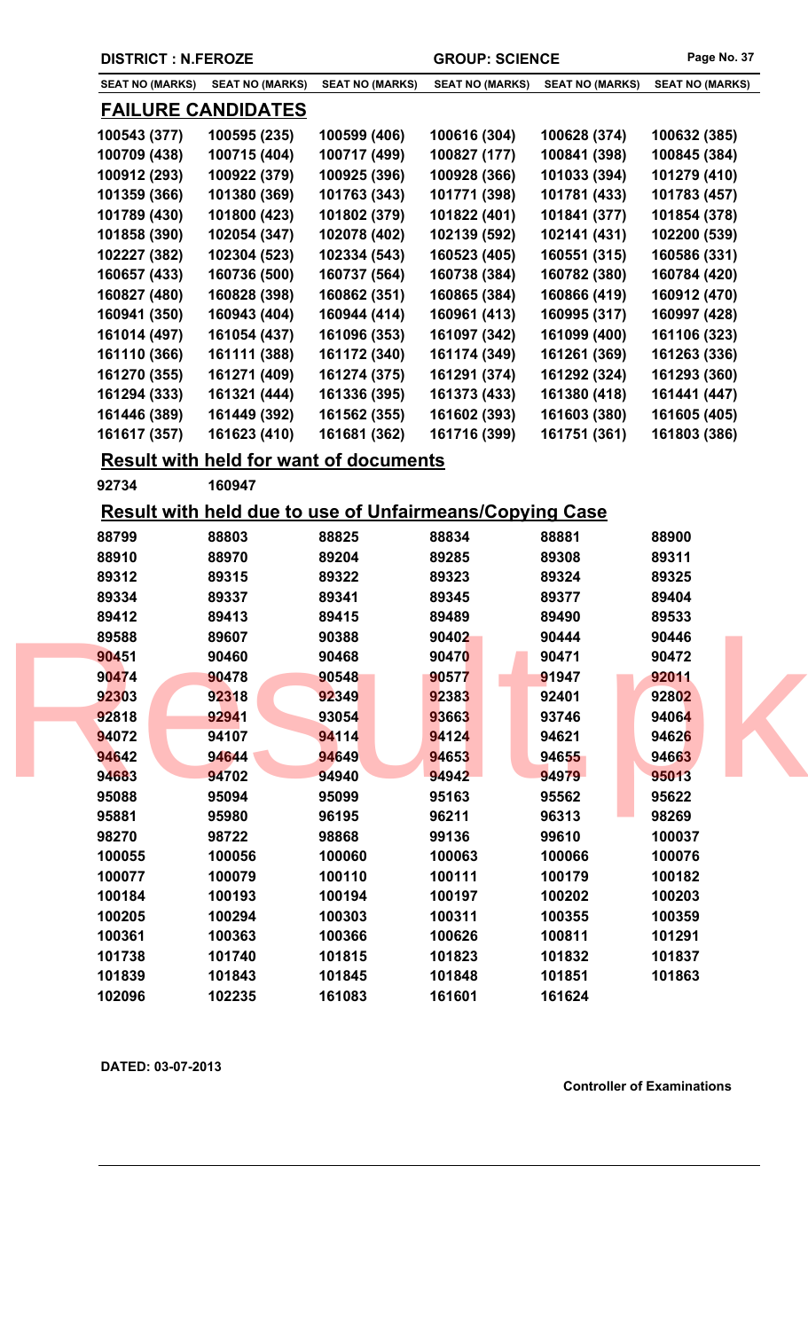**DISTRICT : N.FEROZE** **GROUP: SCIENCE**

| SEAT NO (MARKS) | SEAT NO (MARKS) | SEAT NO (MARKS) | SEAT NO (MARKS) | SEAT NO (MARKS) | SEAT NO (MARKS) |
|---|---|---|---|---|---|

## FAILURE CANDIDATES

| | | | | | |
|---|---|---|---|---|---|
| 100543 (377) | 100595 (235) | 100599 (406) | 100616 (304) | 100628 (374) | 100632 (385) |
| 100709 (438) | 100715 (404) | 100717 (499) | 100827 (177) | 100841 (398) | 100845 (384) |
| 100912 (293) | 100922 (379) | 100925 (396) | 100928 (366) | 101033 (394) | 101279 (410) |
| 101359 (366) | 101380 (369) | 101763 (343) | 101771 (398) | 101781 (433) | 101783 (457) |
| 101789 (430) | 101800 (423) | 101802 (379) | 101822 (401) | 101841 (377) | 101854 (378) |
| 101858 (390) | 102054 (347) | 102078 (402) | 102139 (592) | 102141 (431) | 102200 (539) |
| 102227 (382) | 102304 (523) | 102334 (543) | 160523 (405) | 160551 (315) | 160586 (331) |
| 160657 (433) | 160736 (500) | 160737 (564) | 160738 (384) | 160782 (380) | 160784 (420) |
| 160827 (480) | 160828 (398) | 160862 (351) | 160865 (384) | 160866 (419) | 160912 (470) |
| 160941 (350) | 160943 (404) | 160944 (414) | 160961 (413) | 160995 (317) | 160997 (428) |
| 161014 (497) | 161054 (437) | 161096 (353) | 161097 (342) | 161099 (400) | 161106 (323) |
| 161110 (366) | 161111 (388) | 161172 (340) | 161174 (349) | 161261 (369) | 161263 (336) |
| 161270 (355) | 161271 (409) | 161274 (375) | 161291 (374) | 161292 (324) | 161293 (360) |
| 161294 (333) | 161321 (444) | 161336 (395) | 161373 (433) | 161380 (418) | 161441 (447) |
| 161446 (389) | 161449 (392) | 161562 (355) | 161602 (393) | 161603 (380) | 161605 (405) |
| 161617 (357) | 161623 (410) | 161681 (362) | 161716 (399) | 161751 (361) | 161803 (386) |

## Result with held for want of documents

92734 160947

## Result with held due to use of Unfairmeans/Copying Case

| | | | | | |
|---|---|---|---|---|---|
| 88799 | 88803 | 88825 | 88834 | 88881 | 88900 |
| 88910 | 88970 | 89204 | 89285 | 89308 | 89311 |
| 89312 | 89315 | 89322 | 89323 | 89324 | 89325 |
| 89334 | 89337 | 89341 | 89345 | 89377 | 89404 |
| 89412 | 89413 | 89415 | 89489 | 89490 | 89533 |
| 89588 | 89607 | 90388 | 90402 | 90444 | 90446 |
| 90451 | 90460 | 90468 | 90470 | 90471 | 90472 |
| 90474 | 90478 | 90548 | 90577 | 91947 | 92011 |
| 92303 | 92318 | 92349 | 92383 | 92401 | 92802 |
| 92818 | 92941 | 93054 | 93663 | 93746 | 94064 |
| 94072 | 94107 | 94114 | 94124 | 94621 | 94626 |
| 94642 | 94644 | 94649 | 94653 | 94655 | 94663 |
| 94683 | 94702 | 94940 | 94942 | 94979 | 95013 |
| 95088 | 95094 | 95099 | 95163 | 95562 | 95622 |
| 95881 | 95980 | 96195 | 96211 | 96313 | 98269 |
| 98270 | 98722 | 98868 | 99136 | 99610 | 100037 |
| 100055 | 100056 | 100060 | 100063 | 100066 | 100076 |
| 100077 | 100079 | 100110 | 100111 | 100179 | 100182 |
| 100184 | 100193 | 100194 | 100197 | 100202 | 100203 |
| 100205 | 100294 | 100303 | 100311 | 100355 | 100359 |
| 100361 | 100363 | 100366 | 100626 | 100811 | 101291 |
| 101738 | 101740 | 101815 | 101823 | 101832 | 101837 |
| 101839 | 101843 | 101845 | 101848 | 101851 | 101863 |
| 102096 | 102235 | 161083 | 161601 | 161624 | |

**DATED: 03-07-2013**

**Controller of Examinations**